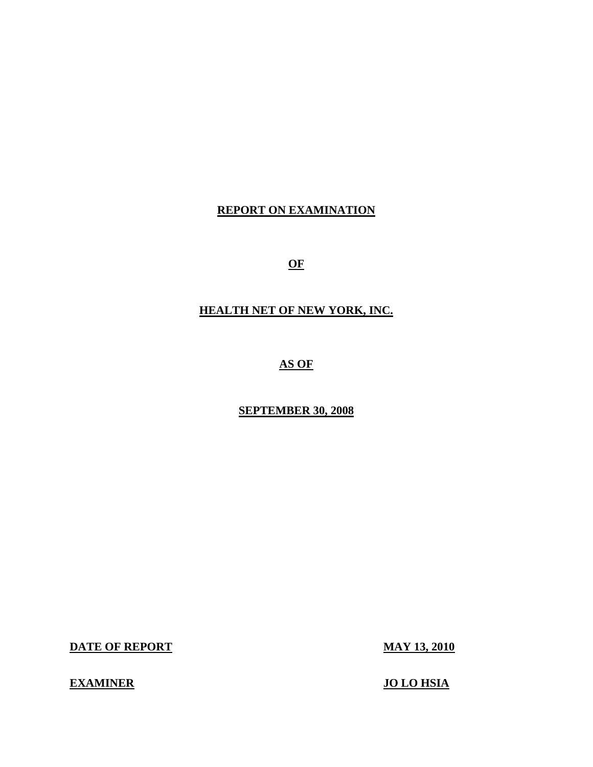# REPORT ON EXAMINATION

# OF

# HEALTH NET OF NEW YORK, INC.

# AS OF

# SEPTEMBER 30, 2008

**DATE OF REPORT** **MAY 13, 2010**

**EXAMINER** **JO LO HSIA**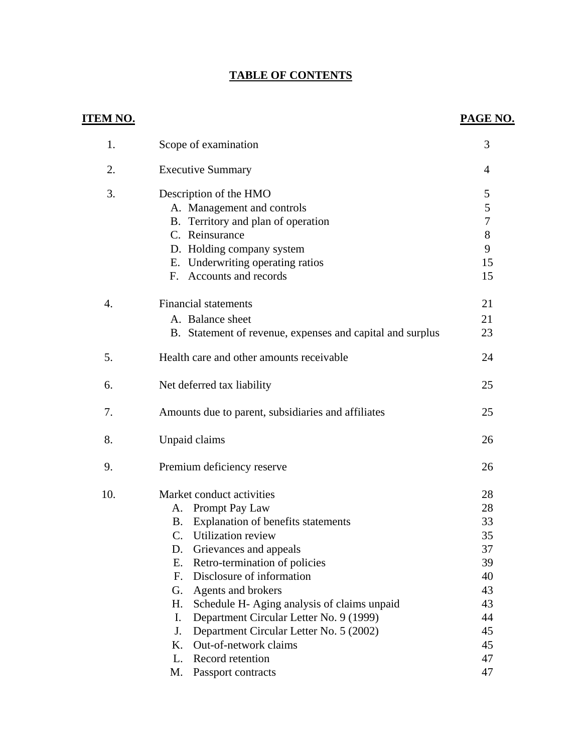# TABLE OF CONTENTS

| ITEM NO. | | PAGE NO. |
|---|---|---|
| 1. | Scope of examination | 3 |
| 2. | Executive Summary | 4 |
| 3. | Description of the HMO | 5 |
| | A. Management and controls | 5 |
| | B. Territory and plan of operation | 7 |
| | C. Reinsurance | 8 |
| | D. Holding company system | 9 |
| | E. Underwriting operating ratios | 15 |
| | F. Accounts and records | 15 |
| 4. | Financial statements | 21 |
| | A. Balance sheet | 21 |
| | B. Statement of revenue, expenses and capital and surplus | 23 |
| 5. | Health care and other amounts receivable | 24 |
| 6. | Net deferred tax liability | 25 |
| 7. | Amounts due to parent, subsidiaries and affiliates | 25 |
| 8. | Unpaid claims | 26 |
| 9. | Premium deficiency reserve | 26 |
| 10. | Market conduct activities | 28 |
| | A. Prompt Pay Law | 28 |
| | B. Explanation of benefits statements | 33 |
| | C. Utilization review | 35 |
| | D. Grievances and appeals | 37 |
| | E. Retro-termination of policies | 39 |
| | F. Disclosure of information | 40 |
| | G. Agents and brokers | 43 |
| | H. Schedule H- Aging analysis of claims unpaid | 43 |
| | I. Department Circular Letter No. 9 (1999) | 44 |
| | J. Department Circular Letter No. 5 (2002) | 45 |
| | K. Out-of-network claims | 45 |
| | L. Record retention | 47 |
| | M. Passport contracts | 47 |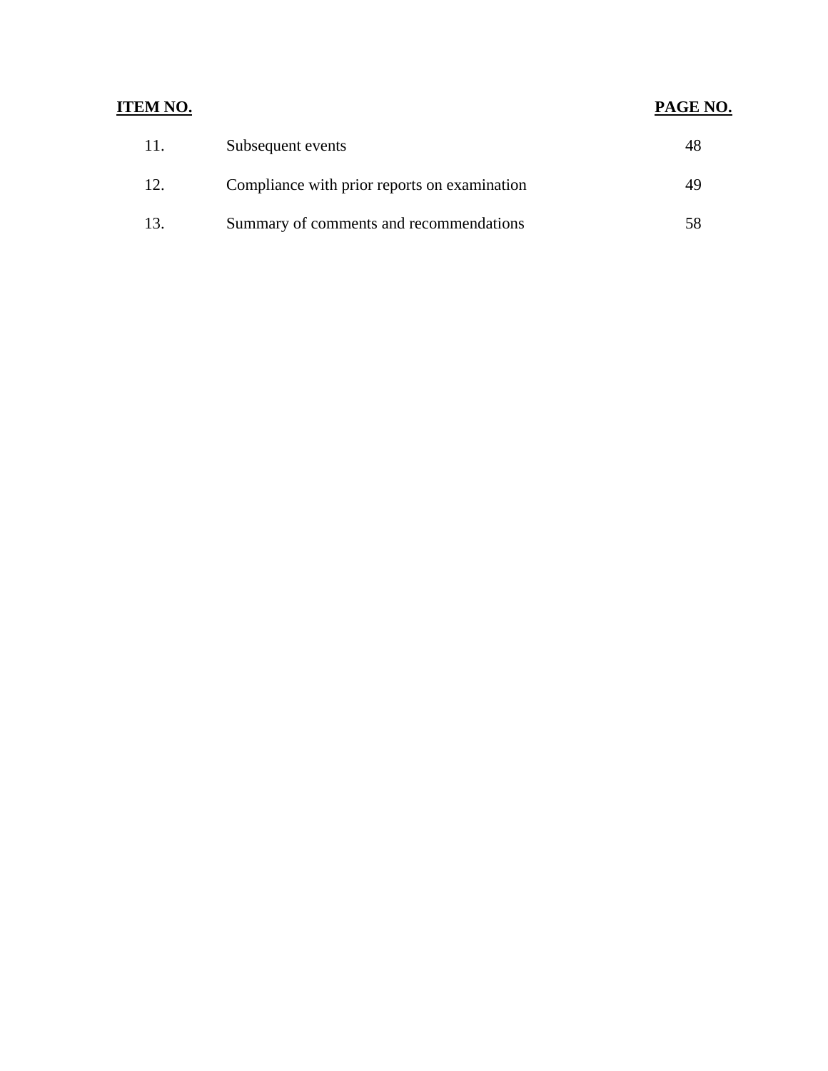| ITEM NO. | | PAGE NO. |
| --- | --- | --- |
| 11. | Subsequent events | 48 |
| 12. | Compliance with prior reports on examination | 49 |
| 13. | Summary of comments and recommendations | 58 |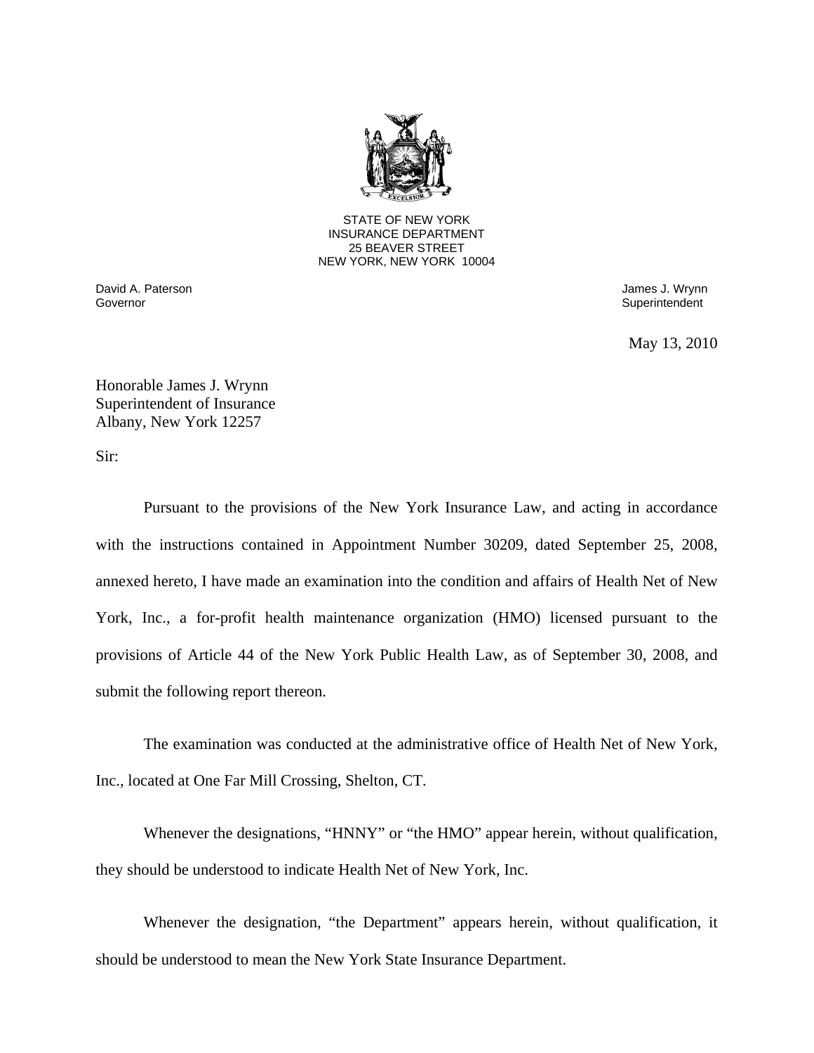STATE OF NEW YORK
INSURANCE DEPARTMENT
25 BEAVER STREET
NEW YORK, NEW YORK 10004

David A. Paterson
Governor

James J. Wrynn
Superintendent

May 13, 2010

Honorable James J. Wrynn
Superintendent of Insurance
Albany, New York 12257

Sir:

Pursuant to the provisions of the New York Insurance Law, and acting in accordance with the instructions contained in Appointment Number 30209, dated September 25, 2008, annexed hereto, I have made an examination into the condition and affairs of Health Net of New York, Inc., a for-profit health maintenance organization (HMO) licensed pursuant to the provisions of Article 44 of the New York Public Health Law, as of September 30, 2008, and submit the following report thereon.

The examination was conducted at the administrative office of Health Net of New York, Inc., located at One Far Mill Crossing, Shelton, CT.

Whenever the designations, "HNNY" or "the HMO" appear herein, without qualification, they should be understood to indicate Health Net of New York, Inc.

Whenever the designation, "the Department" appears herein, without qualification, it should be understood to mean the New York State Insurance Department.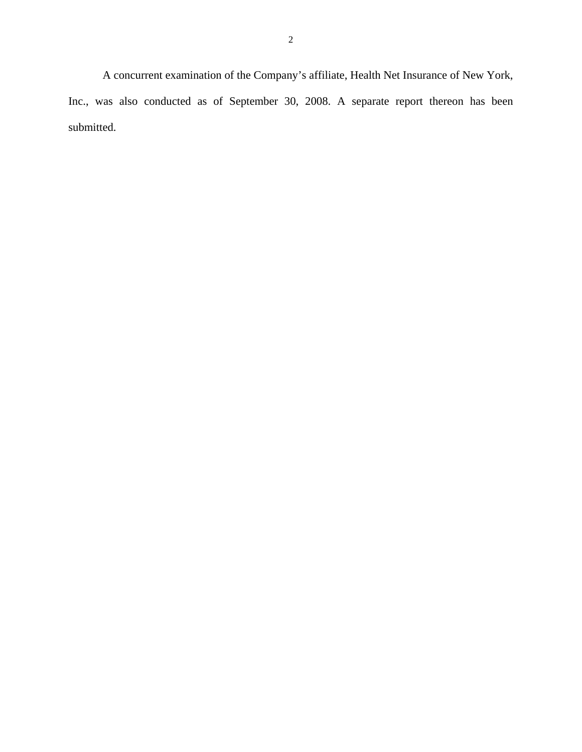A concurrent examination of the Company’s affiliate, Health Net Insurance of New York, Inc., was also conducted as of September 30, 2008. A separate report thereon has been submitted.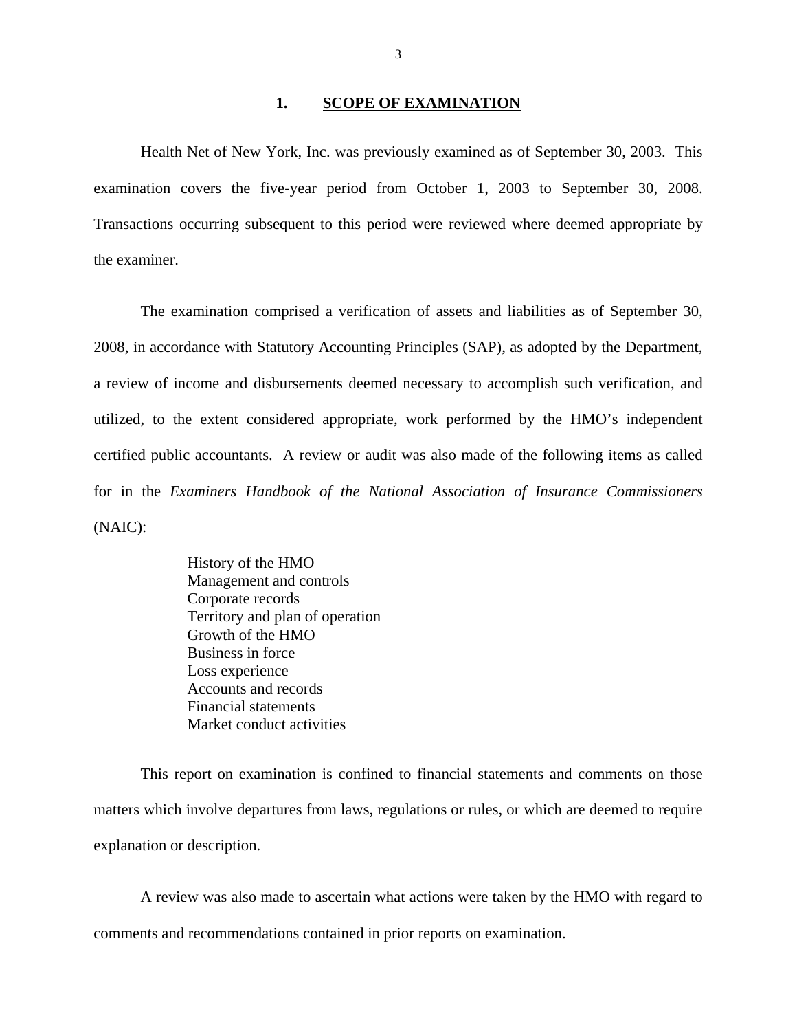## 1. SCOPE OF EXAMINATION

Health Net of New York, Inc. was previously examined as of September 30, 2003. This examination covers the five-year period from October 1, 2003 to September 30, 2008. Transactions occurring subsequent to this period were reviewed where deemed appropriate by the examiner.

The examination comprised a verification of assets and liabilities as of September 30, 2008, in accordance with Statutory Accounting Principles (SAP), as adopted by the Department, a review of income and disbursements deemed necessary to accomplish such verification, and utilized, to the extent considered appropriate, work performed by the HMO's independent certified public accountants. A review or audit was also made of the following items as called for in the *Examiners Handbook of the National Association of Insurance Commissioners* (NAIC):

- History of the HMO
- Management and controls
- Corporate records
- Territory and plan of operation
- Growth of the HMO
- Business in force
- Loss experience
- Accounts and records
- Financial statements
- Market conduct activities

This report on examination is confined to financial statements and comments on those matters which involve departures from laws, regulations or rules, or which are deemed to require explanation or description.

A review was also made to ascertain what actions were taken by the HMO with regard to comments and recommendations contained in prior reports on examination.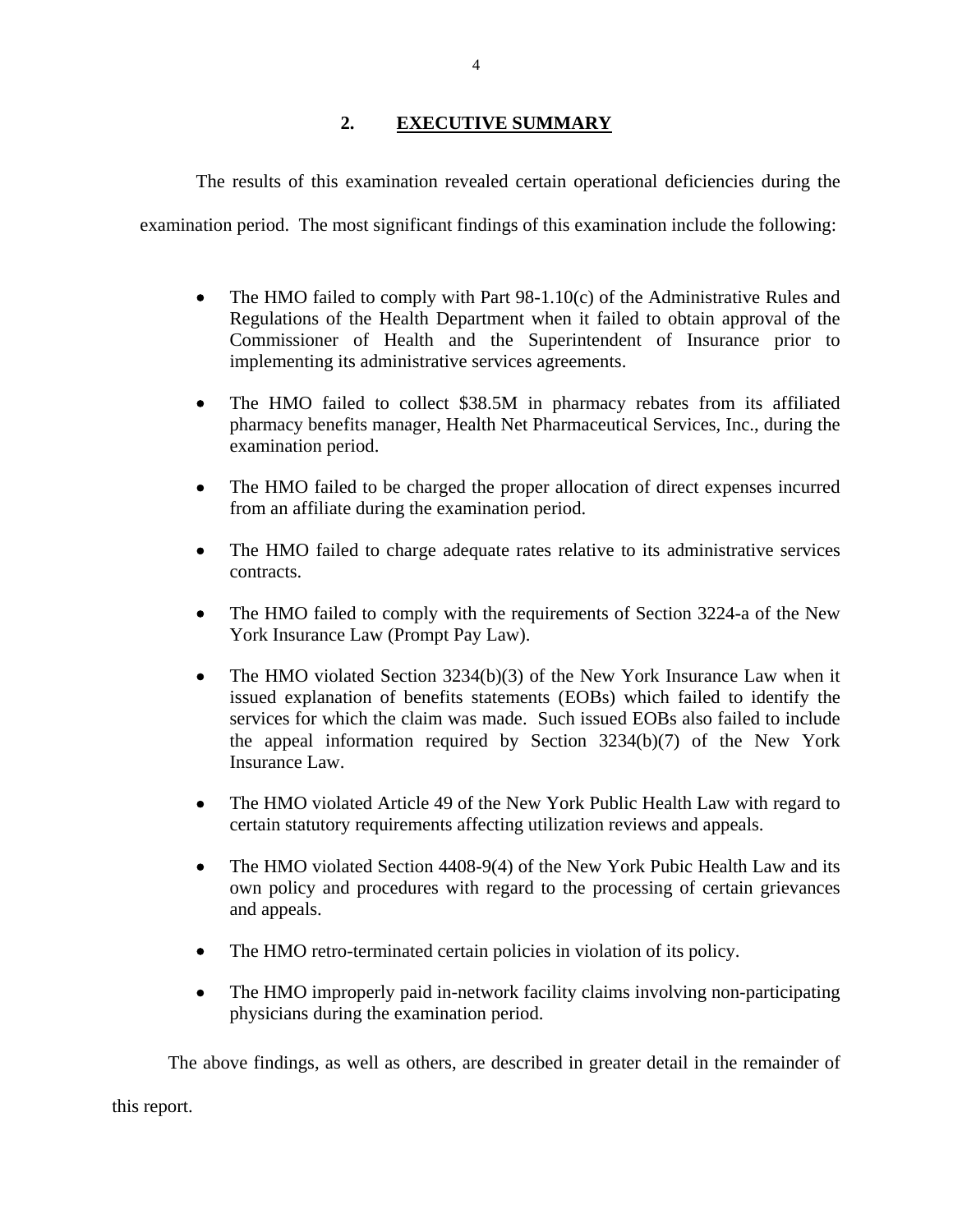## 2. EXECUTIVE SUMMARY

The results of this examination revealed certain operational deficiencies during the examination period. The most significant findings of this examination include the following:

- The HMO failed to comply with Part 98-1.10(c) of the Administrative Rules and Regulations of the Health Department when it failed to obtain approval of the Commissioner of Health and the Superintendent of Insurance prior to implementing its administrative services agreements.

- The HMO failed to collect $38.5M in pharmacy rebates from its affiliated pharmacy benefits manager, Health Net Pharmaceutical Services, Inc., during the examination period.

- The HMO failed to be charged the proper allocation of direct expenses incurred from an affiliate during the examination period.

- The HMO failed to charge adequate rates relative to its administrative services contracts.

- The HMO failed to comply with the requirements of Section 3224-a of the New York Insurance Law (Prompt Pay Law).

- The HMO violated Section 3234(b)(3) of the New York Insurance Law when it issued explanation of benefits statements (EOBs) which failed to identify the services for which the claim was made. Such issued EOBs also failed to include the appeal information required by Section 3234(b)(7) of the New York Insurance Law.

- The HMO violated Article 49 of the New York Public Health Law with regard to certain statutory requirements affecting utilization reviews and appeals.

- The HMO violated Section 4408-9(4) of the New York Pubic Health Law and its own policy and procedures with regard to the processing of certain grievances and appeals.

- The HMO retro-terminated certain policies in violation of its policy.

- The HMO improperly paid in-network facility claims involving non-participating physicians during the examination period.

The above findings, as well as others, are described in greater detail in the remainder of this report.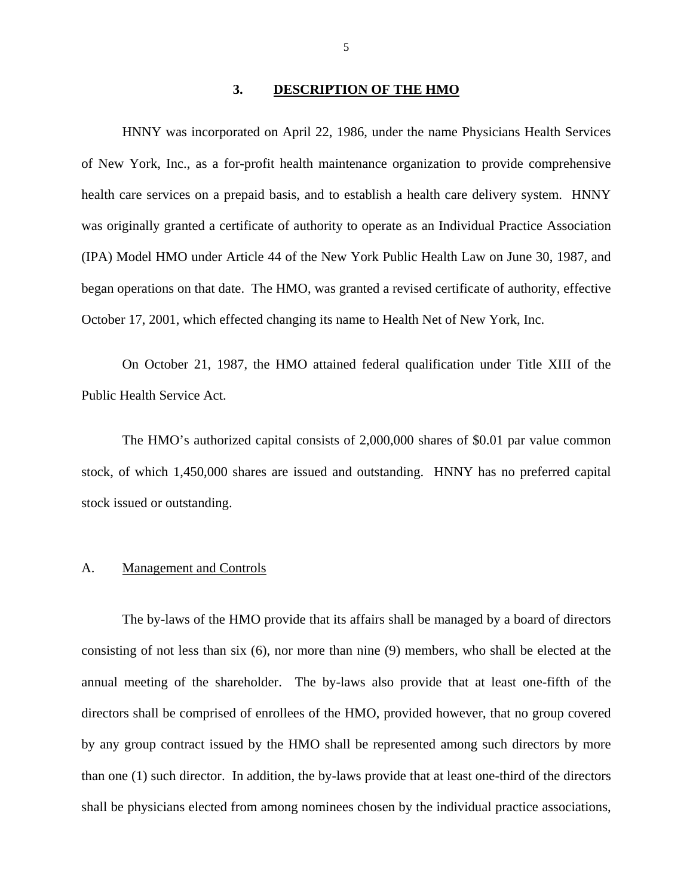## 3. DESCRIPTION OF THE HMO

HNNY was incorporated on April 22, 1986, under the name Physicians Health Services of New York, Inc., as a for-profit health maintenance organization to provide comprehensive health care services on a prepaid basis, and to establish a health care delivery system. HNNY was originally granted a certificate of authority to operate as an Individual Practice Association (IPA) Model HMO under Article 44 of the New York Public Health Law on June 30, 1987, and began operations on that date. The HMO, was granted a revised certificate of authority, effective October 17, 2001, which effected changing its name to Health Net of New York, Inc.

On October 21, 1987, the HMO attained federal qualification under Title XIII of the Public Health Service Act.

The HMO's authorized capital consists of 2,000,000 shares of $0.01 par value common stock, of which 1,450,000 shares are issued and outstanding. HNNY has no preferred capital stock issued or outstanding.

### A. Management and Controls

The by-laws of the HMO provide that its affairs shall be managed by a board of directors consisting of not less than six (6), nor more than nine (9) members, who shall be elected at the annual meeting of the shareholder. The by-laws also provide that at least one-fifth of the directors shall be comprised of enrollees of the HMO, provided however, that no group covered by any group contract issued by the HMO shall be represented among such directors by more than one (1) such director. In addition, the by-laws provide that at least one-third of the directors shall be physicians elected from among nominees chosen by the individual practice associations,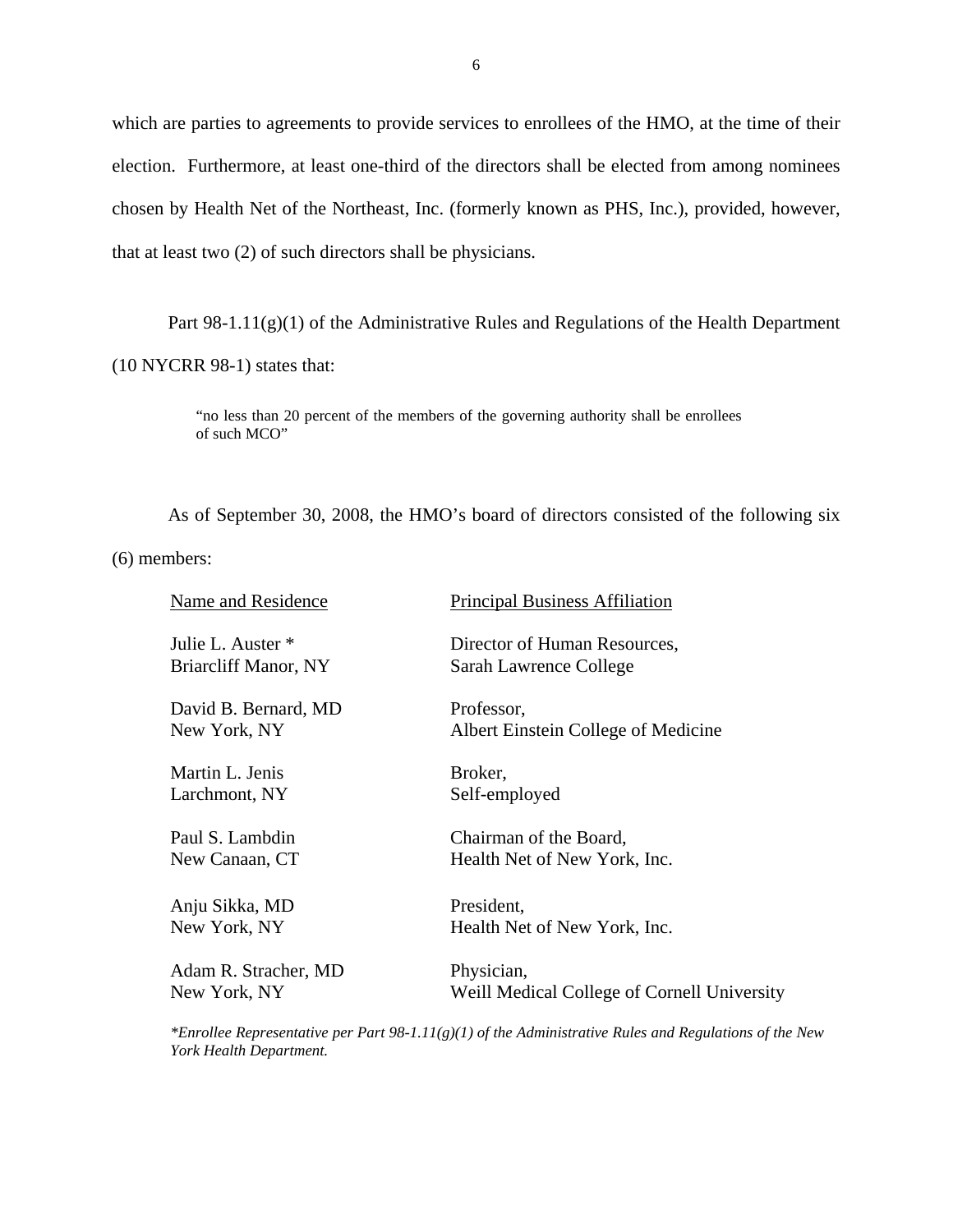which are parties to agreements to provide services to enrollees of the HMO, at the time of their election. Furthermore, at least one-third of the directors shall be elected from among nominees chosen by Health Net of the Northeast, Inc. (formerly known as PHS, Inc.), provided, however, that at least two (2) of such directors shall be physicians.

Part 98-1.11(g)(1) of the Administrative Rules and Regulations of the Health Department (10 NYCRR 98-1) states that:

> "no less than 20 percent of the members of the governing authority shall be enrollees of such MCO"

As of September 30, 2008, the HMO's board of directors consisted of the following six (6) members:

| Name and Residence | Principal Business Affiliation |
|---|---|
| Julie L. Auster *<br>Briarcliff Manor, NY | Director of Human Resources,<br>Sarah Lawrence College |
| David B. Bernard, MD<br>New York, NY | Professor,<br>Albert Einstein College of Medicine |
| Martin L. Jenis<br>Larchmont, NY | Broker,<br>Self-employed |
| Paul S. Lambdin<br>New Canaan, CT | Chairman of the Board,<br>Health Net of New York, Inc. |
| Anju Sikka, MD<br>New York, NY | President,<br>Health Net of New York, Inc. |
| Adam R. Stracher, MD<br>New York, NY | Physician,<br>Weill Medical College of Cornell University |

*\*Enrollee Representative per Part 98-1.11(g)(1) of the Administrative Rules and Regulations of the New York Health Department.*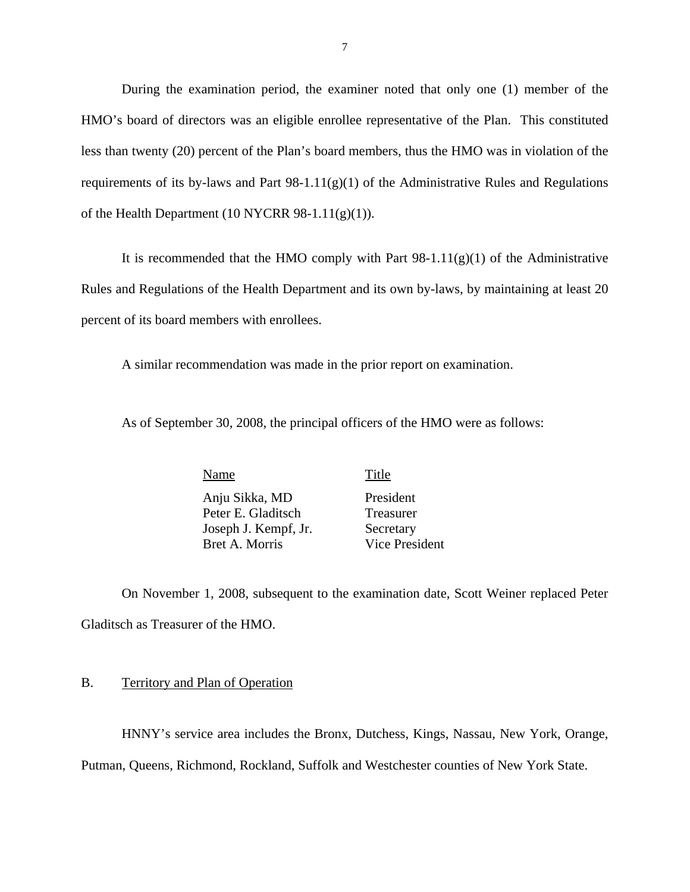During the examination period, the examiner noted that only one (1) member of the HMO's board of directors was an eligible enrollee representative of the Plan. This constituted less than twenty (20) percent of the Plan's board members, thus the HMO was in violation of the requirements of its by-laws and Part 98-1.11(g)(1) of the Administrative Rules and Regulations of the Health Department (10 NYCRR 98-1.11(g)(1)).

It is recommended that the HMO comply with Part 98-1.11(g)(1) of the Administrative Rules and Regulations of the Health Department and its own by-laws, by maintaining at least 20 percent of its board members with enrollees.

A similar recommendation was made in the prior report on examination.

As of September 30, 2008, the principal officers of the HMO were as follows:

| Name | Title |
|---|---|
| Anju Sikka, MD | President |
| Peter E. Gladitsch | Treasurer |
| Joseph J. Kempf, Jr. | Secretary |
| Bret A. Morris | Vice President |

On November 1, 2008, subsequent to the examination date, Scott Weiner replaced Peter Gladitsch as Treasurer of the HMO.

## B. Territory and Plan of Operation

HNNY's service area includes the Bronx, Dutchess, Kings, Nassau, New York, Orange, Putman, Queens, Richmond, Rockland, Suffolk and Westchester counties of New York State.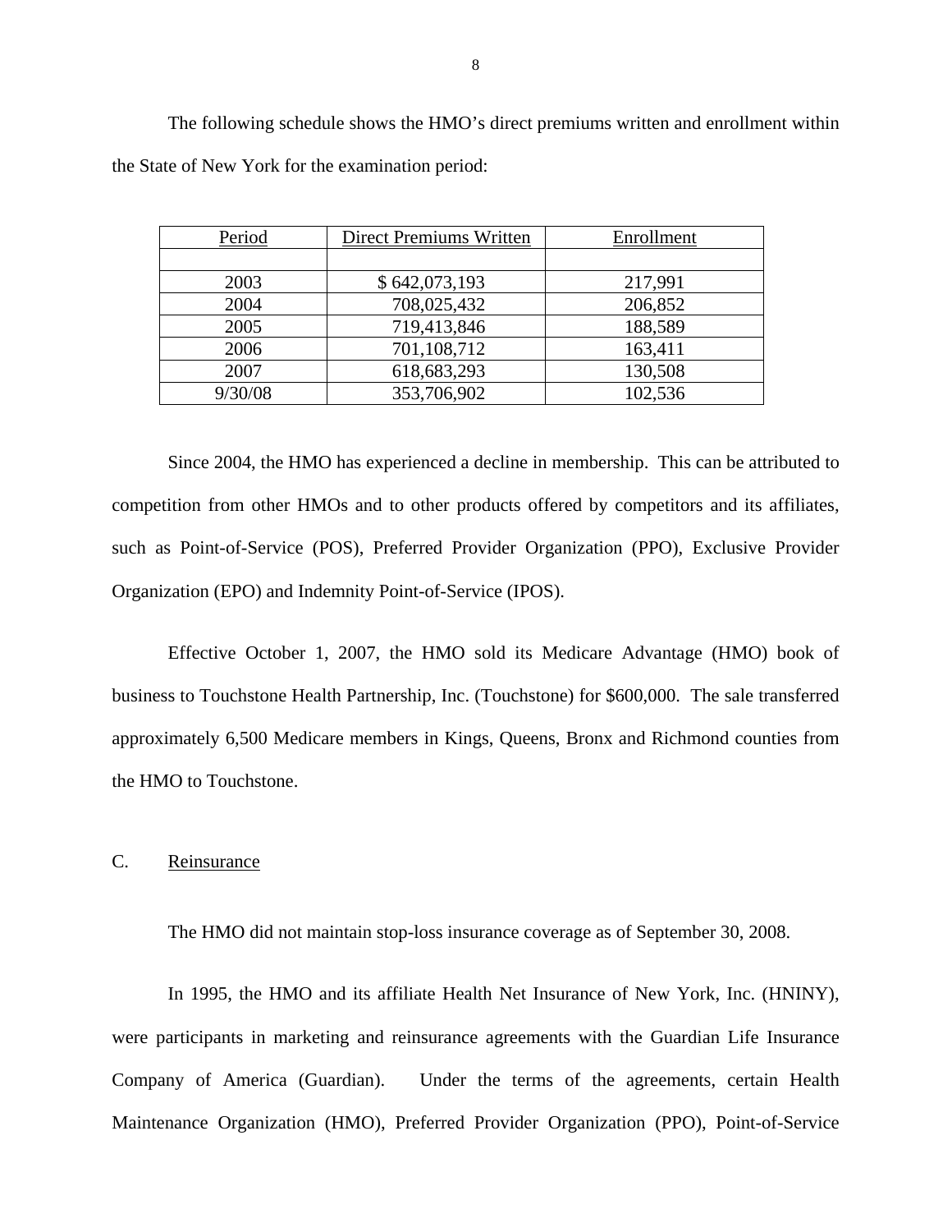The following schedule shows the HMO's direct premiums written and enrollment within the State of New York for the examination period:

| Period | Direct Premiums Written | Enrollment |
|---|---|---|
| | | |
| 2003 | $ 642,073,193 | 217,991 |
| 2004 | 708,025,432 | 206,852 |
| 2005 | 719,413,846 | 188,589 |
| 2006 | 701,108,712 | 163,411 |
| 2007 | 618,683,293 | 130,508 |
| 9/30/08 | 353,706,902 | 102,536 |

Since 2004, the HMO has experienced a decline in membership. This can be attributed to competition from other HMOs and to other products offered by competitors and its affiliates, such as Point-of-Service (POS), Preferred Provider Organization (PPO), Exclusive Provider Organization (EPO) and Indemnity Point-of-Service (IPOS).

Effective October 1, 2007, the HMO sold its Medicare Advantage (HMO) book of business to Touchstone Health Partnership, Inc. (Touchstone) for $600,000. The sale transferred approximately 6,500 Medicare members in Kings, Queens, Bronx and Richmond counties from the HMO to Touchstone.

## C. Reinsurance

The HMO did not maintain stop-loss insurance coverage as of September 30, 2008.

In 1995, the HMO and its affiliate Health Net Insurance of New York, Inc. (HNINY), were participants in marketing and reinsurance agreements with the Guardian Life Insurance Company of America (Guardian). Under the terms of the agreements, certain Health Maintenance Organization (HMO), Preferred Provider Organization (PPO), Point-of-Service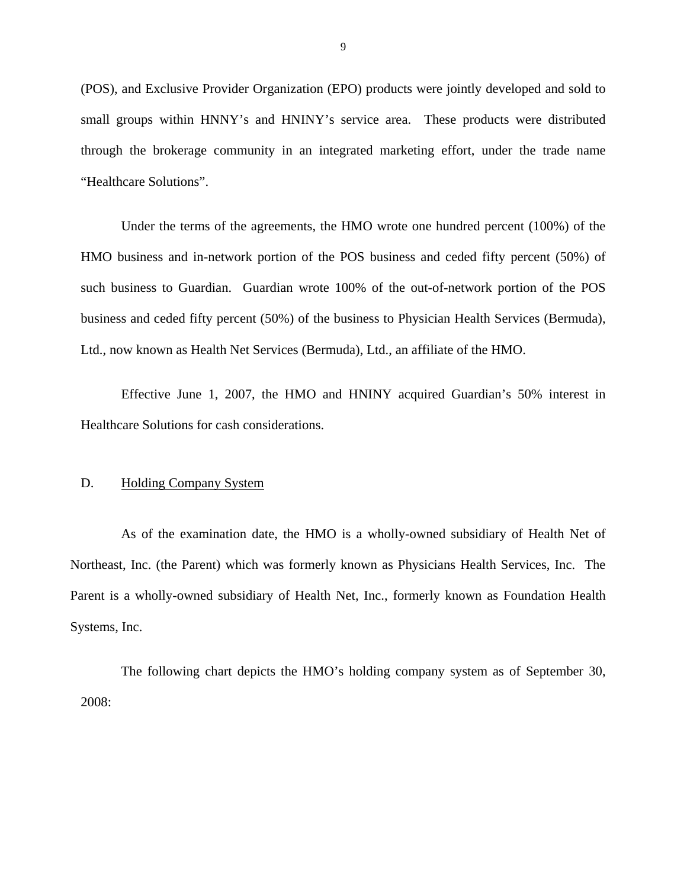(POS), and Exclusive Provider Organization (EPO) products were jointly developed and sold to small groups within HNNY's and HNINY's service area. These products were distributed through the brokerage community in an integrated marketing effort, under the trade name "Healthcare Solutions".

Under the terms of the agreements, the HMO wrote one hundred percent (100%) of the HMO business and in-network portion of the POS business and ceded fifty percent (50%) of such business to Guardian. Guardian wrote 100% of the out-of-network portion of the POS business and ceded fifty percent (50%) of the business to Physician Health Services (Bermuda), Ltd., now known as Health Net Services (Bermuda), Ltd., an affiliate of the HMO.

Effective June 1, 2007, the HMO and HNINY acquired Guardian's 50% interest in Healthcare Solutions for cash considerations.

## D. Holding Company System

As of the examination date, the HMO is a wholly-owned subsidiary of Health Net of Northeast, Inc. (the Parent) which was formerly known as Physicians Health Services, Inc. The Parent is a wholly-owned subsidiary of Health Net, Inc., formerly known as Foundation Health Systems, Inc.

The following chart depicts the HMO's holding company system as of September 30, 2008: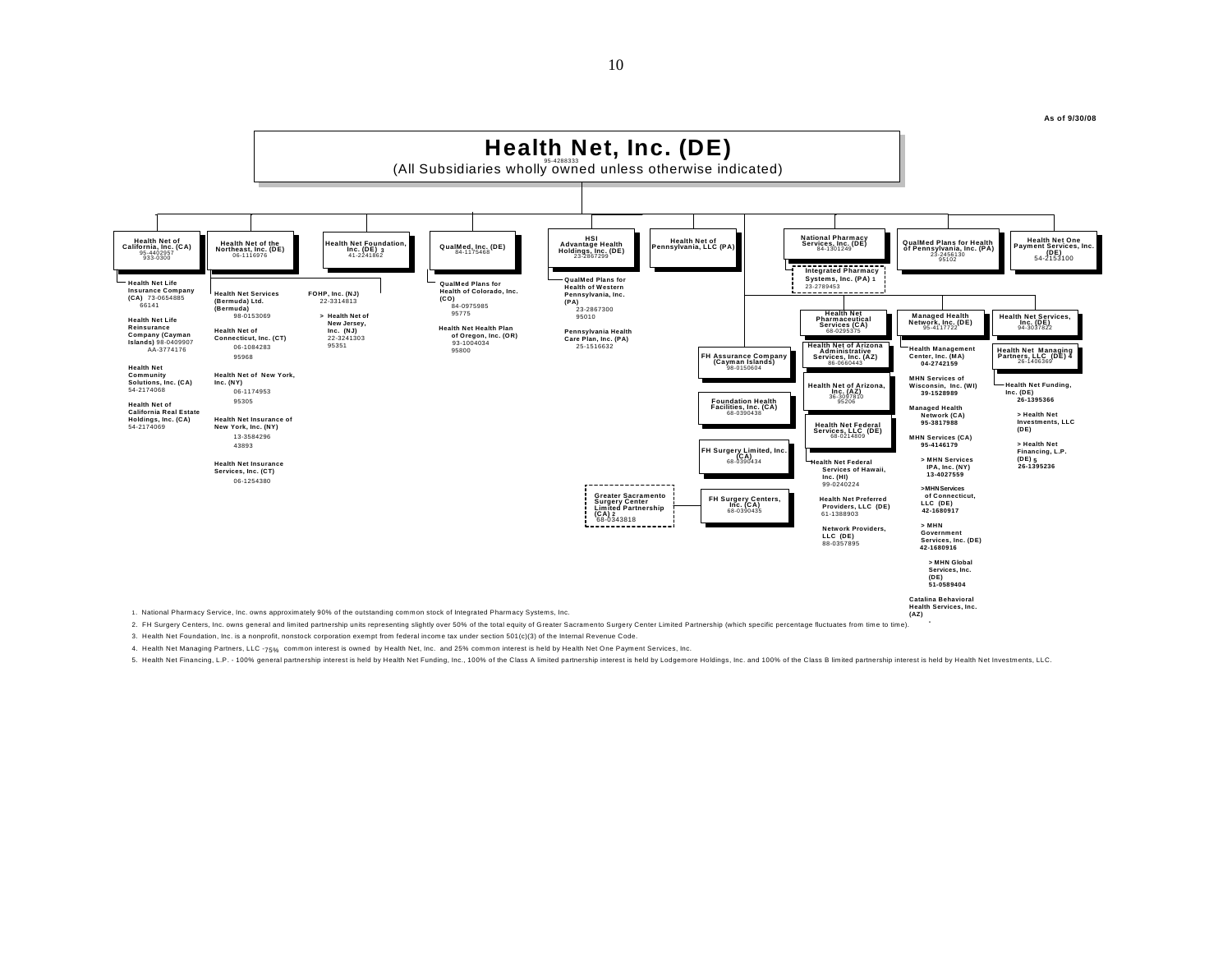As of 9/30/08

# Health Net, Inc. (DE)

95-4288333

(All Subsidiaries wholly owned unless otherwise indicated)

- **Health Net of California, Inc. (CA)** 95-4402957 933-0300
  - Health Net Life Insurance Company (CA) 73-0654885 66141
  - Health Net Life Reinsurance Company (Cayman Islands) 98-0409907 AA-3774176
  - Health Net Community Solutions, Inc. (CA) 54-2174068
  - Health Net of California Real Estate Holdings, Inc. (CA) 54-2174069
- **Health Net of the Northeast, Inc. (DE)** 06-1116976
  - Health Net Services (Bermuda) Ltd. (Bermuda) 98-0153069
  - Health Net of Connecticut, Inc. (CT) 06-1084283 95968
  - Health Net of New York, Inc. (NY) 06-1174953 95305
  - Health Net Insurance of New York, Inc. (NY) 13-3584296 43893
  - Health Net Insurance Services, Inc. (CT) 06-1254380
- **Health Net Foundation, Inc. (DE)** [3] 41-2241862
  - FOHP, Inc. (NJ) 22-3314813
    - > Health Net of New Jersey, Inc. (NJ) 22-3241303 95351
- **QualMed, Inc. (DE)** 84-1175468
  - QualMed Plans for Health of Colorado, Inc. (CO) 84-0975985 95775
  - Health Net Health Plan of Oregon, Inc. (OR) 93-1004034 95800
- **HSI Advantage Health Holdings, Inc. (DE)** 23-2867299
  - QualMed Plans for Health of Western Pennsylvania, Inc. (PA) 23-2867300 95010
  - Pennsylvania Health Care Plan, Inc. (PA) 25-1516632
- **Health Net of Pennsylvania, LLC (PA)**
- **National Pharmacy Services, Inc. (DE)** 84-1301249
  - Integrated Pharmacy Systems, Inc. (PA) [1] 23-2789453
- **QualMed Plans for Health of Pennsylvania, Inc. (PA)** 23-2456130 95102
- **Health Net One Payment Services, Inc. (DE)** 54-2153100
- **FH Assurance Company (Cayman Islands)** 98-0150604
- **Foundation Health Facilities, Inc. (CA)** 68-0390438
- **FH Surgery Limited, Inc. (CA)** 68-0390434
- **FH Surgery Centers, Inc. (CA)** 68-0390435
  - Greater Sacramento Surgery Center Limited Partnership (CA) [2] 68-0343818
- **Health Net Pharmaceutical Services (CA)** 68-0295375
- **Health Net of Arizona Administrative Services, Inc. (AZ)** 86-0660443
- **Health Net of Arizona, Inc. (AZ)** 36-3097810 95206
- **Health Net Federal Services, LLC (DE)** 68-0214809
  - Health Net Federal Services of Hawaii, Inc. (HI) 99-0240224
  - Health Net Preferred Providers, LLC (DE) 61-1388903
  - Network Providers, LLC (DE) 88-0357895
- **Managed Health Network, Inc. (DE)** 95-4117722
  - Health Management Center, Inc. (MA) 04-2742159
  - MHN Services of Wisconsin, Inc. (WI) 39-1528989
  - Managed Health Network (CA) 95-3817988
  - MHN Services (CA) 95-4146179
    - > MHN Services IPA, Inc. (NY) 13-4027559
    - > MHN Services of Connecticut, LLC (DE) 42-1680917
    - > MHN Government Services, Inc. (DE) 42-1680916
      - > MHN Global Services, Inc. (DE) 51-0589404
  - Catalina Behavioral Health Services, Inc. (AZ)
- **Health Net Services, Inc. (DE)** 94-3037822
  - Health Net Managing Partners, LLC (DE) [4] 26-1406369
  - Health Net Funding, Inc. (DE) 26-1395366
    - > Health Net Investments, LLC (DE)
    - > Health Net Financing, L.P. (DE) [5] 26-1395236

1. National Pharmacy Service, Inc. owns approximately 90% of the outstanding common stock of Integrated Pharmacy Systems, Inc.
2. FH Surgery Centers, Inc. owns general and limited partnership units representing slightly over 50% of the total equity of Greater Sacramento Surgery Center Limited Partnership (which specific percentage fluctuates from time to time).
3. Health Net Foundation, Inc. is a nonprofit, nonstock corporation exempt from federal income tax under section 501(c)(3) of the Internal Revenue Code.
4. Health Net Managing Partners, LLC - 75% common interest is owned by Health Net, Inc. and 25% common interest is held by Health Net One Payment Services, Inc.
5. Health Net Financing, L.P. - 100% general partnership interest is held by Health Net Funding, Inc., 100% of the Class A limited partnership interest is held by Lodgemore Holdings, Inc. and 100% of the Class B limited partnership interest is held by Health Net Investments, LLC.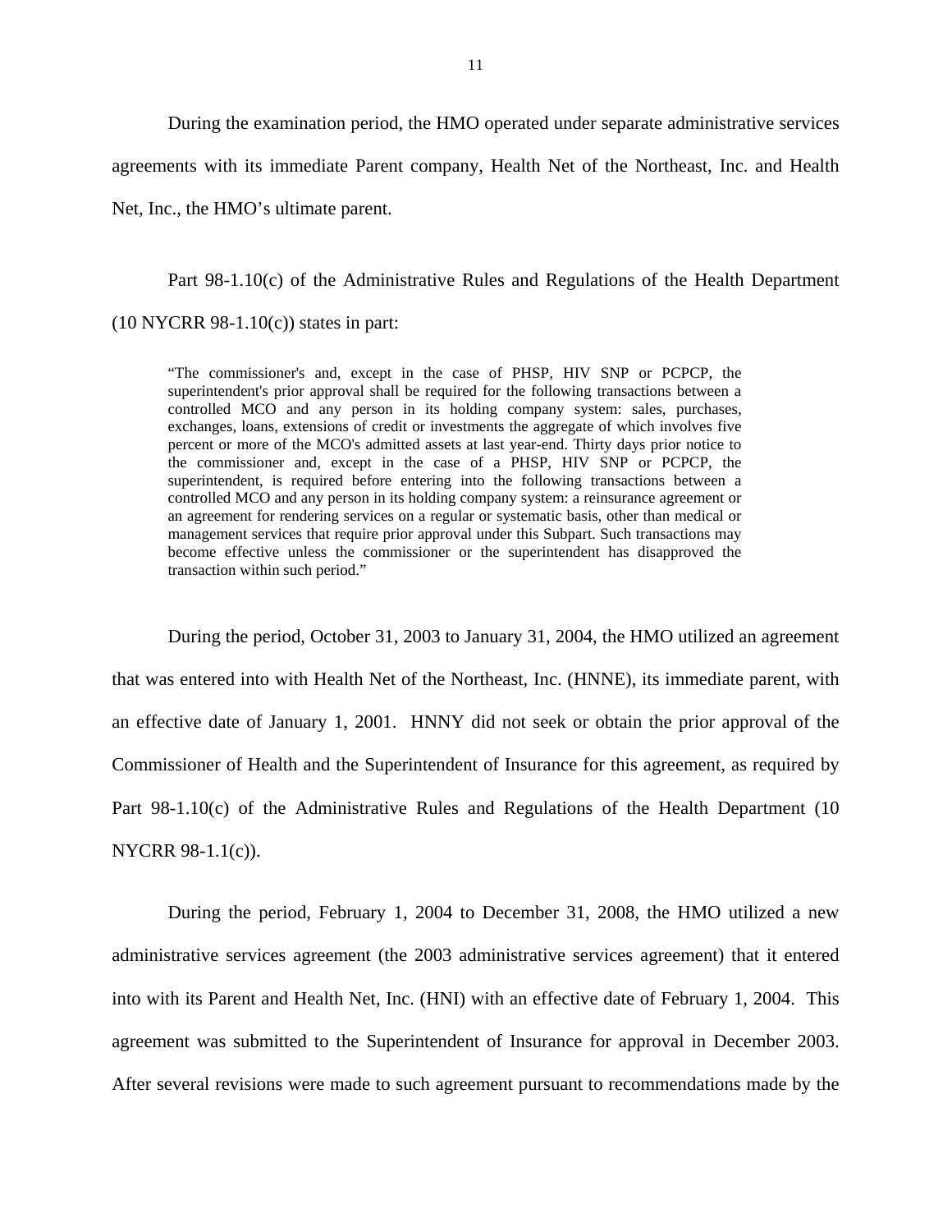During the examination period, the HMO operated under separate administrative services agreements with its immediate Parent company, Health Net of the Northeast, Inc. and Health Net, Inc., the HMO's ultimate parent.

Part 98-1.10(c) of the Administrative Rules and Regulations of the Health Department (10 NYCRR 98-1.10(c)) states in part:

> "The commissioner's and, except in the case of PHSP, HIV SNP or PCPCP, the superintendent's prior approval shall be required for the following transactions between a controlled MCO and any person in its holding company system: sales, purchases, exchanges, loans, extensions of credit or investments the aggregate of which involves five percent or more of the MCO's admitted assets at last year-end. Thirty days prior notice to the commissioner and, except in the case of a PHSP, HIV SNP or PCPCP, the superintendent, is required before entering into the following transactions between a controlled MCO and any person in its holding company system: a reinsurance agreement or an agreement for rendering services on a regular or systematic basis, other than medical or management services that require prior approval under this Subpart. Such transactions may become effective unless the commissioner or the superintendent has disapproved the transaction within such period."

During the period, October 31, 2003 to January 31, 2004, the HMO utilized an agreement that was entered into with Health Net of the Northeast, Inc. (HNNE), its immediate parent, with an effective date of January 1, 2001. HNNY did not seek or obtain the prior approval of the Commissioner of Health and the Superintendent of Insurance for this agreement, as required by Part 98-1.10(c) of the Administrative Rules and Regulations of the Health Department (10 NYCRR 98-1.1(c)).

During the period, February 1, 2004 to December 31, 2008, the HMO utilized a new administrative services agreement (the 2003 administrative services agreement) that it entered into with its Parent and Health Net, Inc. (HNI) with an effective date of February 1, 2004. This agreement was submitted to the Superintendent of Insurance for approval in December 2003. After several revisions were made to such agreement pursuant to recommendations made by the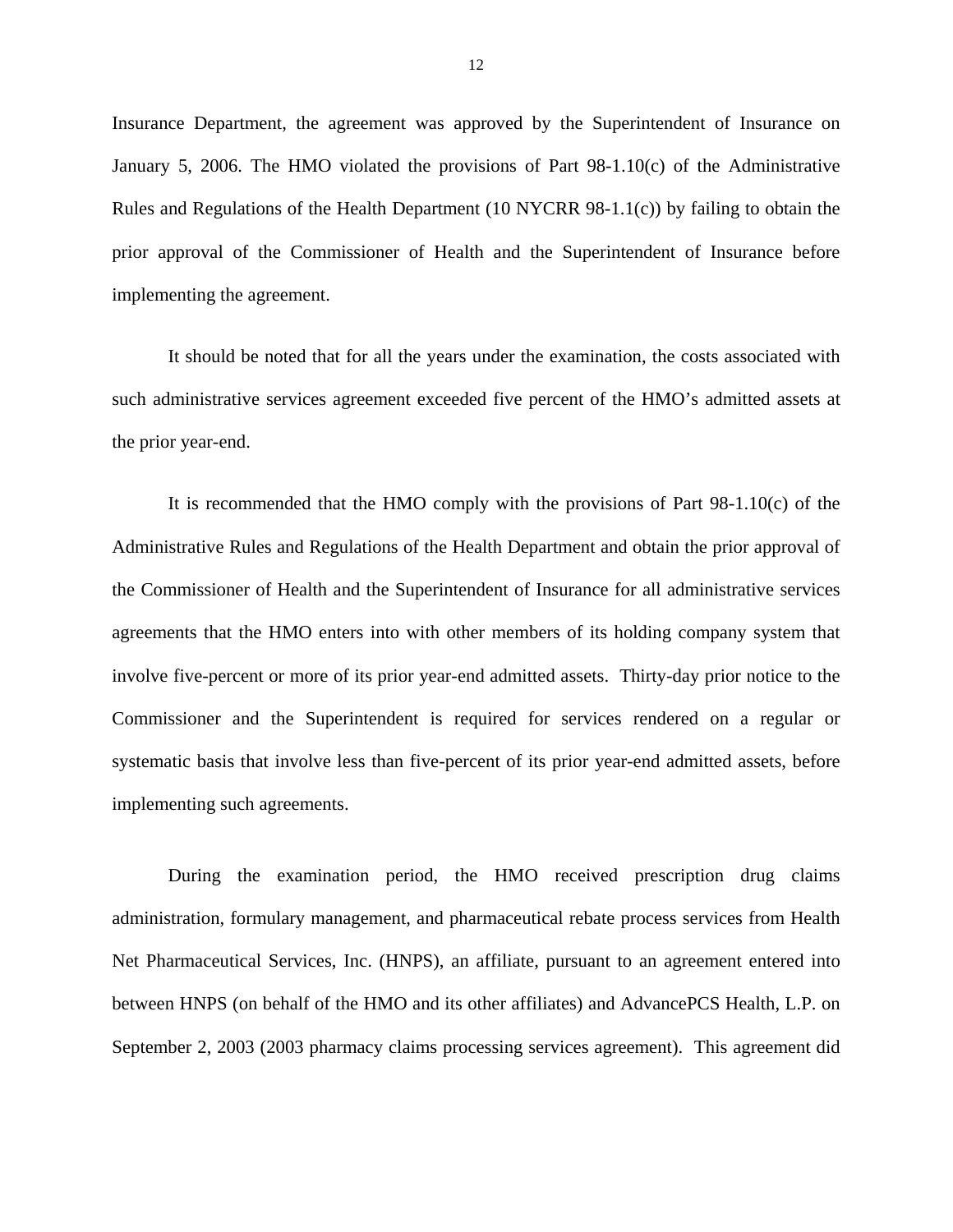Insurance Department, the agreement was approved by the Superintendent of Insurance on January 5, 2006. The HMO violated the provisions of Part 98-1.10(c) of the Administrative Rules and Regulations of the Health Department (10 NYCRR 98-1.1(c)) by failing to obtain the prior approval of the Commissioner of Health and the Superintendent of Insurance before implementing the agreement.

It should be noted that for all the years under the examination, the costs associated with such administrative services agreement exceeded five percent of the HMO's admitted assets at the prior year-end.

It is recommended that the HMO comply with the provisions of Part 98-1.10(c) of the Administrative Rules and Regulations of the Health Department and obtain the prior approval of the Commissioner of Health and the Superintendent of Insurance for all administrative services agreements that the HMO enters into with other members of its holding company system that involve five-percent or more of its prior year-end admitted assets. Thirty-day prior notice to the Commissioner and the Superintendent is required for services rendered on a regular or systematic basis that involve less than five-percent of its prior year-end admitted assets, before implementing such agreements.

During the examination period, the HMO received prescription drug claims administration, formulary management, and pharmaceutical rebate process services from Health Net Pharmaceutical Services, Inc. (HNPS), an affiliate, pursuant to an agreement entered into between HNPS (on behalf of the HMO and its other affiliates) and AdvancePCS Health, L.P. on September 2, 2003 (2003 pharmacy claims processing services agreement). This agreement did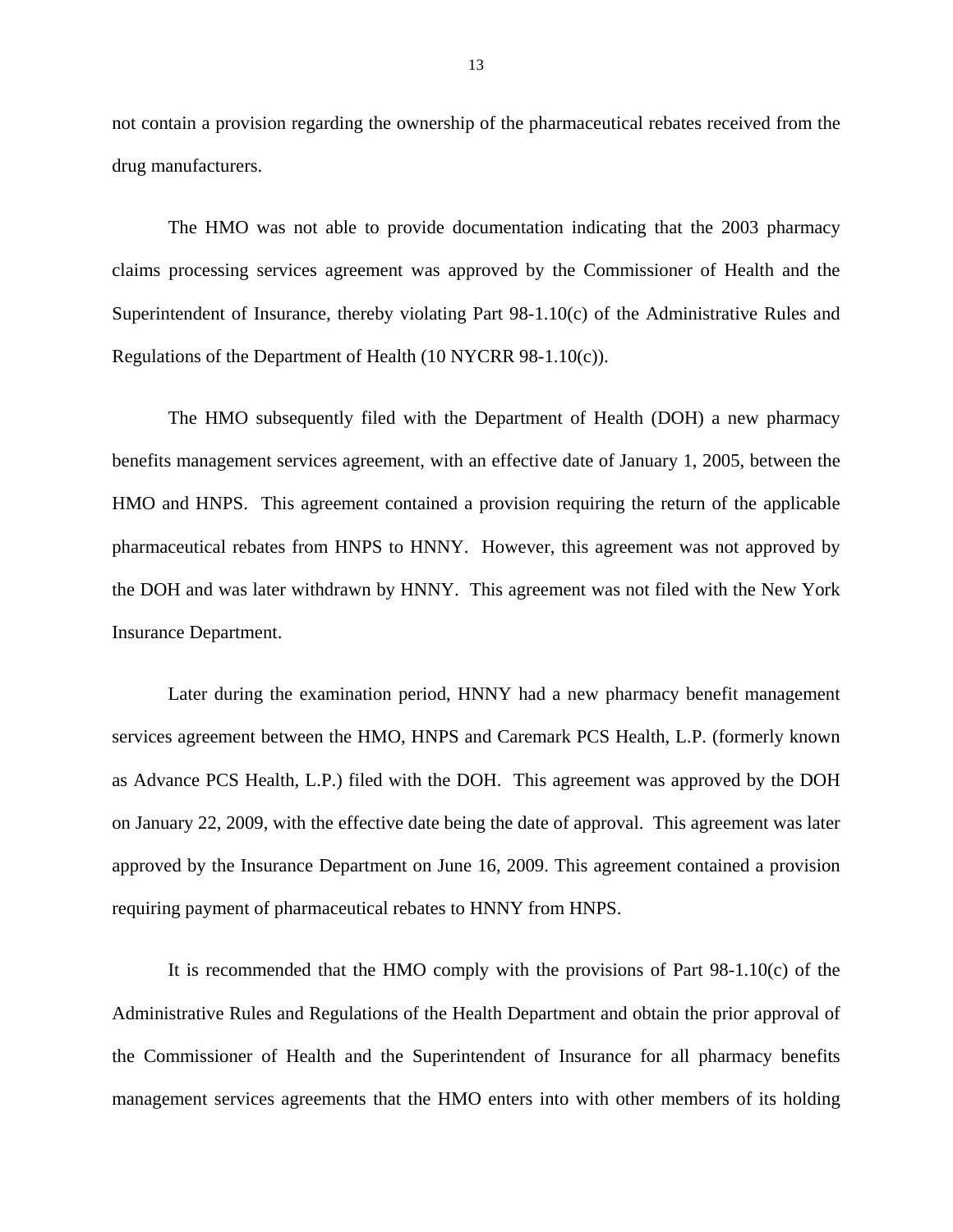not contain a provision regarding the ownership of the pharmaceutical rebates received from the drug manufacturers.

The HMO was not able to provide documentation indicating that the 2003 pharmacy claims processing services agreement was approved by the Commissioner of Health and the Superintendent of Insurance, thereby violating Part 98-1.10(c) of the Administrative Rules and Regulations of the Department of Health (10 NYCRR 98-1.10(c)).

The HMO subsequently filed with the Department of Health (DOH) a new pharmacy benefits management services agreement, with an effective date of January 1, 2005, between the HMO and HNPS. This agreement contained a provision requiring the return of the applicable pharmaceutical rebates from HNPS to HNNY. However, this agreement was not approved by the DOH and was later withdrawn by HNNY. This agreement was not filed with the New York Insurance Department.

Later during the examination period, HNNY had a new pharmacy benefit management services agreement between the HMO, HNPS and Caremark PCS Health, L.P. (formerly known as Advance PCS Health, L.P.) filed with the DOH. This agreement was approved by the DOH on January 22, 2009, with the effective date being the date of approval. This agreement was later approved by the Insurance Department on June 16, 2009. This agreement contained a provision requiring payment of pharmaceutical rebates to HNNY from HNPS.

It is recommended that the HMO comply with the provisions of Part 98-1.10(c) of the Administrative Rules and Regulations of the Health Department and obtain the prior approval of the Commissioner of Health and the Superintendent of Insurance for all pharmacy benefits management services agreements that the HMO enters into with other members of its holding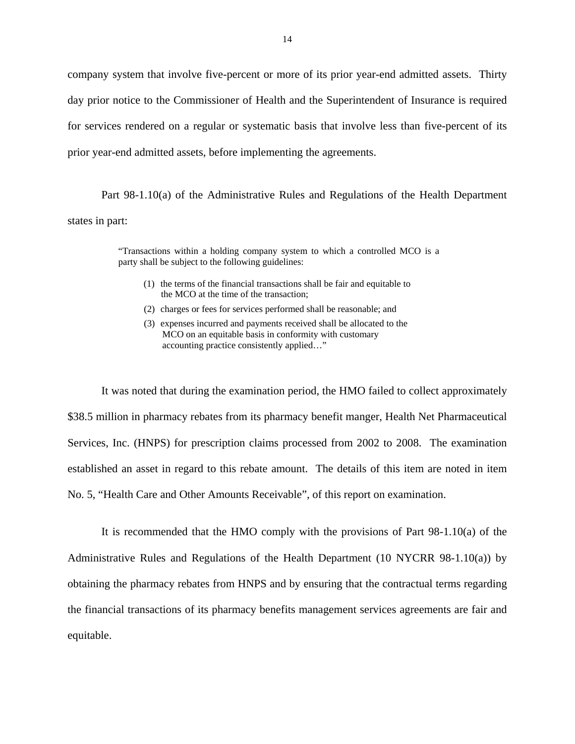company system that involve five-percent or more of its prior year-end admitted assets. Thirty day prior notice to the Commissioner of Health and the Superintendent of Insurance is required for services rendered on a regular or systematic basis that involve less than five-percent of its prior year-end admitted assets, before implementing the agreements.

Part 98-1.10(a) of the Administrative Rules and Regulations of the Health Department states in part:

> "Transactions within a holding company system to which a controlled MCO is a party shall be subject to the following guidelines:
>
> (1) the terms of the financial transactions shall be fair and equitable to the MCO at the time of the transaction;
>
> (2) charges or fees for services performed shall be reasonable; and
>
> (3) expenses incurred and payments received shall be allocated to the MCO on an equitable basis in conformity with customary accounting practice consistently applied…"

It was noted that during the examination period, the HMO failed to collect approximately $38.5 million in pharmacy rebates from its pharmacy benefit manger, Health Net Pharmaceutical Services, Inc. (HNPS) for prescription claims processed from 2002 to 2008. The examination established an asset in regard to this rebate amount. The details of this item are noted in item No. 5, "Health Care and Other Amounts Receivable", of this report on examination.

It is recommended that the HMO comply with the provisions of Part 98-1.10(a) of the Administrative Rules and Regulations of the Health Department (10 NYCRR 98-1.10(a)) by obtaining the pharmacy rebates from HNPS and by ensuring that the contractual terms regarding the financial transactions of its pharmacy benefits management services agreements are fair and equitable.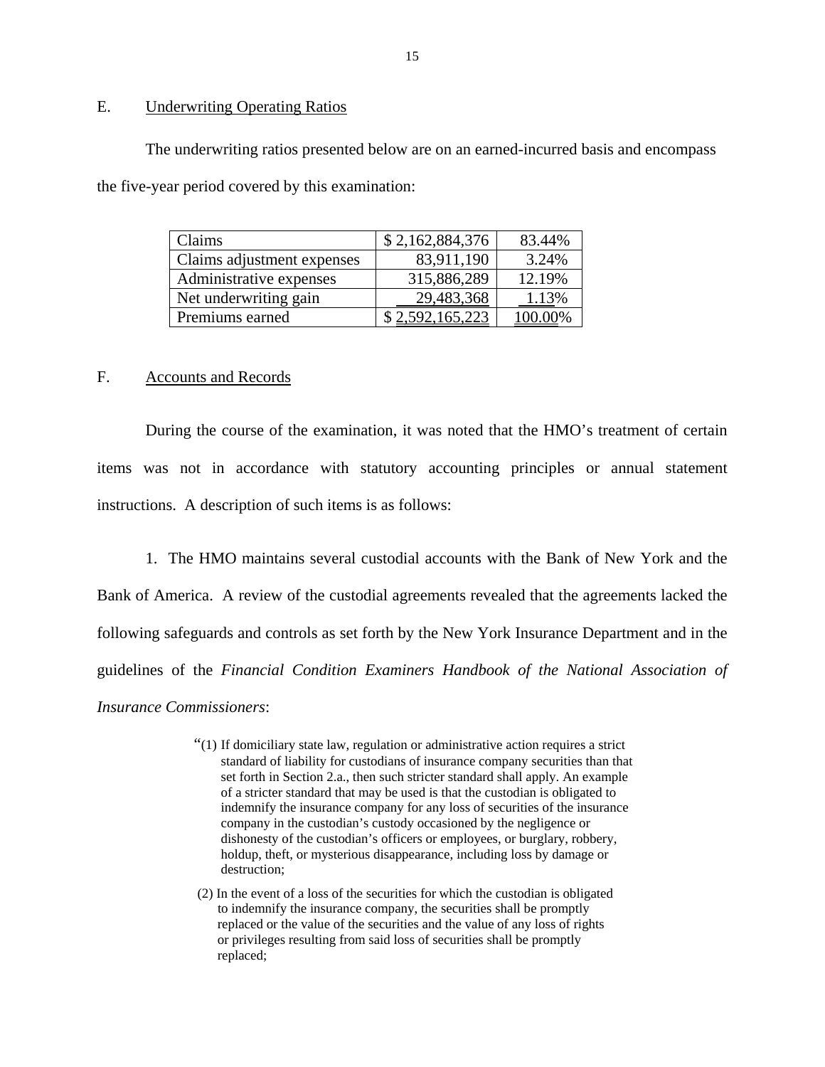## E. Underwriting Operating Ratios

The underwriting ratios presented below are on an earned-incurred basis and encompass the five-year period covered by this examination:

| | | |
|---|---|---|
| Claims | $ 2,162,884,376 | 83.44% |
| Claims adjustment expenses | 83,911,190 | 3.24% |
| Administrative expenses | 315,886,289 | 12.19% |
| Net underwriting gain | 29,483,368 | 1.13% |
| Premiums earned | $ 2,592,165,223 | 100.00% |

## F. Accounts and Records

During the course of the examination, it was noted that the HMO's treatment of certain items was not in accordance with statutory accounting principles or annual statement instructions. A description of such items is as follows:

1. The HMO maintains several custodial accounts with the Bank of New York and the Bank of America. A review of the custodial agreements revealed that the agreements lacked the following safeguards and controls as set forth by the New York Insurance Department and in the guidelines of the *Financial Condition Examiners Handbook of the National Association of Insurance Commissioners*:

> "(1) If domiciliary state law, regulation or administrative action requires a strict standard of liability for custodians of insurance company securities than that set forth in Section 2.a., then such stricter standard shall apply. An example of a stricter standard that may be used is that the custodian is obligated to indemnify the insurance company for any loss of securities of the insurance company in the custodian's custody occasioned by the negligence or dishonesty of the custodian's officers or employees, or burglary, robbery, holdup, theft, or mysterious disappearance, including loss by damage or destruction;
>
> (2) In the event of a loss of the securities for which the custodian is obligated to indemnify the insurance company, the securities shall be promptly replaced or the value of the securities and the value of any loss of rights or privileges resulting from said loss of securities shall be promptly replaced;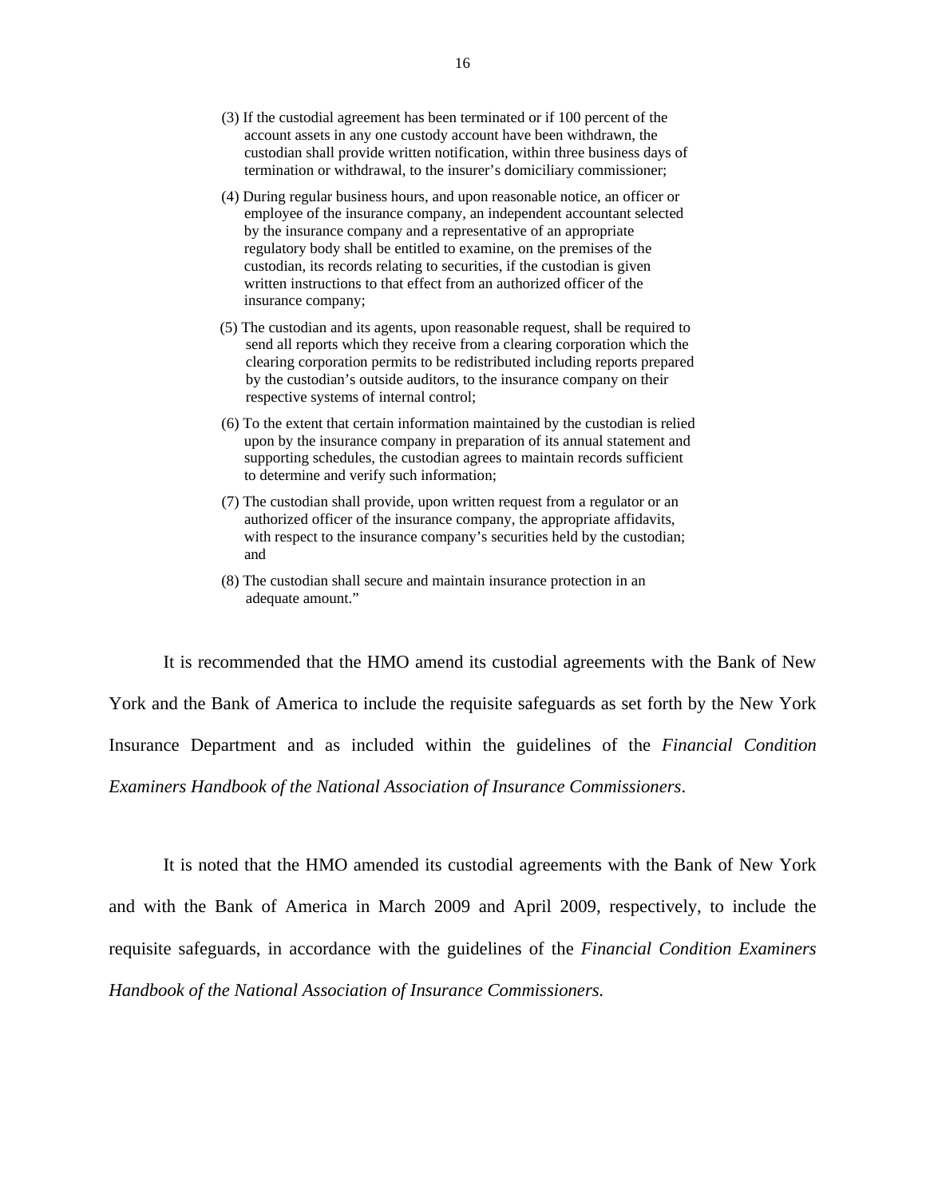(3) If the custodial agreement has been terminated or if 100 percent of the account assets in any one custody account have been withdrawn, the custodian shall provide written notification, within three business days of termination or withdrawal, to the insurer's domiciliary commissioner;

(4) During regular business hours, and upon reasonable notice, an officer or employee of the insurance company, an independent accountant selected by the insurance company and a representative of an appropriate regulatory body shall be entitled to examine, on the premises of the custodian, its records relating to securities, if the custodian is given written instructions to that effect from an authorized officer of the insurance company;

(5) The custodian and its agents, upon reasonable request, shall be required to send all reports which they receive from a clearing corporation which the clearing corporation permits to be redistributed including reports prepared by the custodian's outside auditors, to the insurance company on their respective systems of internal control;

(6) To the extent that certain information maintained by the custodian is relied upon by the insurance company in preparation of its annual statement and supporting schedules, the custodian agrees to maintain records sufficient to determine and verify such information;

(7) The custodian shall provide, upon written request from a regulator or an authorized officer of the insurance company, the appropriate affidavits, with respect to the insurance company's securities held by the custodian; and

(8) The custodian shall secure and maintain insurance protection in an adequate amount."

It is recommended that the HMO amend its custodial agreements with the Bank of New York and the Bank of America to include the requisite safeguards as set forth by the New York Insurance Department and as included within the guidelines of the *Financial Condition Examiners Handbook of the National Association of Insurance Commissioners*.

It is noted that the HMO amended its custodial agreements with the Bank of New York and with the Bank of America in March 2009 and April 2009, respectively, to include the requisite safeguards, in accordance with the guidelines of the *Financial Condition Examiners Handbook of the National Association of Insurance Commissioners.*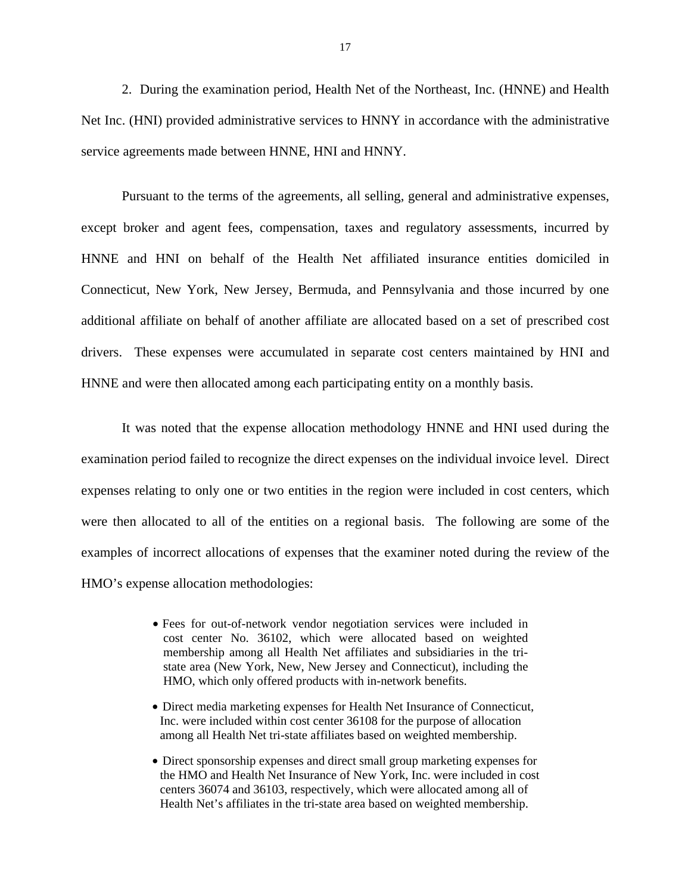2. During the examination period, Health Net of the Northeast, Inc. (HNNE) and Health Net Inc. (HNI) provided administrative services to HNNY in accordance with the administrative service agreements made between HNNE, HNI and HNNY.

Pursuant to the terms of the agreements, all selling, general and administrative expenses, except broker and agent fees, compensation, taxes and regulatory assessments, incurred by HNNE and HNI on behalf of the Health Net affiliated insurance entities domiciled in Connecticut, New York, New Jersey, Bermuda, and Pennsylvania and those incurred by one additional affiliate on behalf of another affiliate are allocated based on a set of prescribed cost drivers. These expenses were accumulated in separate cost centers maintained by HNI and HNNE and were then allocated among each participating entity on a monthly basis.

It was noted that the expense allocation methodology HNNE and HNI used during the examination period failed to recognize the direct expenses on the individual invoice level. Direct expenses relating to only one or two entities in the region were included in cost centers, which were then allocated to all of the entities on a regional basis. The following are some of the examples of incorrect allocations of expenses that the examiner noted during the review of the HMO's expense allocation methodologies:

- Fees for out-of-network vendor negotiation services were included in cost center No. 36102, which were allocated based on weighted membership among all Health Net affiliates and subsidiaries in the tri-state area (New York, New, New Jersey and Connecticut), including the HMO, which only offered products with in-network benefits.
- Direct media marketing expenses for Health Net Insurance of Connecticut, Inc. were included within cost center 36108 for the purpose of allocation among all Health Net tri-state affiliates based on weighted membership.
- Direct sponsorship expenses and direct small group marketing expenses for the HMO and Health Net Insurance of New York, Inc. were included in cost centers 36074 and 36103, respectively, which were allocated among all of Health Net's affiliates in the tri-state area based on weighted membership.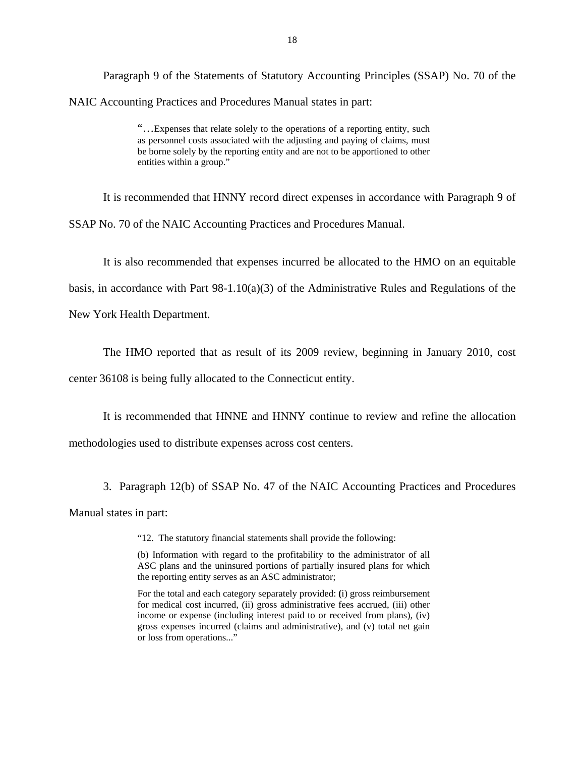Paragraph 9 of the Statements of Statutory Accounting Principles (SSAP) No. 70 of the NAIC Accounting Practices and Procedures Manual states in part:

> "…Expenses that relate solely to the operations of a reporting entity, such as personnel costs associated with the adjusting and paying of claims, must be borne solely by the reporting entity and are not to be apportioned to other entities within a group."

It is recommended that HNNY record direct expenses in accordance with Paragraph 9 of SSAP No. 70 of the NAIC Accounting Practices and Procedures Manual.

It is also recommended that expenses incurred be allocated to the HMO on an equitable basis, in accordance with Part 98-1.10(a)(3) of the Administrative Rules and Regulations of the New York Health Department.

The HMO reported that as result of its 2009 review, beginning in January 2010, cost center 36108 is being fully allocated to the Connecticut entity.

It is recommended that HNNE and HNNY continue to review and refine the allocation methodologies used to distribute expenses across cost centers.

3. Paragraph 12(b) of SSAP No. 47 of the NAIC Accounting Practices and Procedures Manual states in part:

> "12. The statutory financial statements shall provide the following:
>
> (b) Information with regard to the profitability to the administrator of all ASC plans and the uninsured portions of partially insured plans for which the reporting entity serves as an ASC administrator;
>
> For the total and each category separately provided: (i) gross reimbursement for medical cost incurred, (ii) gross administrative fees accrued, (iii) other income or expense (including interest paid to or received from plans), (iv) gross expenses incurred (claims and administrative), and (v) total net gain or loss from operations..."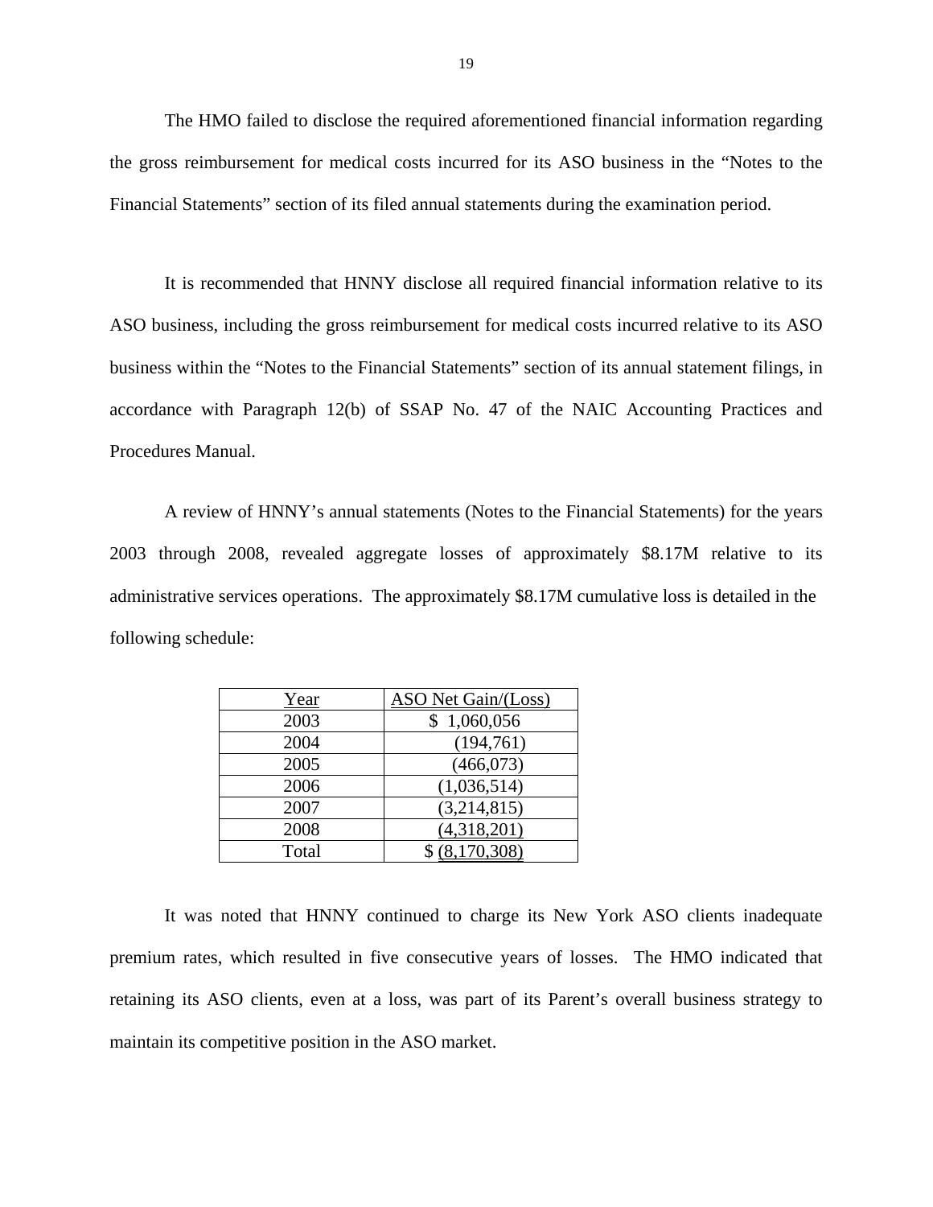The HMO failed to disclose the required aforementioned financial information regarding the gross reimbursement for medical costs incurred for its ASO business in the "Notes to the Financial Statements" section of its filed annual statements during the examination period.

It is recommended that HNNY disclose all required financial information relative to its ASO business, including the gross reimbursement for medical costs incurred relative to its ASO business within the "Notes to the Financial Statements" section of its annual statement filings, in accordance with Paragraph 12(b) of SSAP No. 47 of the NAIC Accounting Practices and Procedures Manual.

A review of HNNY's annual statements (Notes to the Financial Statements) for the years 2003 through 2008, revealed aggregate losses of approximately $8.17M relative to its administrative services operations. The approximately $8.17M cumulative loss is detailed in the following schedule:

| Year | ASO Net Gain/(Loss) |
|---|---|
| 2003 | $ 1,060,056 |
| 2004 | (194,761) |
| 2005 | (466,073) |
| 2006 | (1,036,514) |
| 2007 | (3,214,815) |
| 2008 | (4,318,201) |
| Total | $ (8,170,308) |

It was noted that HNNY continued to charge its New York ASO clients inadequate premium rates, which resulted in five consecutive years of losses. The HMO indicated that retaining its ASO clients, even at a loss, was part of its Parent's overall business strategy to maintain its competitive position in the ASO market.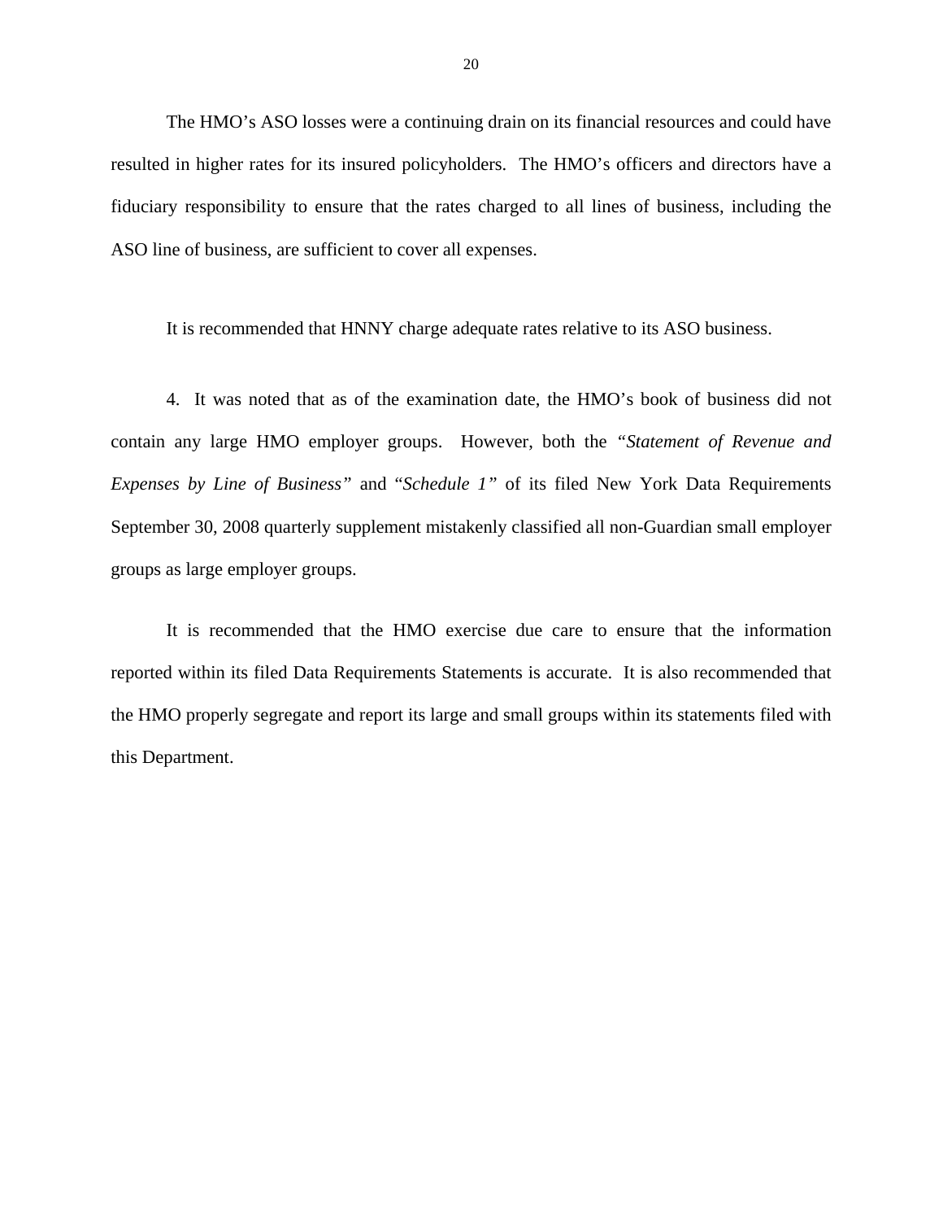The HMO’s ASO losses were a continuing drain on its financial resources and could have resulted in higher rates for its insured policyholders. The HMO’s officers and directors have a fiduciary responsibility to ensure that the rates charged to all lines of business, including the ASO line of business, are sufficient to cover all expenses.

It is recommended that HNNY charge adequate rates relative to its ASO business.

4. It was noted that as of the examination date, the HMO’s book of business did not contain any large HMO employer groups. However, both the “*Statement of Revenue and Expenses by Line of Business”* and “*Schedule 1”* of its filed New York Data Requirements September 30, 2008 quarterly supplement mistakenly classified all non-Guardian small employer groups as large employer groups.

It is recommended that the HMO exercise due care to ensure that the information reported within its filed Data Requirements Statements is accurate. It is also recommended that the HMO properly segregate and report its large and small groups within its statements filed with this Department.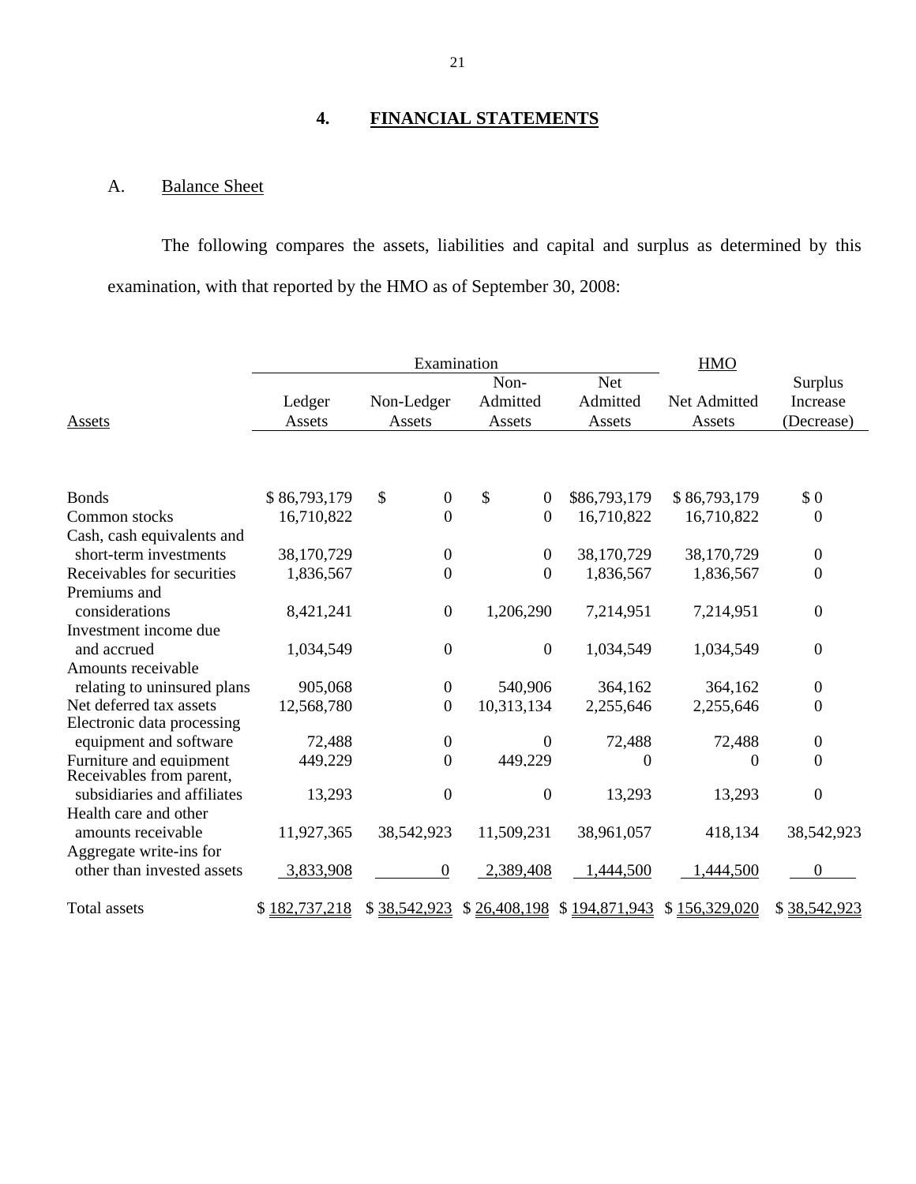## 4. FINANCIAL STATEMENTS

### A. Balance Sheet

The following compares the assets, liabilities and capital and surplus as determined by this examination, with that reported by the HMO as of September 30, 2008:

| | Examination | | | | HMO | |
|---|---|---|---|---|---|---|
| Assets | Ledger Assets | Non-Ledger Assets | Non-Admitted Assets | Net Admitted Assets | Net Admitted Assets | Surplus Increase (Decrease) |
| Bonds | $ 86,793,179 | $ 0 | $ 0 | $86,793,179 | $ 86,793,179 | $ 0 |
| Common stocks | 16,710,822 | 0 | 0 | 16,710,822 | 16,710,822 | 0 |
| Cash, cash equivalents and short-term investments | 38,170,729 | 0 | 0 | 38,170,729 | 38,170,729 | 0 |
| Receivables for securities | 1,836,567 | 0 | 0 | 1,836,567 | 1,836,567 | 0 |
| Premiums and considerations | 8,421,241 | 0 | 1,206,290 | 7,214,951 | 7,214,951 | 0 |
| Investment income due and accrued | 1,034,549 | 0 | 0 | 1,034,549 | 1,034,549 | 0 |
| Amounts receivable relating to uninsured plans | 905,068 | 0 | 540,906 | 364,162 | 364,162 | 0 |
| Net deferred tax assets | 12,568,780 | 0 | 10,313,134 | 2,255,646 | 2,255,646 | 0 |
| Electronic data processing equipment and software | 72,488 | 0 | 0 | 72,488 | 72,488 | 0 |
| Furniture and equipment | 449,229 | 0 | 449,229 | 0 | 0 | 0 |
| Receivables from parent, subsidiaries and affiliates | 13,293 | 0 | 0 | 13,293 | 13,293 | 0 |
| Health care and other amounts receivable | 11,927,365 | 38,542,923 | 11,509,231 | 38,961,057 | 418,134 | 38,542,923 |
| Aggregate write-ins for other than invested assets | 3,833,908 | 0 | 2,389,408 | 1,444,500 | 1,444,500 | 0 |
| Total assets | $ 182,737,218 | $ 38,542,923 | $ 26,408,198 | $ 194,871,943 | $ 156,329,020 | $ 38,542,923 |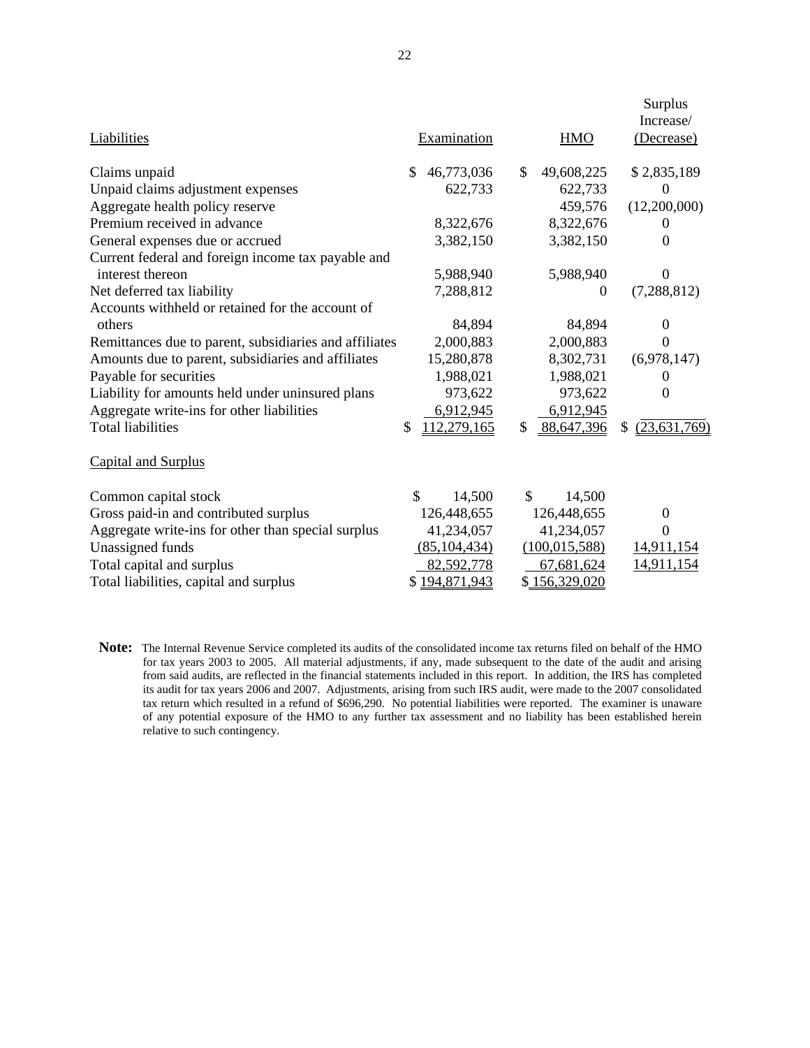| Liabilities | Examination | HMO | Surplus Increase/ (Decrease) |
|---|---|---|---|
| Claims unpaid | $ 46,773,036 | $ 49,608,225 | $ 2,835,189 |
| Unpaid claims adjustment expenses | 622,733 | 622,733 | 0 |
| Aggregate health policy reserve | | 459,576 | (12,200,000) |
| Premium received in advance | 8,322,676 | 8,322,676 | 0 |
| General expenses due or accrued | 3,382,150 | 3,382,150 | 0 |
| Current federal and foreign income tax payable and interest thereon | 5,988,940 | 5,988,940 | 0 |
| Net deferred tax liability | 7,288,812 | 0 | (7,288,812) |
| Accounts withheld or retained for the account of others | 84,894 | 84,894 | 0 |
| Remittances due to parent, subsidiaries and affiliates | 2,000,883 | 2,000,883 | 0 |
| Amounts due to parent, subsidiaries and affiliates | 15,280,878 | 8,302,731 | (6,978,147) |
| Payable for securities | 1,988,021 | 1,988,021 | 0 |
| Liability for amounts held under uninsured plans | 973,622 | 973,622 | 0 |
| Aggregate write-ins for other liabilities | 6,912,945 | 6,912,945 | |
| Total liabilities | $ 112,279,165 | $ 88,647,396 | $ (23,631,769) |
| **Capital and Surplus** | | | |
| Common capital stock | $ 14,500 | $ 14,500 | |
| Gross paid-in and contributed surplus | 126,448,655 | 126,448,655 | 0 |
| Aggregate write-ins for other than special surplus | 41,234,057 | 41,234,057 | 0 |
| Unassigned funds | (85,104,434) | (100,015,588) | 14,911,154 |
| Total capital and surplus | 82,592,778 | 67,681,624 | 14,911,154 |
| Total liabilities, capital and surplus | $ 194,871,943 | $ 156,329,020 | |

**Note:** The Internal Revenue Service completed its audits of the consolidated income tax returns filed on behalf of the HMO for tax years 2003 to 2005. All material adjustments, if any, made subsequent to the date of the audit and arising from said audits, are reflected in the financial statements included in this report. In addition, the IRS has completed its audit for tax years 2006 and 2007. Adjustments, arising from such IRS audit, were made to the 2007 consolidated tax return which resulted in a refund of $696,290. No potential liabilities were reported. The examiner is unaware of any potential exposure of the HMO to any further tax assessment and no liability has been established herein relative to such contingency.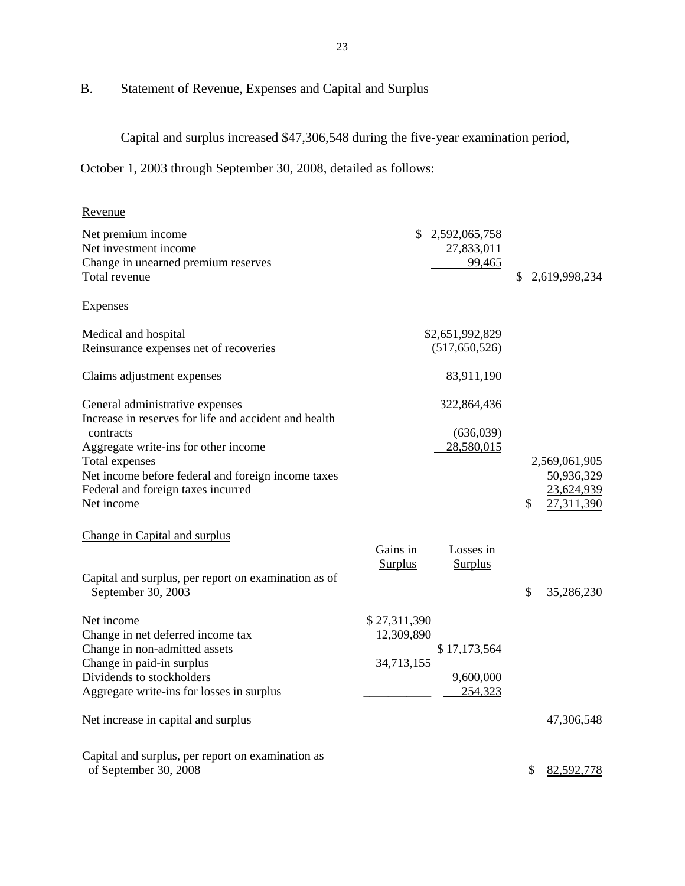## B. Statement of Revenue, Expenses and Capital and Surplus

Capital and surplus increased $47,306,548 during the five-year examination period, October 1, 2003 through September 30, 2008, detailed as follows:

| | | | |
|---|---|---|---|
| **Revenue** | | | |
| Net premium income | | $ 2,592,065,758 | |
| Net investment income | | 27,833,011 | |
| Change in unearned premium reserves | | 99,465 | |
| Total revenue | | | $ 2,619,998,234 |
| **Expenses** | | | |
| Medical and hospital | | $2,651,992,829 | |
| Reinsurance expenses net of recoveries | | (517,650,526) | |
| Claims adjustment expenses | | 83,911,190 | |
| General administrative expenses | | 322,864,436 | |
| Increase in reserves for life and accident and health contracts | | (636,039) | |
| Aggregate write-ins for other income | | 28,580,015 | |
| Total expenses | | | 2,569,061,905 |
| Net income before federal and foreign income taxes | | | 50,936,329 |
| Federal and foreign taxes incurred | | | 23,624,939 |
| Net income | | | $ 27,311,390 |
| **Change in Capital and surplus** | | | |
| | Gains in Surplus | Losses in Surplus | |
| Capital and surplus, per report on examination as of September 30, 2003 | | | $ 35,286,230 |
| Net income | $ 27,311,390 | | |
| Change in net deferred income tax | 12,309,890 | | |
| Change in non-admitted assets | | $ 17,173,564 | |
| Change in paid-in surplus | 34,713,155 | | |
| Dividends to stockholders | | 9,600,000 | |
| Aggregate write-ins for losses in surplus | | 254,323 | |
| Net increase in capital and surplus | | | 47,306,548 |
| Capital and surplus, per report on examination as of September 30, 2008 | | | $ 82,592,778 |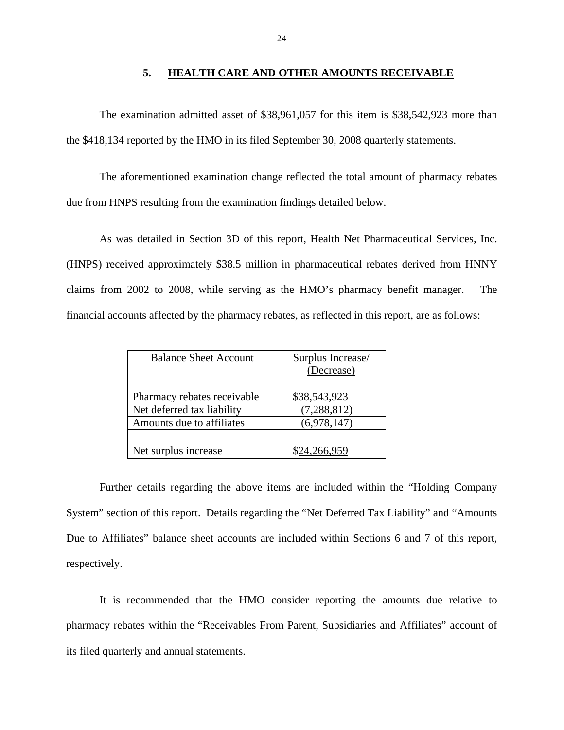## 5. HEALTH CARE AND OTHER AMOUNTS RECEIVABLE

The examination admitted asset of $38,961,057 for this item is $38,542,923 more than the $418,134 reported by the HMO in its filed September 30, 2008 quarterly statements.

The aforementioned examination change reflected the total amount of pharmacy rebates due from HNPS resulting from the examination findings detailed below.

As was detailed in Section 3D of this report, Health Net Pharmaceutical Services, Inc. (HNPS) received approximately $38.5 million in pharmaceutical rebates derived from HNNY claims from 2002 to 2008, while serving as the HMO's pharmacy benefit manager. The financial accounts affected by the pharmacy rebates, as reflected in this report, are as follows:

| Balance Sheet Account | Surplus Increase/ (Decrease) |
|---|---|
| | |
| Pharmacy rebates receivable | $38,543,923 |
| Net deferred tax liability | (7,288,812) |
| Amounts due to affiliates | (6,978,147) |
| | |
| Net surplus increase | $24,266,959 |

Further details regarding the above items are included within the "Holding Company System" section of this report. Details regarding the "Net Deferred Tax Liability" and "Amounts Due to Affiliates" balance sheet accounts are included within Sections 6 and 7 of this report, respectively.

It is recommended that the HMO consider reporting the amounts due relative to pharmacy rebates within the "Receivables From Parent, Subsidiaries and Affiliates" account of its filed quarterly and annual statements.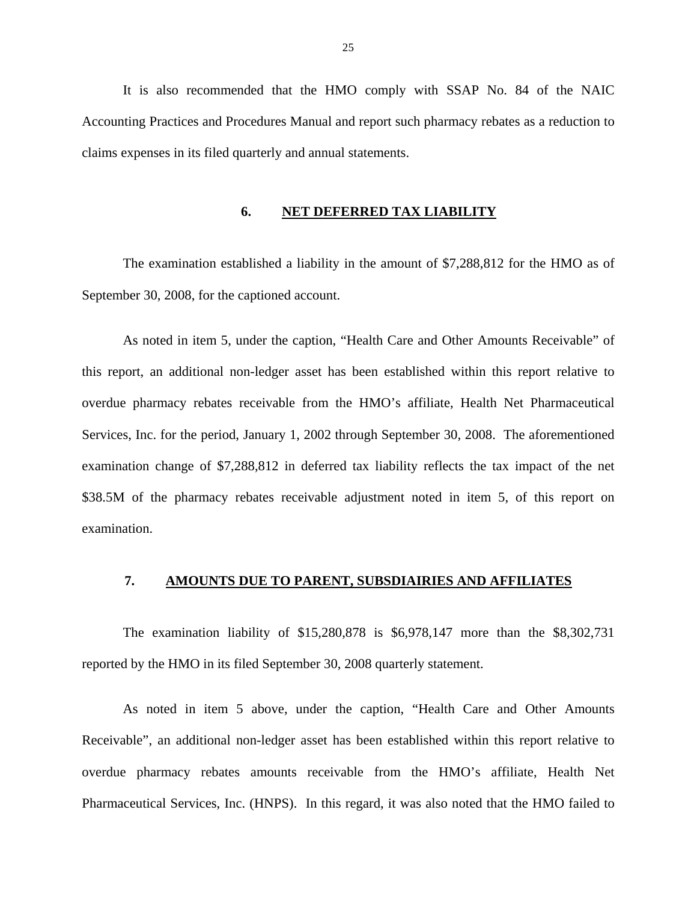It is also recommended that the HMO comply with SSAP No. 84 of the NAIC Accounting Practices and Procedures Manual and report such pharmacy rebates as a reduction to claims expenses in its filed quarterly and annual statements.

## 6. NET DEFERRED TAX LIABILITY

The examination established a liability in the amount of $7,288,812 for the HMO as of September 30, 2008, for the captioned account.

As noted in item 5, under the caption, "Health Care and Other Amounts Receivable" of this report, an additional non-ledger asset has been established within this report relative to overdue pharmacy rebates receivable from the HMO's affiliate, Health Net Pharmaceutical Services, Inc. for the period, January 1, 2002 through September 30, 2008. The aforementioned examination change of $7,288,812 in deferred tax liability reflects the tax impact of the net $38.5M of the pharmacy rebates receivable adjustment noted in item 5, of this report on examination.

## 7. AMOUNTS DUE TO PARENT, SUBSDIAIRIES AND AFFILIATES

The examination liability of $15,280,878 is $6,978,147 more than the $8,302,731 reported by the HMO in its filed September 30, 2008 quarterly statement.

As noted in item 5 above, under the caption, "Health Care and Other Amounts Receivable", an additional non-ledger asset has been established within this report relative to overdue pharmacy rebates amounts receivable from the HMO's affiliate, Health Net Pharmaceutical Services, Inc. (HNPS). In this regard, it was also noted that the HMO failed to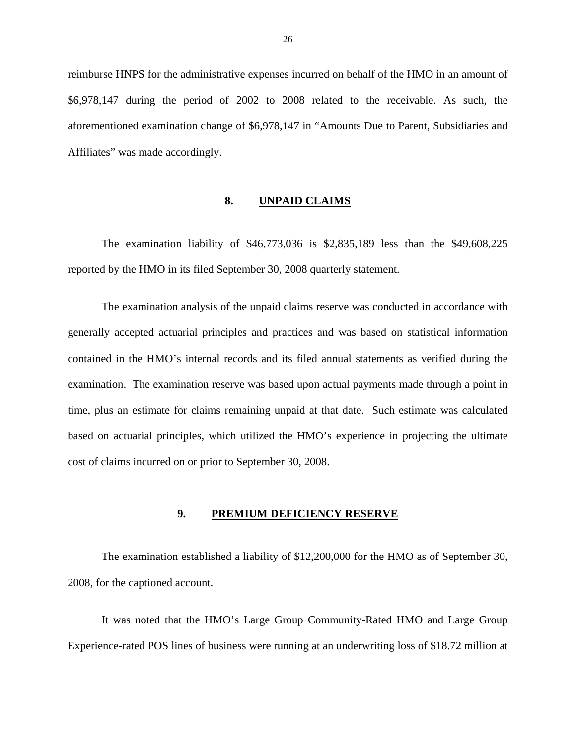reimburse HNPS for the administrative expenses incurred on behalf of the HMO in an amount of $6,978,147 during the period of 2002 to 2008 related to the receivable. As such, the aforementioned examination change of $6,978,147 in "Amounts Due to Parent, Subsidiaries and Affiliates" was made accordingly.

## 8. UNPAID CLAIMS

The examination liability of $46,773,036 is $2,835,189 less than the $49,608,225 reported by the HMO in its filed September 30, 2008 quarterly statement.

The examination analysis of the unpaid claims reserve was conducted in accordance with generally accepted actuarial principles and practices and was based on statistical information contained in the HMO's internal records and its filed annual statements as verified during the examination. The examination reserve was based upon actual payments made through a point in time, plus an estimate for claims remaining unpaid at that date. Such estimate was calculated based on actuarial principles, which utilized the HMO's experience in projecting the ultimate cost of claims incurred on or prior to September 30, 2008.

## 9. PREMIUM DEFICIENCY RESERVE

The examination established a liability of $12,200,000 for the HMO as of September 30, 2008, for the captioned account.

It was noted that the HMO's Large Group Community-Rated HMO and Large Group Experience-rated POS lines of business were running at an underwriting loss of $18.72 million at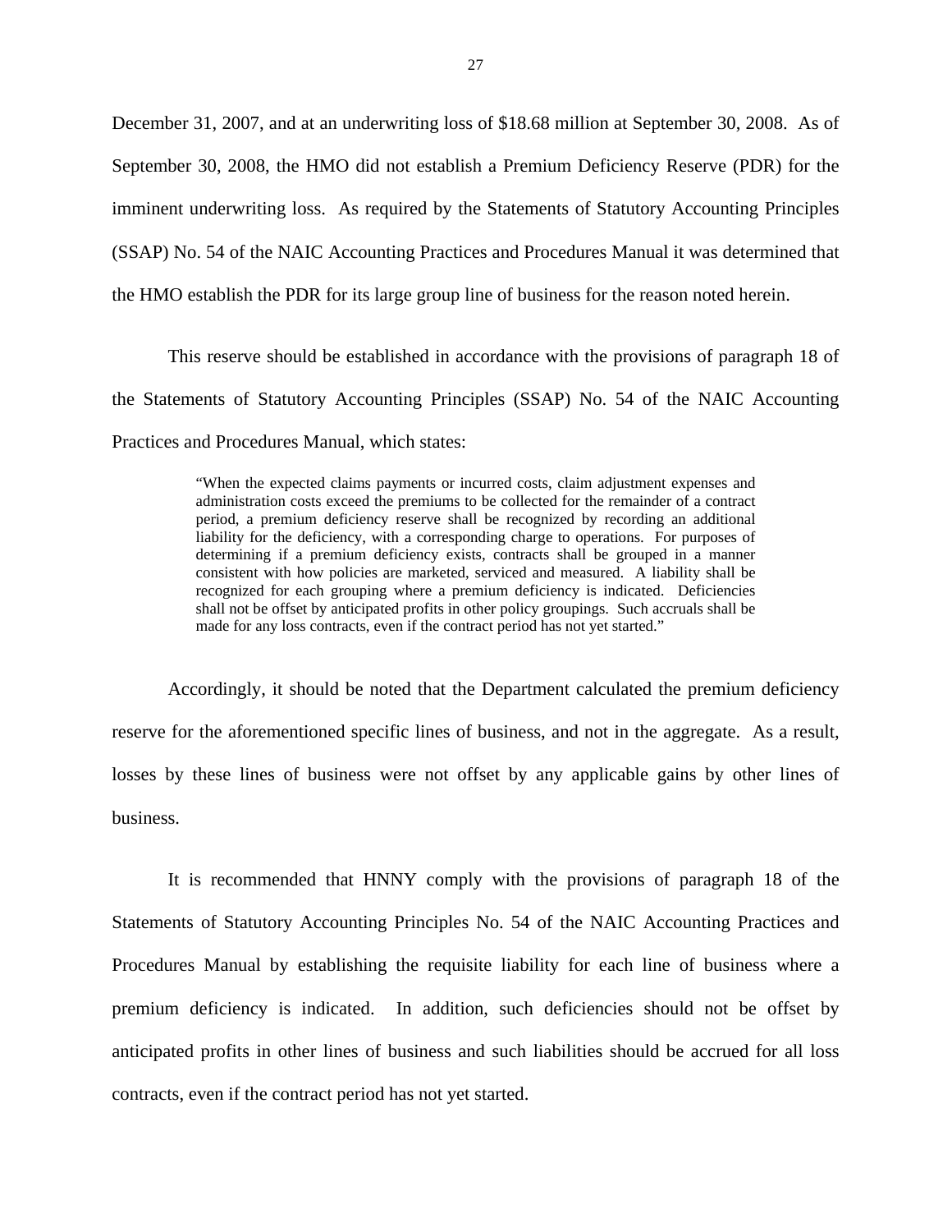December 31, 2007, and at an underwriting loss of $18.68 million at September 30, 2008. As of September 30, 2008, the HMO did not establish a Premium Deficiency Reserve (PDR) for the imminent underwriting loss. As required by the Statements of Statutory Accounting Principles (SSAP) No. 54 of the NAIC Accounting Practices and Procedures Manual it was determined that the HMO establish the PDR for its large group line of business for the reason noted herein.

This reserve should be established in accordance with the provisions of paragraph 18 of the Statements of Statutory Accounting Principles (SSAP) No. 54 of the NAIC Accounting Practices and Procedures Manual, which states:

> "When the expected claims payments or incurred costs, claim adjustment expenses and administration costs exceed the premiums to be collected for the remainder of a contract period, a premium deficiency reserve shall be recognized by recording an additional liability for the deficiency, with a corresponding charge to operations. For purposes of determining if a premium deficiency exists, contracts shall be grouped in a manner consistent with how policies are marketed, serviced and measured. A liability shall be recognized for each grouping where a premium deficiency is indicated. Deficiencies shall not be offset by anticipated profits in other policy groupings. Such accruals shall be made for any loss contracts, even if the contract period has not yet started."

Accordingly, it should be noted that the Department calculated the premium deficiency reserve for the aforementioned specific lines of business, and not in the aggregate. As a result, losses by these lines of business were not offset by any applicable gains by other lines of business.

It is recommended that HNNY comply with the provisions of paragraph 18 of the Statements of Statutory Accounting Principles No. 54 of the NAIC Accounting Practices and Procedures Manual by establishing the requisite liability for each line of business where a premium deficiency is indicated. In addition, such deficiencies should not be offset by anticipated profits in other lines of business and such liabilities should be accrued for all loss contracts, even if the contract period has not yet started.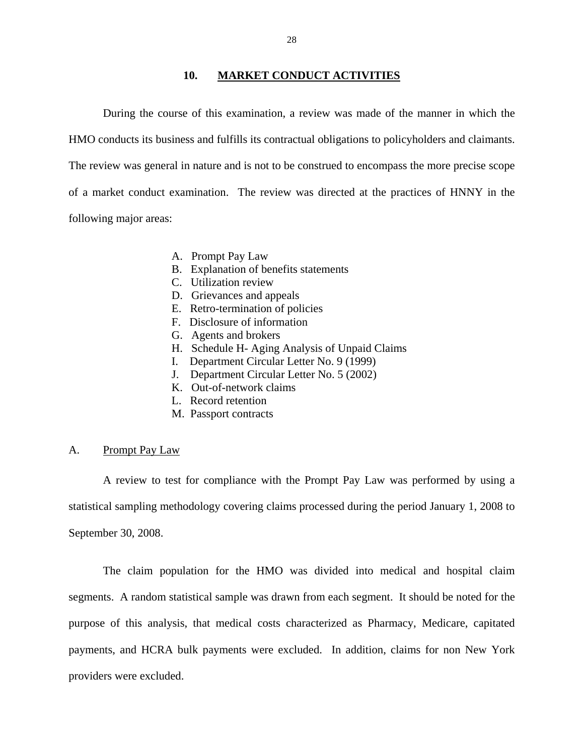## 10. MARKET CONDUCT ACTIVITIES

During the course of this examination, a review was made of the manner in which the HMO conducts its business and fulfills its contractual obligations to policyholders and claimants. The review was general in nature and is not to be construed to encompass the more precise scope of a market conduct examination. The review was directed at the practices of HNNY in the following major areas:

A. Prompt Pay Law
B. Explanation of benefits statements
C. Utilization review
D. Grievances and appeals
E. Retro-termination of policies
F. Disclosure of information
G. Agents and brokers
H. Schedule H- Aging Analysis of Unpaid Claims
I. Department Circular Letter No. 9 (1999)
J. Department Circular Letter No. 5 (2002)
K. Out-of-network claims
L. Record retention
M. Passport contracts

### A. Prompt Pay Law

A review to test for compliance with the Prompt Pay Law was performed by using a statistical sampling methodology covering claims processed during the period January 1, 2008 to September 30, 2008.

The claim population for the HMO was divided into medical and hospital claim segments. A random statistical sample was drawn from each segment. It should be noted for the purpose of this analysis, that medical costs characterized as Pharmacy, Medicare, capitated payments, and HCRA bulk payments were excluded. In addition, claims for non New York providers were excluded.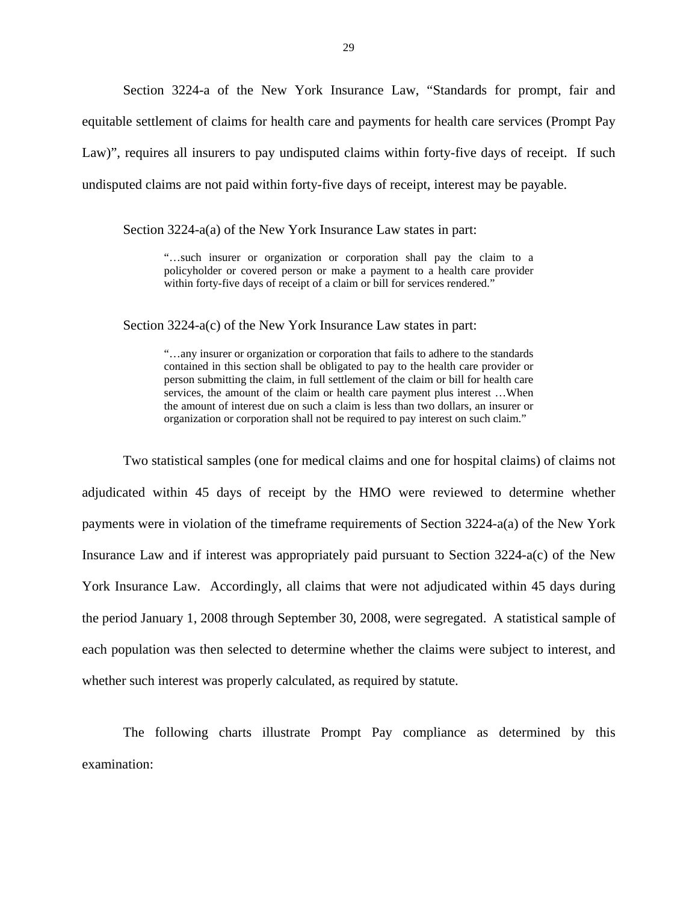Section 3224-a of the New York Insurance Law, "Standards for prompt, fair and equitable settlement of claims for health care and payments for health care services (Prompt Pay Law)", requires all insurers to pay undisputed claims within forty-five days of receipt. If such undisputed claims are not paid within forty-five days of receipt, interest may be payable.

Section 3224-a(a) of the New York Insurance Law states in part:

> "…such insurer or organization or corporation shall pay the claim to a policyholder or covered person or make a payment to a health care provider within forty-five days of receipt of a claim or bill for services rendered."

Section 3224-a(c) of the New York Insurance Law states in part:

> "…any insurer or organization or corporation that fails to adhere to the standards contained in this section shall be obligated to pay to the health care provider or person submitting the claim, in full settlement of the claim or bill for health care services, the amount of the claim or health care payment plus interest …When the amount of interest due on such a claim is less than two dollars, an insurer or organization or corporation shall not be required to pay interest on such claim."

Two statistical samples (one for medical claims and one for hospital claims) of claims not adjudicated within 45 days of receipt by the HMO were reviewed to determine whether payments were in violation of the timeframe requirements of Section 3224-a(a) of the New York Insurance Law and if interest was appropriately paid pursuant to Section 3224-a(c) of the New York Insurance Law. Accordingly, all claims that were not adjudicated within 45 days during the period January 1, 2008 through September 30, 2008, were segregated. A statistical sample of each population was then selected to determine whether the claims were subject to interest, and whether such interest was properly calculated, as required by statute.

The following charts illustrate Prompt Pay compliance as determined by this examination: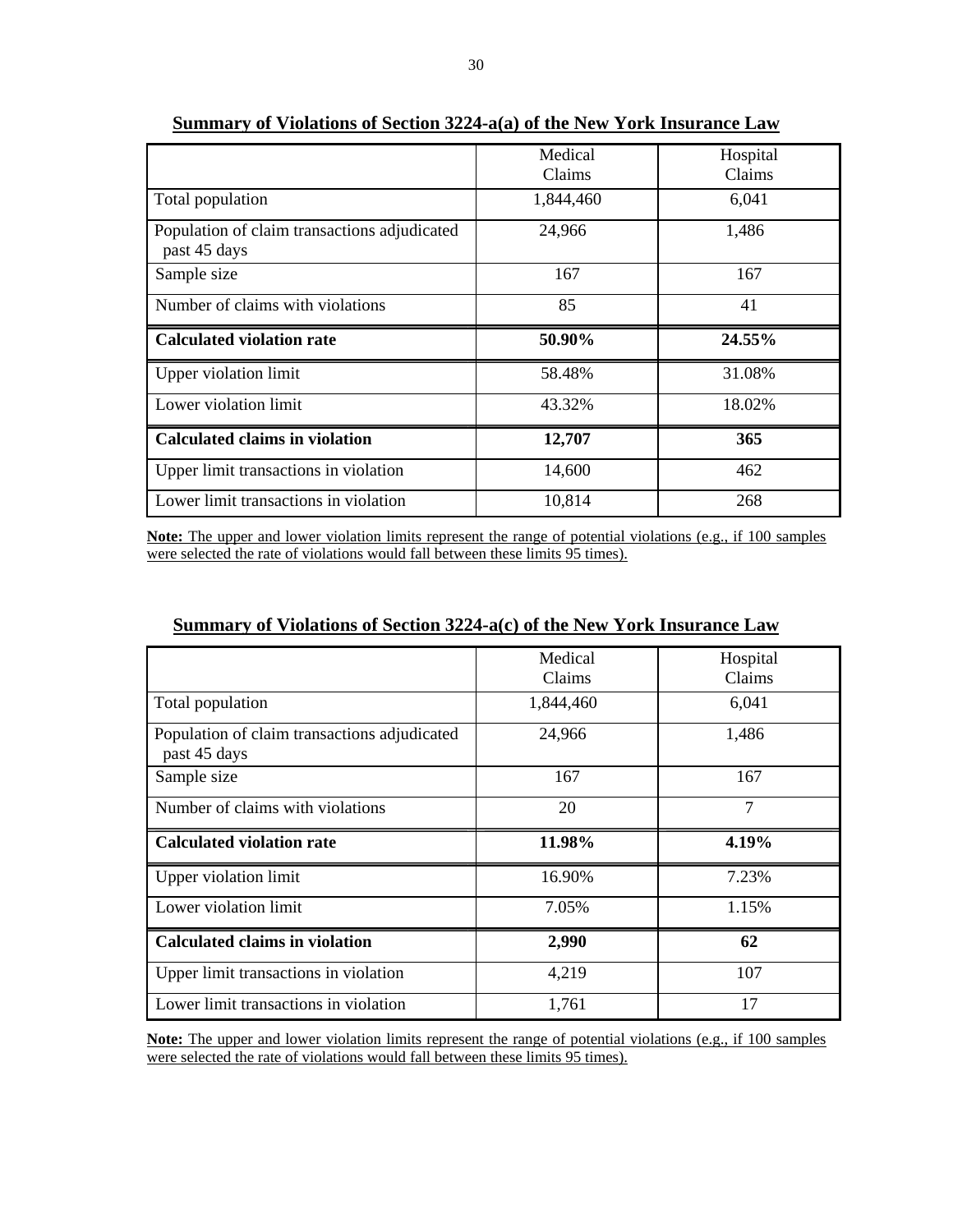## Summary of Violations of Section 3224-a(a) of the New York Insurance Law

| | Medical Claims | Hospital Claims |
|---|---|---|
| Total population | 1,844,460 | 6,041 |
| Population of claim transactions adjudicated past 45 days | 24,966 | 1,486 |
| Sample size | 167 | 167 |
| Number of claims with violations | 85 | 41 |
| **Calculated violation rate** | **50.90%** | **24.55%** |
| Upper violation limit | 58.48% | 31.08% |
| Lower violation limit | 43.32% | 18.02% |
| **Calculated claims in violation** | **12,707** | **365** |
| Upper limit transactions in violation | 14,600 | 462 |
| Lower limit transactions in violation | 10,814 | 268 |

**Note:** The upper and lower violation limits represent the range of potential violations (e.g., if 100 samples were selected the rate of violations would fall between these limits 95 times).

## Summary of Violations of Section 3224-a(c) of the New York Insurance Law

| | Medical Claims | Hospital Claims |
|---|---|---|
| Total population | 1,844,460 | 6,041 |
| Population of claim transactions adjudicated past 45 days | 24,966 | 1,486 |
| Sample size | 167 | 167 |
| Number of claims with violations | 20 | 7 |
| **Calculated violation rate** | **11.98%** | **4.19%** |
| Upper violation limit | 16.90% | 7.23% |
| Lower violation limit | 7.05% | 1.15% |
| **Calculated claims in violation** | **2,990** | **62** |
| Upper limit transactions in violation | 4,219 | 107 |
| Lower limit transactions in violation | 1,761 | 17 |

**Note:** The upper and lower violation limits represent the range of potential violations (e.g., if 100 samples were selected the rate of violations would fall between these limits 95 times).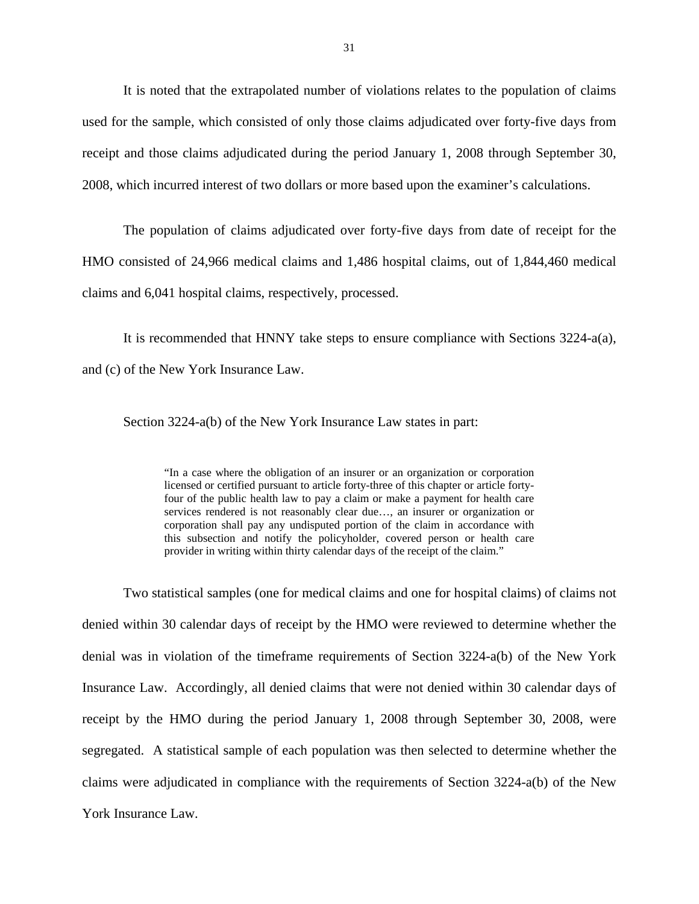It is noted that the extrapolated number of violations relates to the population of claims used for the sample, which consisted of only those claims adjudicated over forty-five days from receipt and those claims adjudicated during the period January 1, 2008 through September 30, 2008, which incurred interest of two dollars or more based upon the examiner's calculations.

The population of claims adjudicated over forty-five days from date of receipt for the HMO consisted of 24,966 medical claims and 1,486 hospital claims, out of 1,844,460 medical claims and 6,041 hospital claims, respectively, processed.

It is recommended that HNNY take steps to ensure compliance with Sections 3224-a(a), and (c) of the New York Insurance Law.

Section 3224-a(b) of the New York Insurance Law states in part:

> "In a case where the obligation of an insurer or an organization or corporation licensed or certified pursuant to article forty-three of this chapter or article forty-four of the public health law to pay a claim or make a payment for health care services rendered is not reasonably clear due…, an insurer or organization or corporation shall pay any undisputed portion of the claim in accordance with this subsection and notify the policyholder, covered person or health care provider in writing within thirty calendar days of the receipt of the claim."

Two statistical samples (one for medical claims and one for hospital claims) of claims not denied within 30 calendar days of receipt by the HMO were reviewed to determine whether the denial was in violation of the timeframe requirements of Section 3224-a(b) of the New York Insurance Law. Accordingly, all denied claims that were not denied within 30 calendar days of receipt by the HMO during the period January 1, 2008 through September 30, 2008, were segregated. A statistical sample of each population was then selected to determine whether the claims were adjudicated in compliance with the requirements of Section 3224-a(b) of the New York Insurance Law.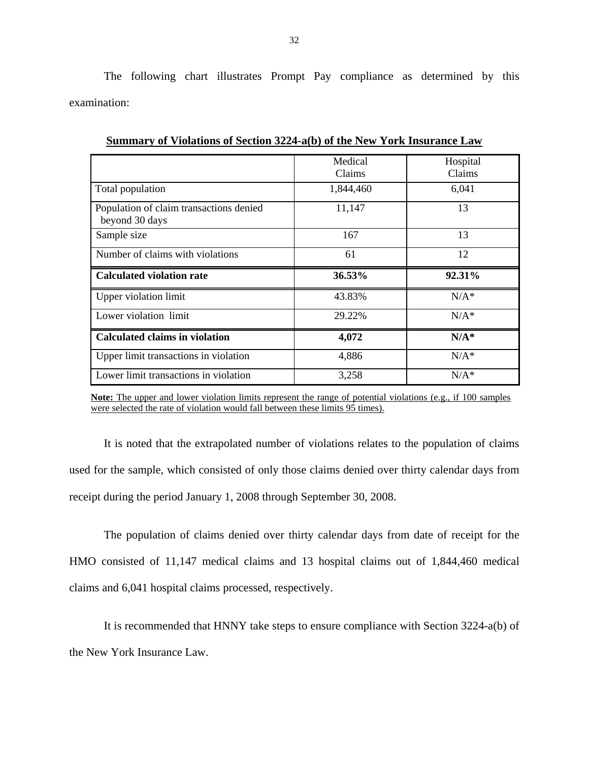The following chart illustrates Prompt Pay compliance as determined by this examination:

**Summary of Violations of Section 3224-a(b) of the New York Insurance Law**

| | Medical Claims | Hospital Claims |
|---|---|---|
| Total population | 1,844,460 | 6,041 |
| Population of claim transactions denied beyond 30 days | 11,147 | 13 |
| Sample size | 167 | 13 |
| Number of claims with violations | 61 | 12 |
| **Calculated violation rate** | **36.53%** | **92.31%** |
| Upper violation limit | 43.83% | N/A* |
| Lower violation limit | 29.22% | N/A* |
| **Calculated claims in violation** | **4,072** | **N/A*** |
| Upper limit transactions in violation | 4,886 | N/A* |
| Lower limit transactions in violation | 3,258 | N/A* |

**Note:** The upper and lower violation limits represent the range of potential violations (e.g., if 100 samples were selected the rate of violation would fall between these limits 95 times).

It is noted that the extrapolated number of violations relates to the population of claims used for the sample, which consisted of only those claims denied over thirty calendar days from receipt during the period January 1, 2008 through September 30, 2008.

The population of claims denied over thirty calendar days from date of receipt for the HMO consisted of 11,147 medical claims and 13 hospital claims out of 1,844,460 medical claims and 6,041 hospital claims processed, respectively.

It is recommended that HNNY take steps to ensure compliance with Section 3224-a(b) of the New York Insurance Law.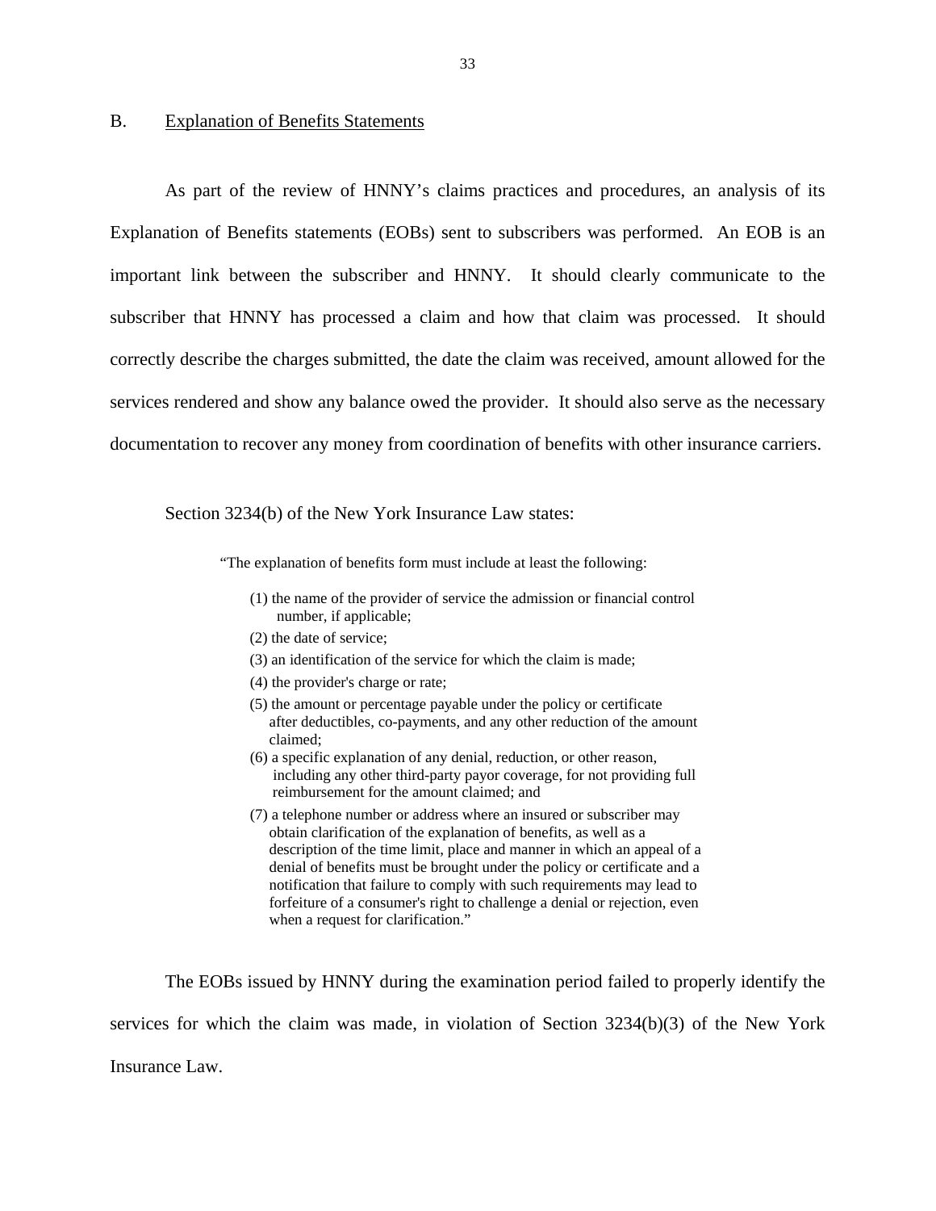## B. Explanation of Benefits Statements

As part of the review of HNNY's claims practices and procedures, an analysis of its Explanation of Benefits statements (EOBs) sent to subscribers was performed. An EOB is an important link between the subscriber and HNNY. It should clearly communicate to the subscriber that HNNY has processed a claim and how that claim was processed. It should correctly describe the charges submitted, the date the claim was received, amount allowed for the services rendered and show any balance owed the provider. It should also serve as the necessary documentation to recover any money from coordination of benefits with other insurance carriers.

Section 3234(b) of the New York Insurance Law states:

> "The explanation of benefits form must include at least the following:
>
> (1) the name of the provider of service the admission or financial control number, if applicable;
>
> (2) the date of service;
>
> (3) an identification of the service for which the claim is made;
>
> (4) the provider's charge or rate;
>
> (5) the amount or percentage payable under the policy or certificate after deductibles, co-payments, and any other reduction of the amount claimed;
>
> (6) a specific explanation of any denial, reduction, or other reason, including any other third-party payor coverage, for not providing full reimbursement for the amount claimed; and
>
> (7) a telephone number or address where an insured or subscriber may obtain clarification of the explanation of benefits, as well as a description of the time limit, place and manner in which an appeal of a denial of benefits must be brought under the policy or certificate and a notification that failure to comply with such requirements may lead to forfeiture of a consumer's right to challenge a denial or rejection, even when a request for clarification."

The EOBs issued by HNNY during the examination period failed to properly identify the services for which the claim was made, in violation of Section 3234(b)(3) of the New York Insurance Law.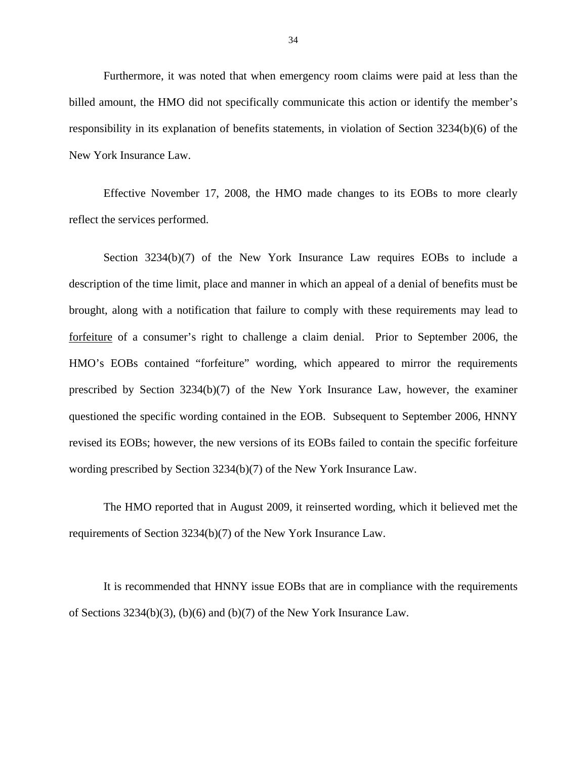Furthermore, it was noted that when emergency room claims were paid at less than the billed amount, the HMO did not specifically communicate this action or identify the member's responsibility in its explanation of benefits statements, in violation of Section 3234(b)(6) of the New York Insurance Law.

Effective November 17, 2008, the HMO made changes to its EOBs to more clearly reflect the services performed.

Section 3234(b)(7) of the New York Insurance Law requires EOBs to include a description of the time limit, place and manner in which an appeal of a denial of benefits must be brought, along with a notification that failure to comply with these requirements may lead to <u>forfeiture</u> of a consumer's right to challenge a claim denial. Prior to September 2006, the HMO's EOBs contained "forfeiture" wording, which appeared to mirror the requirements prescribed by Section 3234(b)(7) of the New York Insurance Law, however, the examiner questioned the specific wording contained in the EOB. Subsequent to September 2006, HNNY revised its EOBs; however, the new versions of its EOBs failed to contain the specific forfeiture wording prescribed by Section 3234(b)(7) of the New York Insurance Law.

The HMO reported that in August 2009, it reinserted wording, which it believed met the requirements of Section 3234(b)(7) of the New York Insurance Law.

It is recommended that HNNY issue EOBs that are in compliance with the requirements of Sections 3234(b)(3), (b)(6) and (b)(7) of the New York Insurance Law.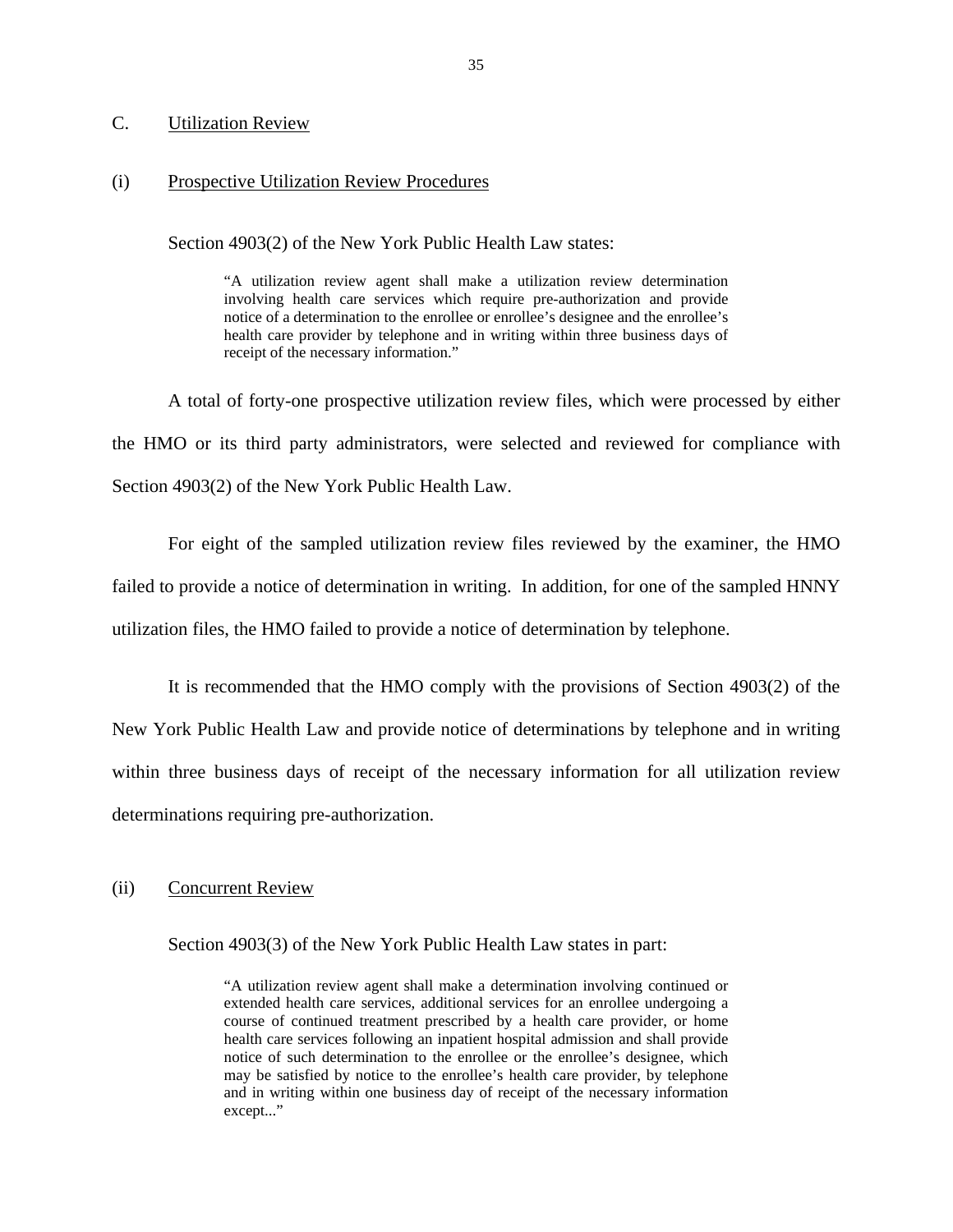## C. Utilization Review

### (i) Prospective Utilization Review Procedures

Section 4903(2) of the New York Public Health Law states:

> "A utilization review agent shall make a utilization review determination involving health care services which require pre-authorization and provide notice of a determination to the enrollee or enrollee's designee and the enrollee's health care provider by telephone and in writing within three business days of receipt of the necessary information."

A total of forty-one prospective utilization review files, which were processed by either the HMO or its third party administrators, were selected and reviewed for compliance with Section 4903(2) of the New York Public Health Law.

For eight of the sampled utilization review files reviewed by the examiner, the HMO failed to provide a notice of determination in writing. In addition, for one of the sampled HNNY utilization files, the HMO failed to provide a notice of determination by telephone.

It is recommended that the HMO comply with the provisions of Section 4903(2) of the New York Public Health Law and provide notice of determinations by telephone and in writing within three business days of receipt of the necessary information for all utilization review determinations requiring pre-authorization.

### (ii) Concurrent Review

Section 4903(3) of the New York Public Health Law states in part:

> "A utilization review agent shall make a determination involving continued or extended health care services, additional services for an enrollee undergoing a course of continued treatment prescribed by a health care provider, or home health care services following an inpatient hospital admission and shall provide notice of such determination to the enrollee or the enrollee's designee, which may be satisfied by notice to the enrollee's health care provider, by telephone and in writing within one business day of receipt of the necessary information except..."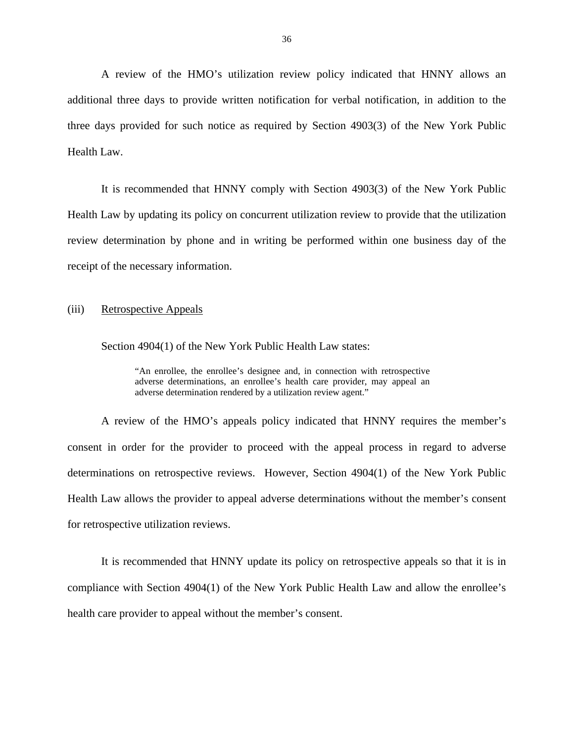A review of the HMO's utilization review policy indicated that HNNY allows an additional three days to provide written notification for verbal notification, in addition to the three days provided for such notice as required by Section 4903(3) of the New York Public Health Law.

It is recommended that HNNY comply with Section 4903(3) of the New York Public Health Law by updating its policy on concurrent utilization review to provide that the utilization review determination by phone and in writing be performed within one business day of the receipt of the necessary information.

(iii) Retrospective Appeals

Section 4904(1) of the New York Public Health Law states:

> "An enrollee, the enrollee's designee and, in connection with retrospective adverse determinations, an enrollee's health care provider, may appeal an adverse determination rendered by a utilization review agent."

A review of the HMO's appeals policy indicated that HNNY requires the member's consent in order for the provider to proceed with the appeal process in regard to adverse determinations on retrospective reviews. However, Section 4904(1) of the New York Public Health Law allows the provider to appeal adverse determinations without the member's consent for retrospective utilization reviews.

It is recommended that HNNY update its policy on retrospective appeals so that it is in compliance with Section 4904(1) of the New York Public Health Law and allow the enrollee's health care provider to appeal without the member's consent.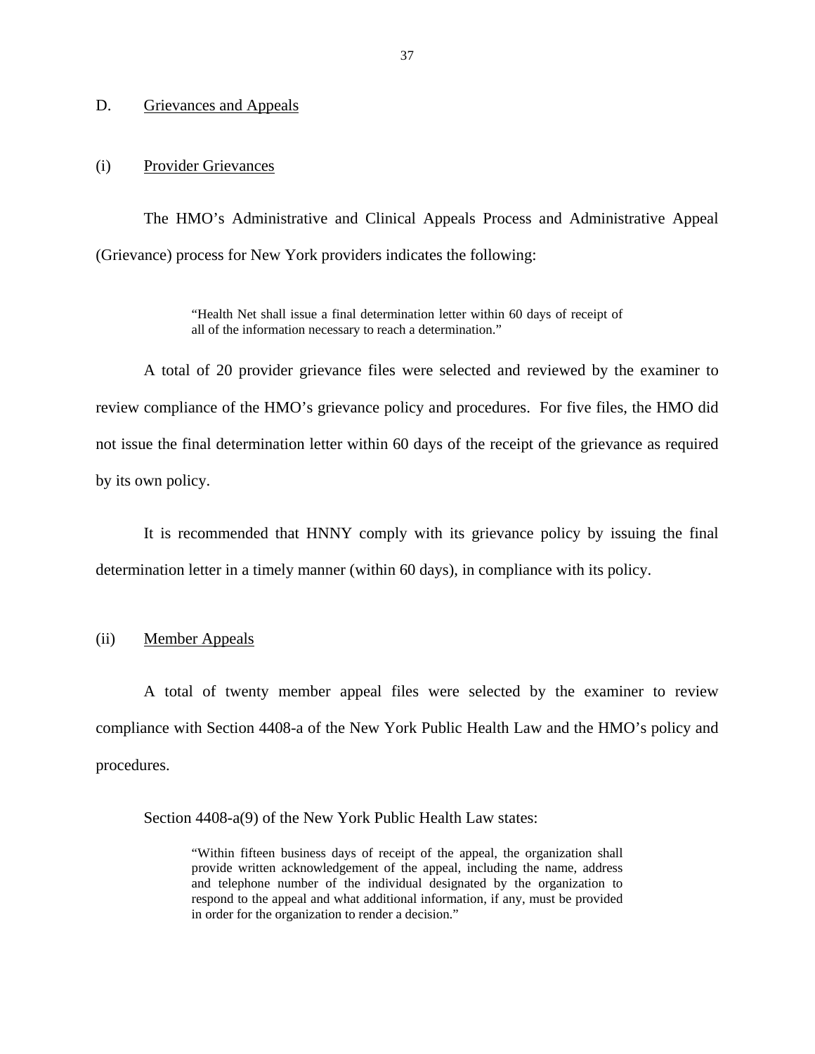## D. Grievances and Appeals

### (i) Provider Grievances

The HMO's Administrative and Clinical Appeals Process and Administrative Appeal (Grievance) process for New York providers indicates the following:

> "Health Net shall issue a final determination letter within 60 days of receipt of all of the information necessary to reach a determination."

A total of 20 provider grievance files were selected and reviewed by the examiner to review compliance of the HMO's grievance policy and procedures. For five files, the HMO did not issue the final determination letter within 60 days of the receipt of the grievance as required by its own policy.

It is recommended that HNNY comply with its grievance policy by issuing the final determination letter in a timely manner (within 60 days), in compliance with its policy.

### (ii) Member Appeals

A total of twenty member appeal files were selected by the examiner to review compliance with Section 4408-a of the New York Public Health Law and the HMO's policy and procedures.

Section 4408-a(9) of the New York Public Health Law states:

> "Within fifteen business days of receipt of the appeal, the organization shall provide written acknowledgement of the appeal, including the name, address and telephone number of the individual designated by the organization to respond to the appeal and what additional information, if any, must be provided in order for the organization to render a decision."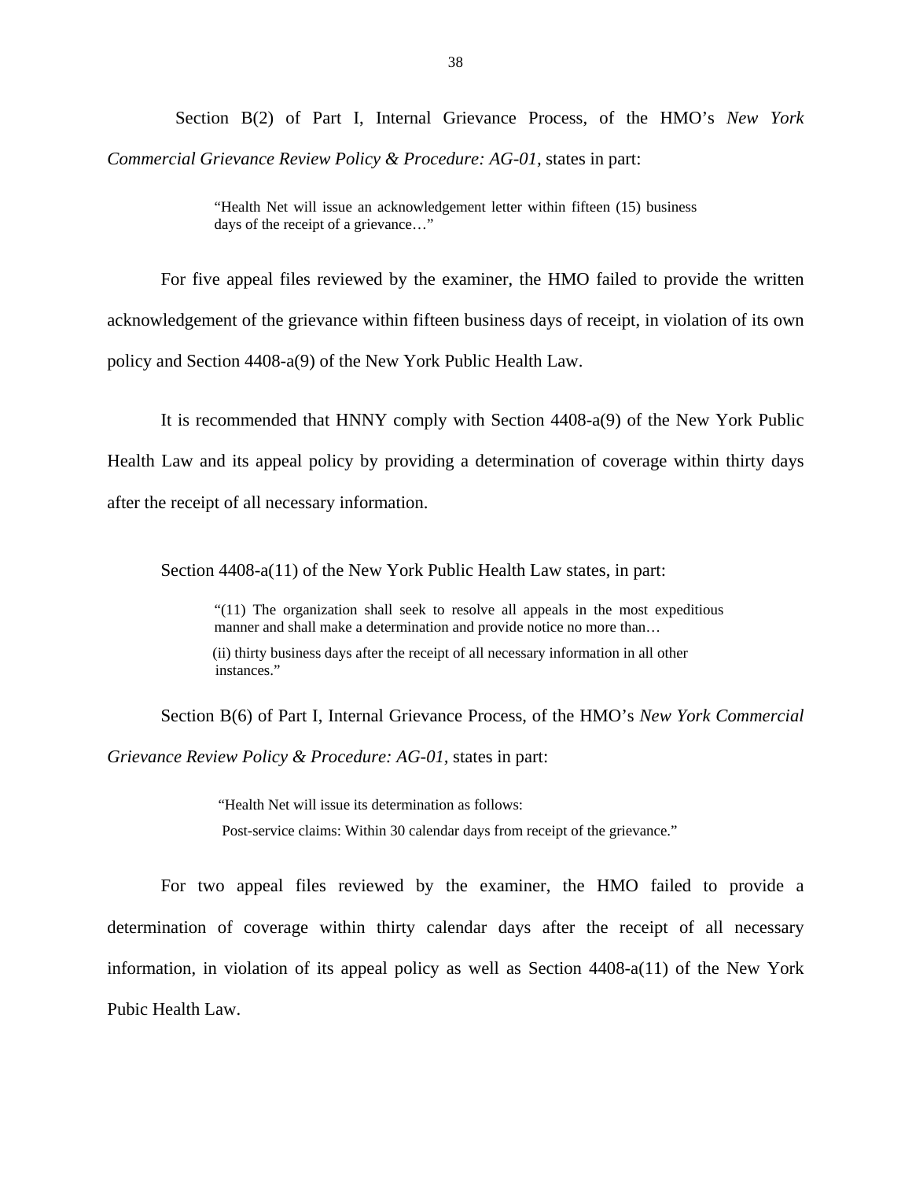Section B(2) of Part I, Internal Grievance Process, of the HMO's *New York Commercial Grievance Review Policy & Procedure: AG-01,* states in part:

> "Health Net will issue an acknowledgement letter within fifteen (15) business days of the receipt of a grievance…"

For five appeal files reviewed by the examiner, the HMO failed to provide the written acknowledgement of the grievance within fifteen business days of receipt, in violation of its own policy and Section 4408-a(9) of the New York Public Health Law.

It is recommended that HNNY comply with Section 4408-a(9) of the New York Public Health Law and its appeal policy by providing a determination of coverage within thirty days after the receipt of all necessary information.

Section 4408-a(11) of the New York Public Health Law states, in part:

> "(11) The organization shall seek to resolve all appeals in the most expeditious manner and shall make a determination and provide notice no more than…
>
> (ii) thirty business days after the receipt of all necessary information in all other instances."

Section B(6) of Part I, Internal Grievance Process, of the HMO's *New York Commercial Grievance Review Policy & Procedure: AG-01,* states in part:

> "Health Net will issue its determination as follows:
>
> Post-service claims: Within 30 calendar days from receipt of the grievance."

For two appeal files reviewed by the examiner, the HMO failed to provide a determination of coverage within thirty calendar days after the receipt of all necessary information, in violation of its appeal policy as well as Section 4408-a(11) of the New York Pubic Health Law.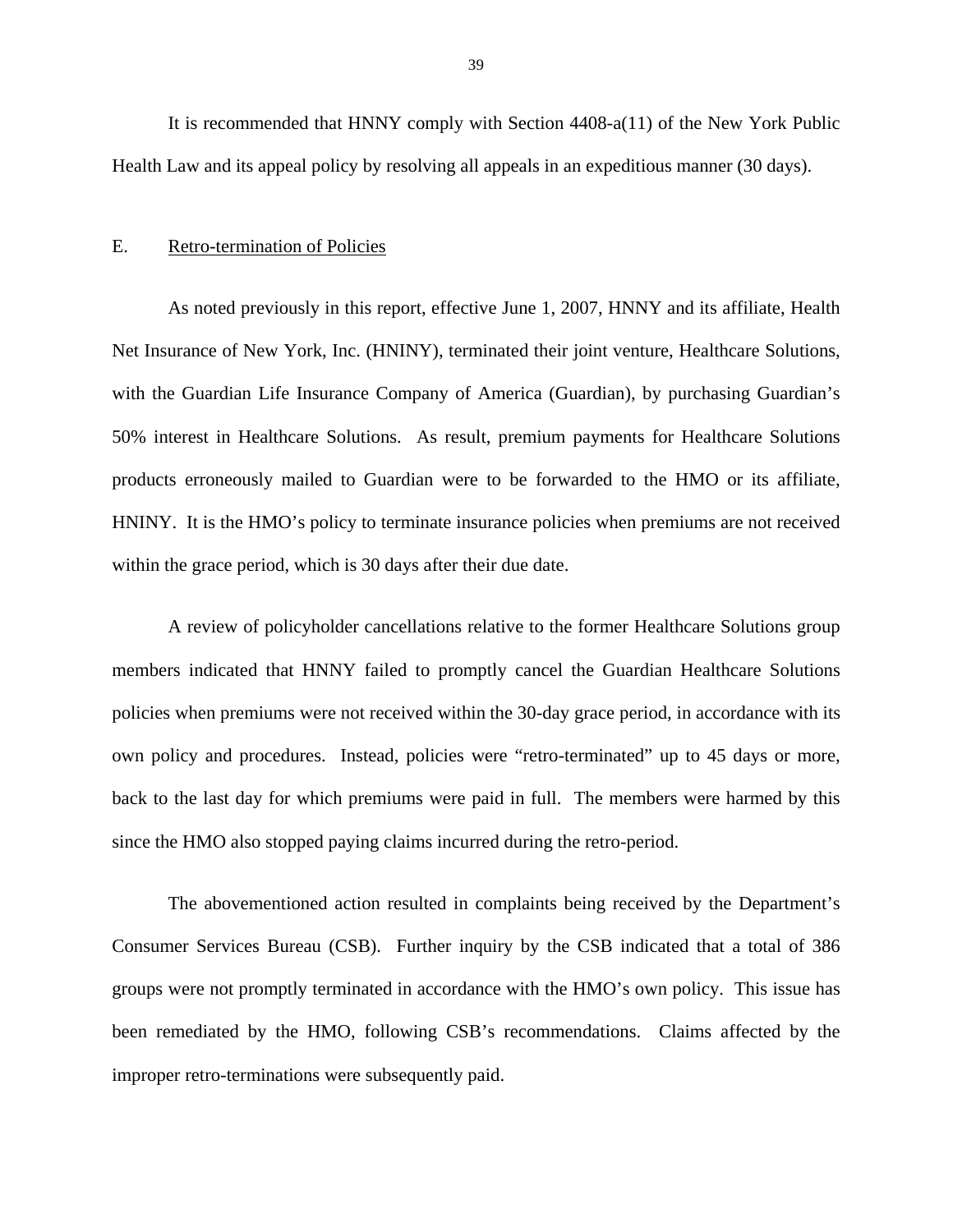It is recommended that HNNY comply with Section 4408-a(11) of the New York Public Health Law and its appeal policy by resolving all appeals in an expeditious manner (30 days).

## E. Retro-termination of Policies

As noted previously in this report, effective June 1, 2007, HNNY and its affiliate, Health Net Insurance of New York, Inc. (HNINY), terminated their joint venture, Healthcare Solutions, with the Guardian Life Insurance Company of America (Guardian), by purchasing Guardian's 50% interest in Healthcare Solutions. As result, premium payments for Healthcare Solutions products erroneously mailed to Guardian were to be forwarded to the HMO or its affiliate, HNINY. It is the HMO's policy to terminate insurance policies when premiums are not received within the grace period, which is 30 days after their due date.

A review of policyholder cancellations relative to the former Healthcare Solutions group members indicated that HNNY failed to promptly cancel the Guardian Healthcare Solutions policies when premiums were not received within the 30-day grace period, in accordance with its own policy and procedures. Instead, policies were "retro-terminated" up to 45 days or more, back to the last day for which premiums were paid in full. The members were harmed by this since the HMO also stopped paying claims incurred during the retro-period.

The abovementioned action resulted in complaints being received by the Department's Consumer Services Bureau (CSB). Further inquiry by the CSB indicated that a total of 386 groups were not promptly terminated in accordance with the HMO's own policy. This issue has been remediated by the HMO, following CSB's recommendations. Claims affected by the improper retro-terminations were subsequently paid.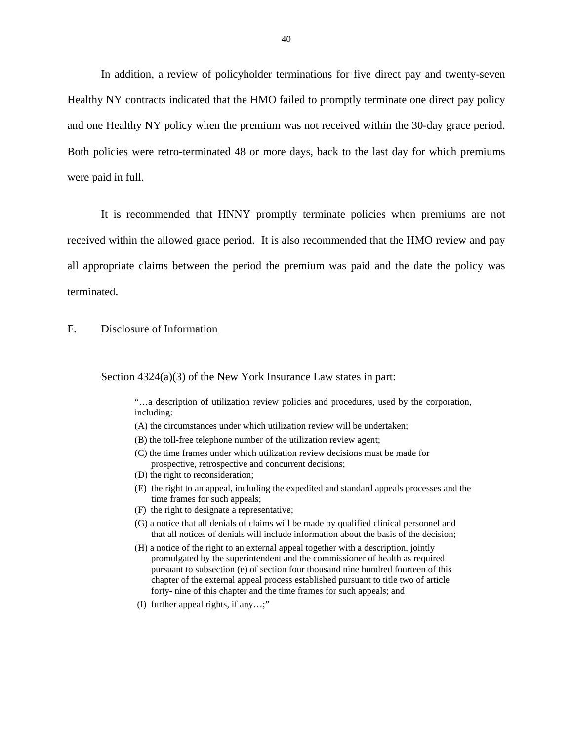In addition, a review of policyholder terminations for five direct pay and twenty-seven Healthy NY contracts indicated that the HMO failed to promptly terminate one direct pay policy and one Healthy NY policy when the premium was not received within the 30-day grace period. Both policies were retro-terminated 48 or more days, back to the last day for which premiums were paid in full.

It is recommended that HNNY promptly terminate policies when premiums are not received within the allowed grace period. It is also recommended that the HMO review and pay all appropriate claims between the period the premium was paid and the date the policy was terminated.

## F. Disclosure of Information

Section 4324(a)(3) of the New York Insurance Law states in part:

> "…a description of utilization review policies and procedures, used by the corporation, including:
>
> (A) the circumstances under which utilization review will be undertaken;
>
> (B) the toll-free telephone number of the utilization review agent;
>
> (C) the time frames under which utilization review decisions must be made for prospective, retrospective and concurrent decisions;
>
> (D) the right to reconsideration;
>
> (E) the right to an appeal, including the expedited and standard appeals processes and the time frames for such appeals;
>
> (F) the right to designate a representative;
>
> (G) a notice that all denials of claims will be made by qualified clinical personnel and that all notices of denials will include information about the basis of the decision;
>
> (H) a notice of the right to an external appeal together with a description, jointly promulgated by the superintendent and the commissioner of health as required pursuant to subsection (e) of section four thousand nine hundred fourteen of this chapter of the external appeal process established pursuant to title two of article forty- nine of this chapter and the time frames for such appeals; and
>
> (I) further appeal rights, if any…;"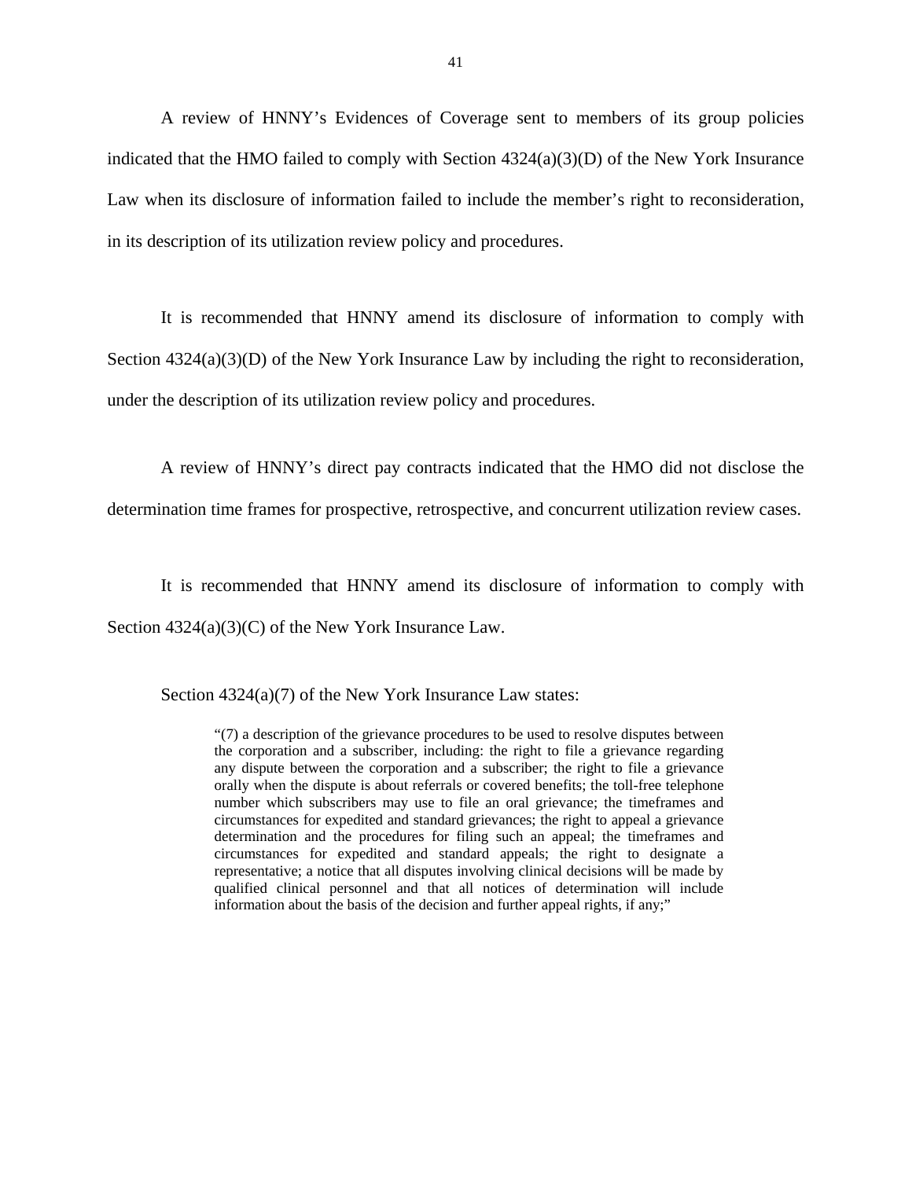A review of HNNY's Evidences of Coverage sent to members of its group policies indicated that the HMO failed to comply with Section 4324(a)(3)(D) of the New York Insurance Law when its disclosure of information failed to include the member's right to reconsideration, in its description of its utilization review policy and procedures.

It is recommended that HNNY amend its disclosure of information to comply with Section 4324(a)(3)(D) of the New York Insurance Law by including the right to reconsideration, under the description of its utilization review policy and procedures.

A review of HNNY's direct pay contracts indicated that the HMO did not disclose the determination time frames for prospective, retrospective, and concurrent utilization review cases.

It is recommended that HNNY amend its disclosure of information to comply with Section 4324(a)(3)(C) of the New York Insurance Law.

Section 4324(a)(7) of the New York Insurance Law states:

> "(7) a description of the grievance procedures to be used to resolve disputes between the corporation and a subscriber, including: the right to file a grievance regarding any dispute between the corporation and a subscriber; the right to file a grievance orally when the dispute is about referrals or covered benefits; the toll-free telephone number which subscribers may use to file an oral grievance; the timeframes and circumstances for expedited and standard grievances; the right to appeal a grievance determination and the procedures for filing such an appeal; the timeframes and circumstances for expedited and standard appeals; the right to designate a representative; a notice that all disputes involving clinical decisions will be made by qualified clinical personnel and that all notices of determination will include information about the basis of the decision and further appeal rights, if any;"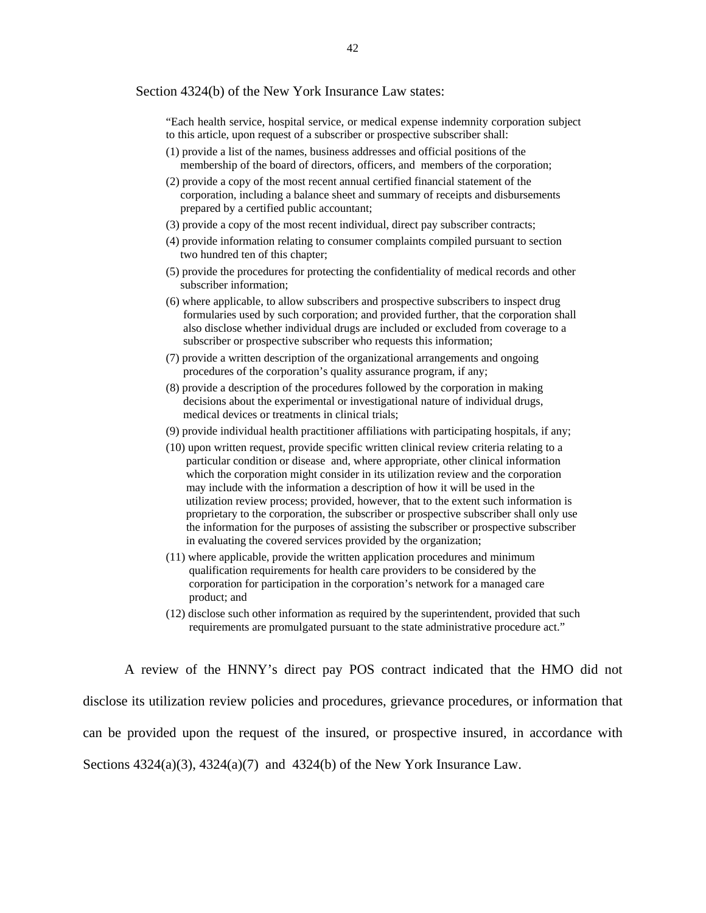Section 4324(b) of the New York Insurance Law states:

> "Each health service, hospital service, or medical expense indemnity corporation subject to this article, upon request of a subscriber or prospective subscriber shall:
>
> (1) provide a list of the names, business addresses and official positions of the membership of the board of directors, officers, and members of the corporation;
>
> (2) provide a copy of the most recent annual certified financial statement of the corporation, including a balance sheet and summary of receipts and disbursements prepared by a certified public accountant;
>
> (3) provide a copy of the most recent individual, direct pay subscriber contracts;
>
> (4) provide information relating to consumer complaints compiled pursuant to section two hundred ten of this chapter;
>
> (5) provide the procedures for protecting the confidentiality of medical records and other subscriber information;
>
> (6) where applicable, to allow subscribers and prospective subscribers to inspect drug formularies used by such corporation; and provided further, that the corporation shall also disclose whether individual drugs are included or excluded from coverage to a subscriber or prospective subscriber who requests this information;
>
> (7) provide a written description of the organizational arrangements and ongoing procedures of the corporation's quality assurance program, if any;
>
> (8) provide a description of the procedures followed by the corporation in making decisions about the experimental or investigational nature of individual drugs, medical devices or treatments in clinical trials;
>
> (9) provide individual health practitioner affiliations with participating hospitals, if any;
>
> (10) upon written request, provide specific written clinical review criteria relating to a particular condition or disease and, where appropriate, other clinical information which the corporation might consider in its utilization review and the corporation may include with the information a description of how it will be used in the utilization review process; provided, however, that to the extent such information is proprietary to the corporation, the subscriber or prospective subscriber shall only use the information for the purposes of assisting the subscriber or prospective subscriber in evaluating the covered services provided by the organization;
>
> (11) where applicable, provide the written application procedures and minimum qualification requirements for health care providers to be considered by the corporation for participation in the corporation's network for a managed care product; and
>
> (12) disclose such other information as required by the superintendent, provided that such requirements are promulgated pursuant to the state administrative procedure act."

A review of the HNNY's direct pay POS contract indicated that the HMO did not disclose its utilization review policies and procedures, grievance procedures, or information that can be provided upon the request of the insured, or prospective insured, in accordance with Sections 4324(a)(3), 4324(a)(7) and 4324(b) of the New York Insurance Law.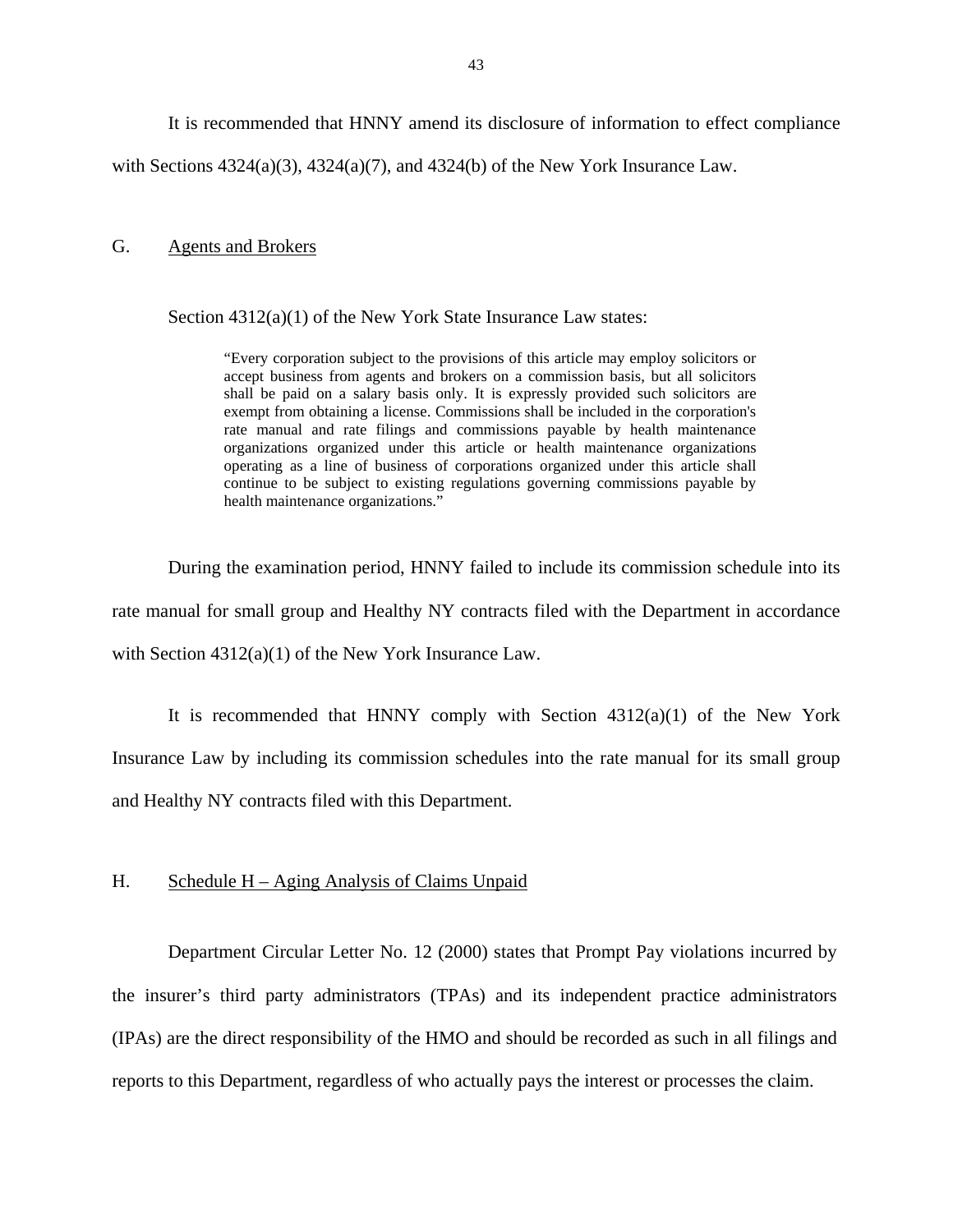It is recommended that HNNY amend its disclosure of information to effect compliance with Sections 4324(a)(3), 4324(a)(7), and 4324(b) of the New York Insurance Law.

## G. Agents and Brokers

Section 4312(a)(1) of the New York State Insurance Law states:

> "Every corporation subject to the provisions of this article may employ solicitors or accept business from agents and brokers on a commission basis, but all solicitors shall be paid on a salary basis only. It is expressly provided such solicitors are exempt from obtaining a license. Commissions shall be included in the corporation's rate manual and rate filings and commissions payable by health maintenance organizations organized under this article or health maintenance organizations operating as a line of business of corporations organized under this article shall continue to be subject to existing regulations governing commissions payable by health maintenance organizations."

During the examination period, HNNY failed to include its commission schedule into its rate manual for small group and Healthy NY contracts filed with the Department in accordance with Section 4312(a)(1) of the New York Insurance Law.

It is recommended that HNNY comply with Section 4312(a)(1) of the New York Insurance Law by including its commission schedules into the rate manual for its small group and Healthy NY contracts filed with this Department.

## H. Schedule H – Aging Analysis of Claims Unpaid

Department Circular Letter No. 12 (2000) states that Prompt Pay violations incurred by the insurer's third party administrators (TPAs) and its independent practice administrators (IPAs) are the direct responsibility of the HMO and should be recorded as such in all filings and reports to this Department, regardless of who actually pays the interest or processes the claim.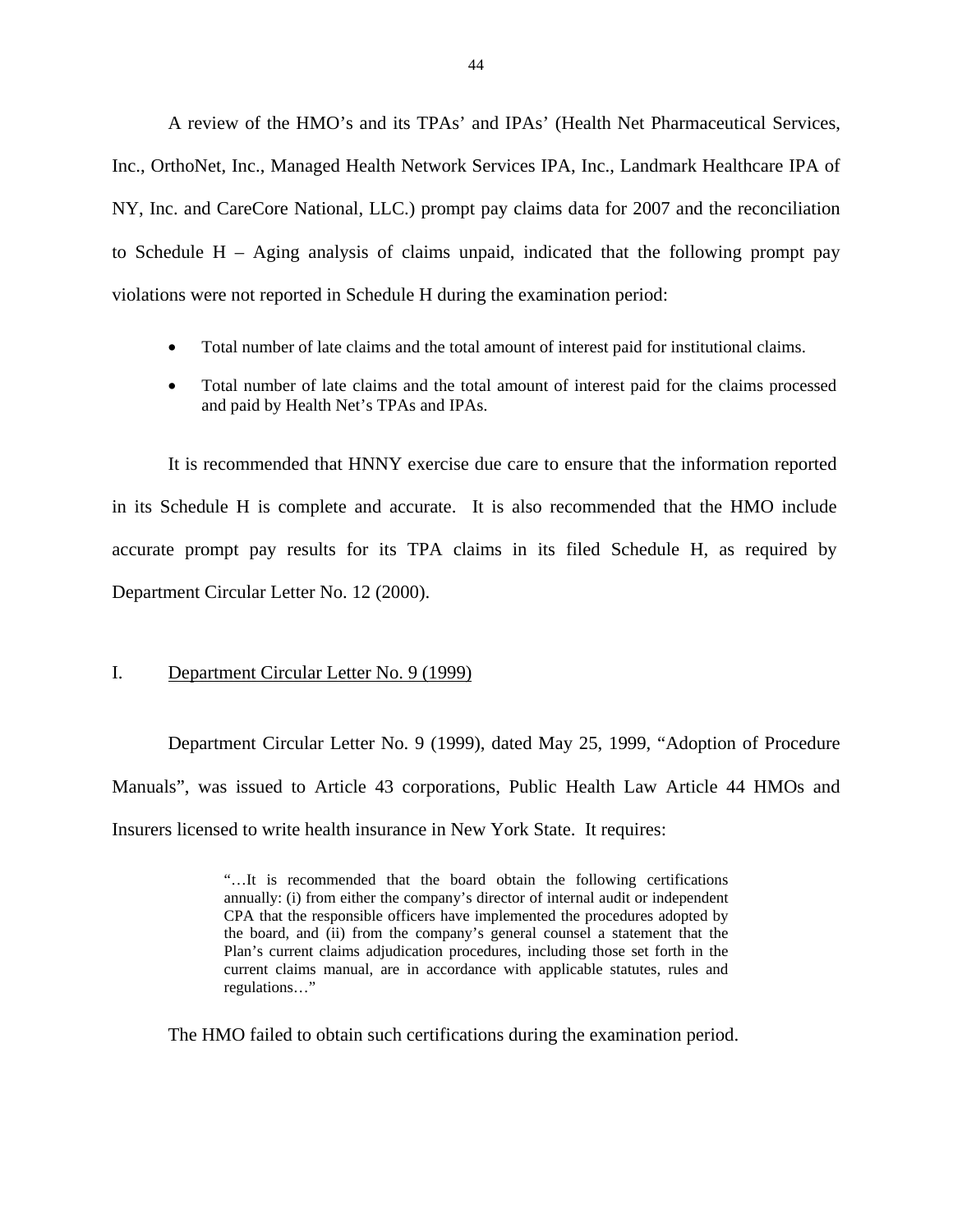A review of the HMO's and its TPAs' and IPAs' (Health Net Pharmaceutical Services, Inc., OrthoNet, Inc., Managed Health Network Services IPA, Inc., Landmark Healthcare IPA of NY, Inc. and CareCore National, LLC.) prompt pay claims data for 2007 and the reconciliation to Schedule H – Aging analysis of claims unpaid, indicated that the following prompt pay violations were not reported in Schedule H during the examination period:

- Total number of late claims and the total amount of interest paid for institutional claims.
- Total number of late claims and the total amount of interest paid for the claims processed and paid by Health Net's TPAs and IPAs.

It is recommended that HNNY exercise due care to ensure that the information reported in its Schedule H is complete and accurate. It is also recommended that the HMO include accurate prompt pay results for its TPA claims in its filed Schedule H, as required by Department Circular Letter No. 12 (2000).

## I. Department Circular Letter No. 9 (1999)

Department Circular Letter No. 9 (1999), dated May 25, 1999, "Adoption of Procedure Manuals", was issued to Article 43 corporations, Public Health Law Article 44 HMOs and Insurers licensed to write health insurance in New York State. It requires:

> "…It is recommended that the board obtain the following certifications annually: (i) from either the company's director of internal audit or independent CPA that the responsible officers have implemented the procedures adopted by the board, and (ii) from the company's general counsel a statement that the Plan's current claims adjudication procedures, including those set forth in the current claims manual, are in accordance with applicable statutes, rules and regulations…"

The HMO failed to obtain such certifications during the examination period.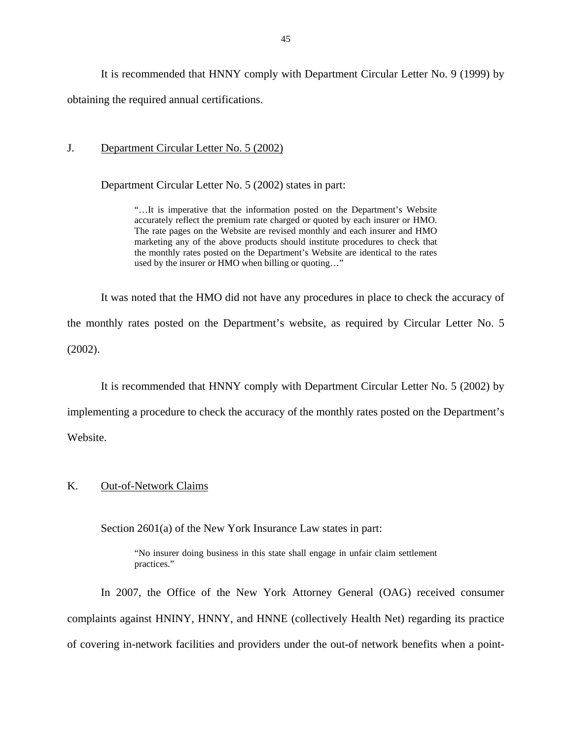It is recommended that HNNY comply with Department Circular Letter No. 9 (1999) by obtaining the required annual certifications.

## J. Department Circular Letter No. 5 (2002)

Department Circular Letter No. 5 (2002) states in part:

> "…It is imperative that the information posted on the Department's Website accurately reflect the premium rate charged or quoted by each insurer or HMO. The rate pages on the Website are revised monthly and each insurer and HMO marketing any of the above products should institute procedures to check that the monthly rates posted on the Department's Website are identical to the rates used by the insurer or HMO when billing or quoting…"

It was noted that the HMO did not have any procedures in place to check the accuracy of the monthly rates posted on the Department's website, as required by Circular Letter No. 5 (2002).

It is recommended that HNNY comply with Department Circular Letter No. 5 (2002) by implementing a procedure to check the accuracy of the monthly rates posted on the Department's Website.

## K. Out-of-Network Claims

Section 2601(a) of the New York Insurance Law states in part:

> "No insurer doing business in this state shall engage in unfair claim settlement practices."

In 2007, the Office of the New York Attorney General (OAG) received consumer complaints against HNINY, HNNY, and HNNE (collectively Health Net) regarding its practice of covering in-network facilities and providers under the out-of network benefits when a point-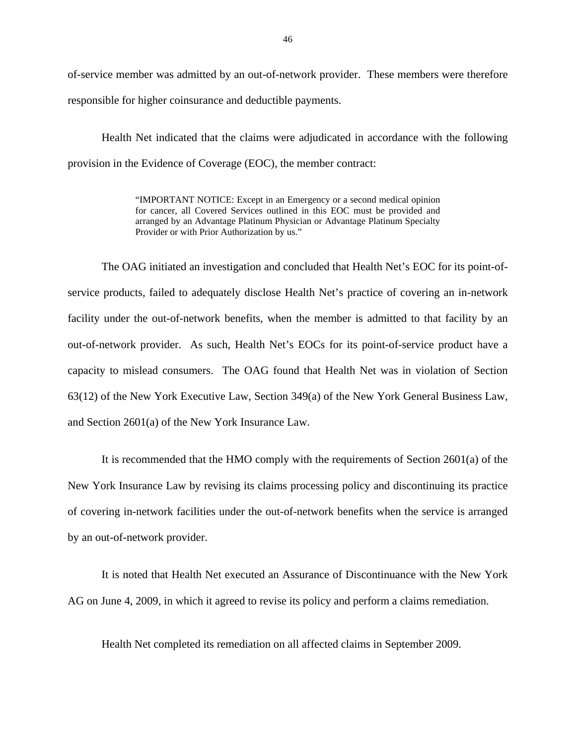of-service member was admitted by an out-of-network provider. These members were therefore responsible for higher coinsurance and deductible payments.

Health Net indicated that the claims were adjudicated in accordance with the following provision in the Evidence of Coverage (EOC), the member contract:

> "IMPORTANT NOTICE: Except in an Emergency or a second medical opinion for cancer, all Covered Services outlined in this EOC must be provided and arranged by an Advantage Platinum Physician or Advantage Platinum Specialty Provider or with Prior Authorization by us."

The OAG initiated an investigation and concluded that Health Net's EOC for its point-of-service products, failed to adequately disclose Health Net's practice of covering an in-network facility under the out-of-network benefits, when the member is admitted to that facility by an out-of-network provider. As such, Health Net's EOCs for its point-of-service product have a capacity to mislead consumers. The OAG found that Health Net was in violation of Section 63(12) of the New York Executive Law, Section 349(a) of the New York General Business Law, and Section 2601(a) of the New York Insurance Law.

It is recommended that the HMO comply with the requirements of Section 2601(a) of the New York Insurance Law by revising its claims processing policy and discontinuing its practice of covering in-network facilities under the out-of-network benefits when the service is arranged by an out-of-network provider.

It is noted that Health Net executed an Assurance of Discontinuance with the New York AG on June 4, 2009, in which it agreed to revise its policy and perform a claims remediation.

Health Net completed its remediation on all affected claims in September 2009.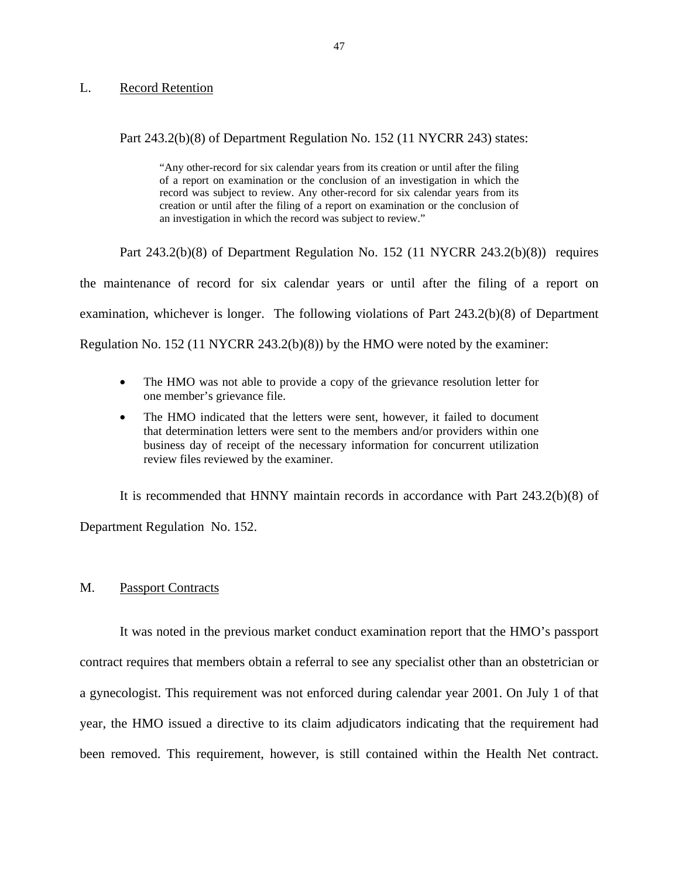## L. Record Retention

Part 243.2(b)(8) of Department Regulation No. 152 (11 NYCRR 243) states:

> "Any other-record for six calendar years from its creation or until after the filing of a report on examination or the conclusion of an investigation in which the record was subject to review. Any other-record for six calendar years from its creation or until after the filing of a report on examination or the conclusion of an investigation in which the record was subject to review."

Part 243.2(b)(8) of Department Regulation No. 152 (11 NYCRR 243.2(b)(8)) requires the maintenance of record for six calendar years or until after the filing of a report on examination, whichever is longer. The following violations of Part 243.2(b)(8) of Department Regulation No. 152 (11 NYCRR 243.2(b)(8)) by the HMO were noted by the examiner:

- The HMO was not able to provide a copy of the grievance resolution letter for one member's grievance file.
- The HMO indicated that the letters were sent, however, it failed to document that determination letters were sent to the members and/or providers within one business day of receipt of the necessary information for concurrent utilization review files reviewed by the examiner.

It is recommended that HNNY maintain records in accordance with Part 243.2(b)(8) of Department Regulation No. 152.

## M. Passport Contracts

It was noted in the previous market conduct examination report that the HMO's passport contract requires that members obtain a referral to see any specialist other than an obstetrician or a gynecologist. This requirement was not enforced during calendar year 2001. On July 1 of that year, the HMO issued a directive to its claim adjudicators indicating that the requirement had been removed. This requirement, however, is still contained within the Health Net contract.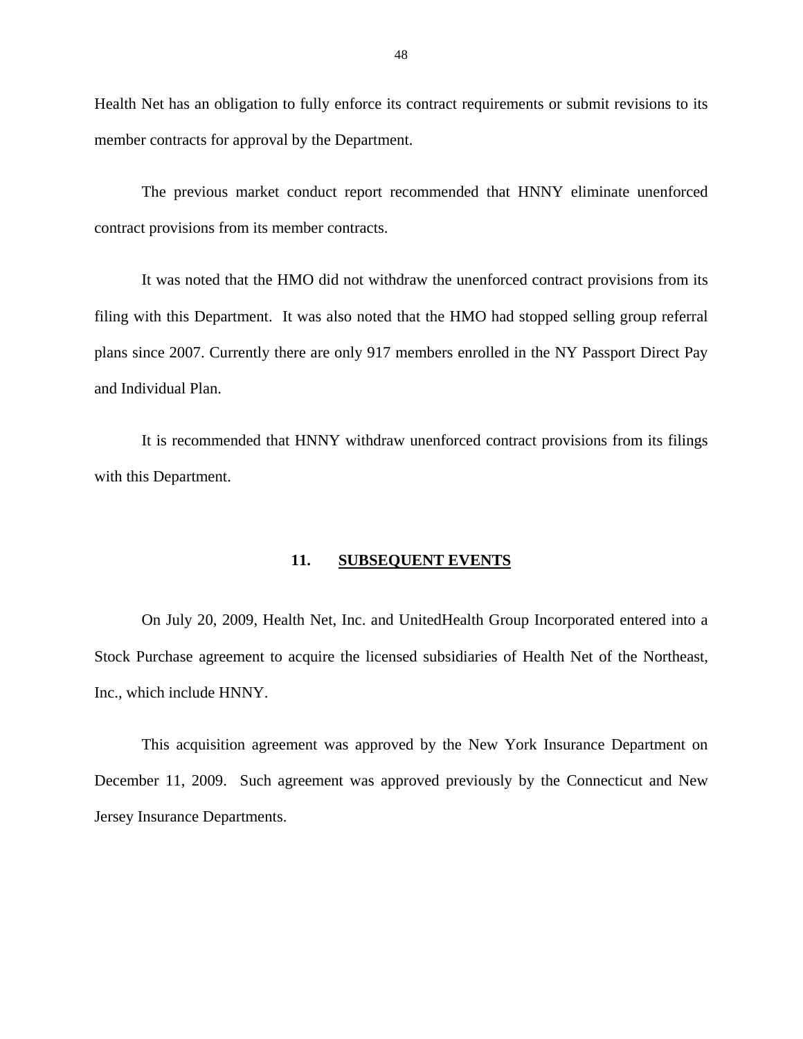Health Net has an obligation to fully enforce its contract requirements or submit revisions to its member contracts for approval by the Department.

The previous market conduct report recommended that HNNY eliminate unenforced contract provisions from its member contracts.

It was noted that the HMO did not withdraw the unenforced contract provisions from its filing with this Department. It was also noted that the HMO had stopped selling group referral plans since 2007. Currently there are only 917 members enrolled in the NY Passport Direct Pay and Individual Plan.

It is recommended that HNNY withdraw unenforced contract provisions from its filings with this Department.

## 11. SUBSEQUENT EVENTS

On July 20, 2009, Health Net, Inc. and UnitedHealth Group Incorporated entered into a Stock Purchase agreement to acquire the licensed subsidiaries of Health Net of the Northeast, Inc., which include HNNY.

This acquisition agreement was approved by the New York Insurance Department on December 11, 2009. Such agreement was approved previously by the Connecticut and New Jersey Insurance Departments.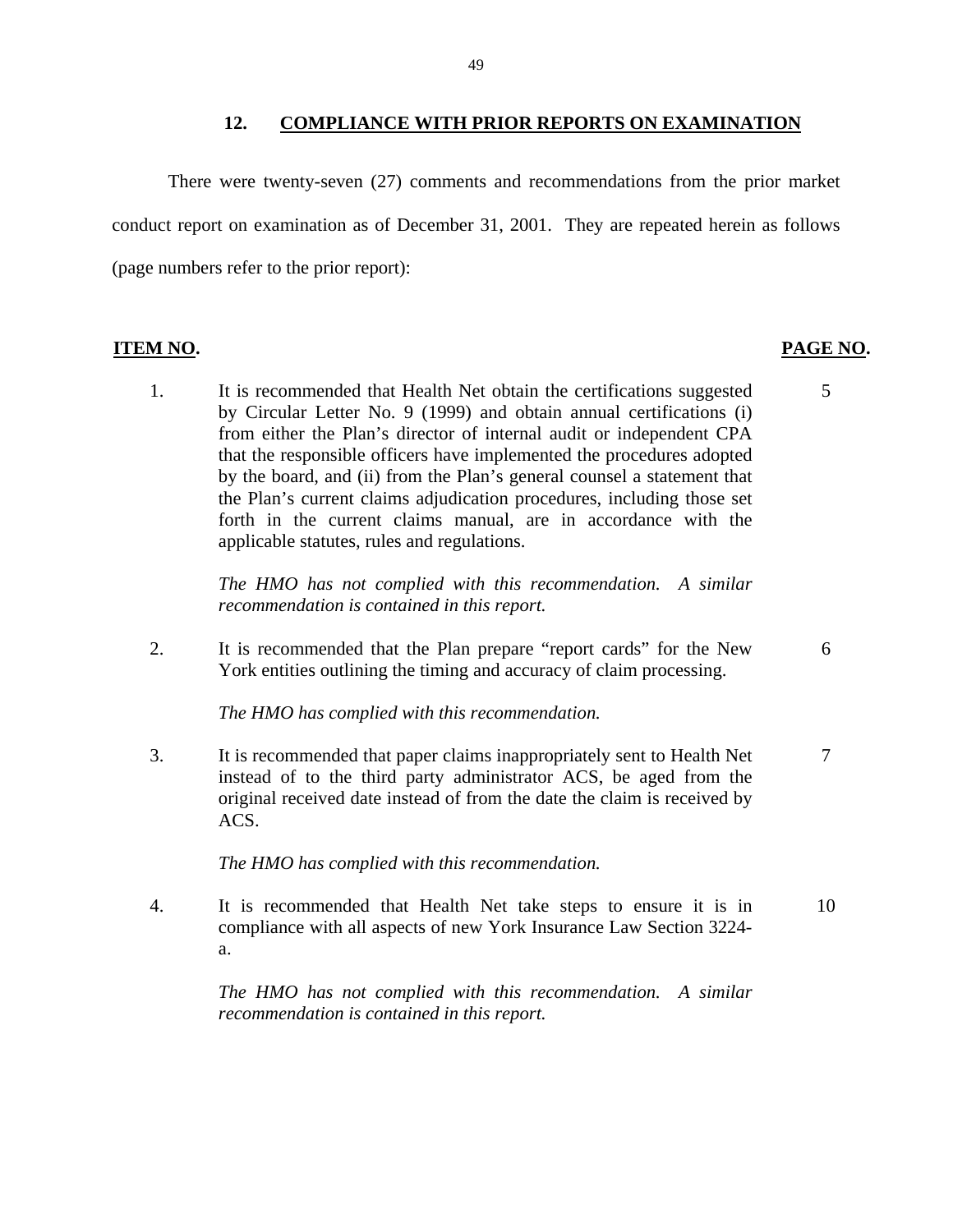## 12. COMPLIANCE WITH PRIOR REPORTS ON EXAMINATION

There were twenty-seven (27) comments and recommendations from the prior market conduct report on examination as of December 31, 2001. They are repeated herein as follows (page numbers refer to the prior report):

| ITEM NO. | | PAGE NO. |
|---|---|---|
| 1. | It is recommended that Health Net obtain the certifications suggested by Circular Letter No. 9 (1999) and obtain annual certifications (i) from either the Plan's director of internal audit or independent CPA that the responsible officers have implemented the procedures adopted by the board, and (ii) from the Plan's general counsel a statement that the Plan's current claims adjudication procedures, including those set forth in the current claims manual, are in accordance with the applicable statutes, rules and regulations.<br><br>*The HMO has not complied with this recommendation. A similar recommendation is contained in this report.* | 5 |
| 2. | It is recommended that the Plan prepare "report cards" for the New York entities outlining the timing and accuracy of claim processing.<br><br>*The HMO has complied with this recommendation.* | 6 |
| 3. | It is recommended that paper claims inappropriately sent to Health Net instead of to the third party administrator ACS, be aged from the original received date instead of from the date the claim is received by ACS.<br><br>*The HMO has complied with this recommendation.* | 7 |
| 4. | It is recommended that Health Net take steps to ensure it is in compliance with all aspects of new York Insurance Law Section 3224-a.<br><br>*The HMO has not complied with this recommendation. A similar recommendation is contained in this report.* | 10 |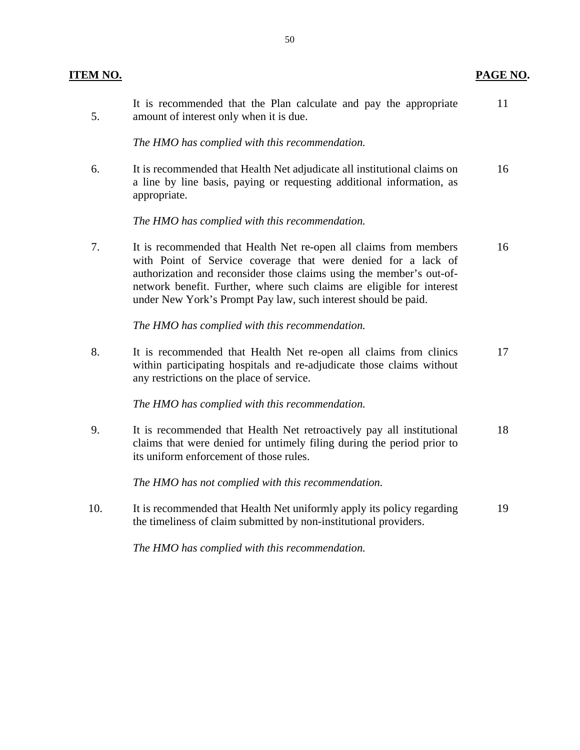| ITEM NO. | | PAGE NO. |
|---|---|---|
| 5. | It is recommended that the Plan calculate and pay the appropriate amount of interest only when it is due.<br><br>*The HMO has complied with this recommendation.* | 11 |
| 6. | It is recommended that Health Net adjudicate all institutional claims on a line by line basis, paying or requesting additional information, as appropriate.<br><br>*The HMO has complied with this recommendation.* | 16 |
| 7. | It is recommended that Health Net re-open all claims from members with Point of Service coverage that were denied for a lack of authorization and reconsider those claims using the member's out-of-network benefit. Further, where such claims are eligible for interest under New York's Prompt Pay law, such interest should be paid.<br><br>*The HMO has complied with this recommendation.* | 16 |
| 8. | It is recommended that Health Net re-open all claims from clinics within participating hospitals and re-adjudicate those claims without any restrictions on the place of service.<br><br>*The HMO has complied with this recommendation.* | 17 |
| 9. | It is recommended that Health Net retroactively pay all institutional claims that were denied for untimely filing during the period prior to its uniform enforcement of those rules.<br><br>*The HMO has not complied with this recommendation.* | 18 |
| 10. | It is recommended that Health Net uniformly apply its policy regarding the timeliness of claim submitted by non-institutional providers.<br><br>*The HMO has complied with this recommendation.* | 19 |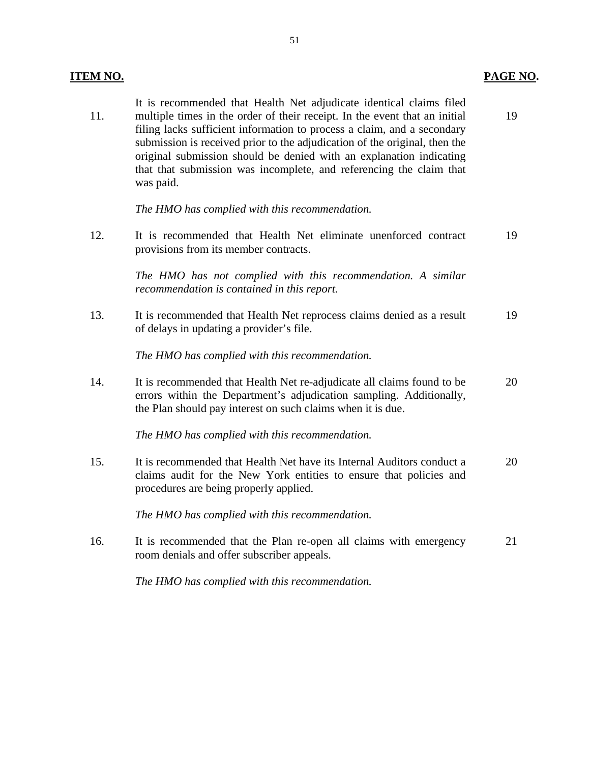| ITEM NO. | | PAGE NO. |
|---|---|---|
| 11. | It is recommended that Health Net adjudicate identical claims filed multiple times in the order of their receipt. In the event that an initial filing lacks sufficient information to process a claim, and a secondary submission is received prior to the adjudication of the original, then the original submission should be denied with an explanation indicating that that submission was incomplete, and referencing the claim that was paid.<br><br>*The HMO has complied with this recommendation.* | 19 |
| 12. | It is recommended that Health Net eliminate unenforced contract provisions from its member contracts.<br><br>*The HMO has not complied with this recommendation. A similar recommendation is contained in this report.* | 19 |
| 13. | It is recommended that Health Net reprocess claims denied as a result of delays in updating a provider's file.<br><br>*The HMO has complied with this recommendation.* | 19 |
| 14. | It is recommended that Health Net re-adjudicate all claims found to be errors within the Department's adjudication sampling. Additionally, the Plan should pay interest on such claims when it is due.<br><br>*The HMO has complied with this recommendation.* | 20 |
| 15. | It is recommended that Health Net have its Internal Auditors conduct a claims audit for the New York entities to ensure that policies and procedures are being properly applied.<br><br>*The HMO has complied with this recommendation.* | 20 |
| 16. | It is recommended that the Plan re-open all claims with emergency room denials and offer subscriber appeals.<br><br>*The HMO has complied with this recommendation.* | 21 |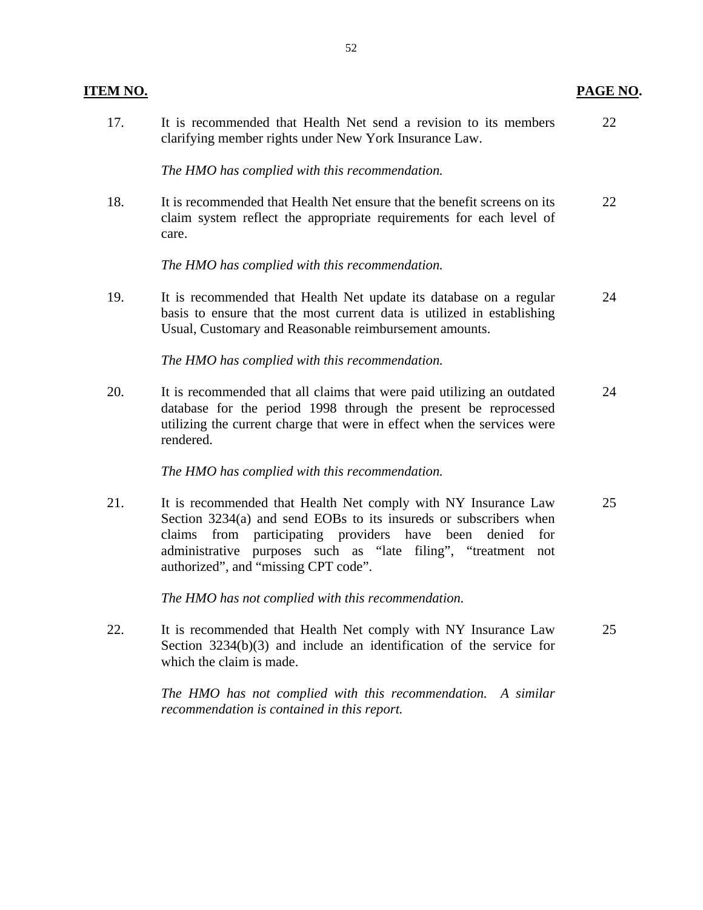| ITEM NO. | | PAGE NO. |
|---|---|---|
| 17. | It is recommended that Health Net send a revision to its members clarifying member rights under New York Insurance Law.<br><br>*The HMO has complied with this recommendation.* | 22 |
| 18. | It is recommended that Health Net ensure that the benefit screens on its claim system reflect the appropriate requirements for each level of care.<br><br>*The HMO has complied with this recommendation.* | 22 |
| 19. | It is recommended that Health Net update its database on a regular basis to ensure that the most current data is utilized in establishing Usual, Customary and Reasonable reimbursement amounts.<br><br>*The HMO has complied with this recommendation.* | 24 |
| 20. | It is recommended that all claims that were paid utilizing an outdated database for the period 1998 through the present be reprocessed utilizing the current charge that were in effect when the services were rendered.<br><br>*The HMO has complied with this recommendation.* | 24 |
| 21. | It is recommended that Health Net comply with NY Insurance Law Section 3234(a) and send EOBs to its insureds or subscribers when claims from participating providers have been denied for administrative purposes such as "late filing", "treatment not authorized", and "missing CPT code".<br><br>*The HMO has not complied with this recommendation.* | 25 |
| 22. | It is recommended that Health Net comply with NY Insurance Law Section 3234(b)(3) and include an identification of the service for which the claim is made.<br><br>*The HMO has not complied with this recommendation. A similar recommendation is contained in this report.* | 25 |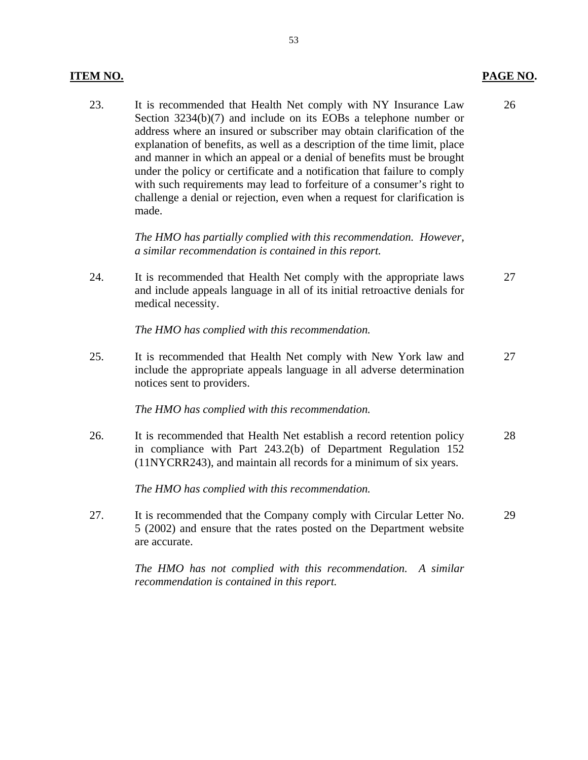| ITEM NO. | | PAGE NO. |
|---|---|---|
| 23. | It is recommended that Health Net comply with NY Insurance Law Section 3234(b)(7) and include on its EOBs a telephone number or address where an insured or subscriber may obtain clarification of the explanation of benefits, as well as a description of the time limit, place and manner in which an appeal or a denial of benefits must be brought under the policy or certificate and a notification that failure to comply with such requirements may lead to forfeiture of a consumer's right to challenge a denial or rejection, even when a request for clarification is made.<br><br>*The HMO has partially complied with this recommendation. However, a similar recommendation is contained in this report.* | 26 |
| 24. | It is recommended that Health Net comply with the appropriate laws and include appeals language in all of its initial retroactive denials for medical necessity.<br><br>*The HMO has complied with this recommendation.* | 27 |
| 25. | It is recommended that Health Net comply with New York law and include the appropriate appeals language in all adverse determination notices sent to providers.<br><br>*The HMO has complied with this recommendation.* | 27 |
| 26. | It is recommended that Health Net establish a record retention policy in compliance with Part 243.2(b) of Department Regulation 152 (11NYCRR243), and maintain all records for a minimum of six years.<br><br>*The HMO has complied with this recommendation.* | 28 |
| 27. | It is recommended that the Company comply with Circular Letter No. 5 (2002) and ensure that the rates posted on the Department website are accurate.<br><br>*The HMO has not complied with this recommendation. A similar recommendation is contained in this report.* | 29 |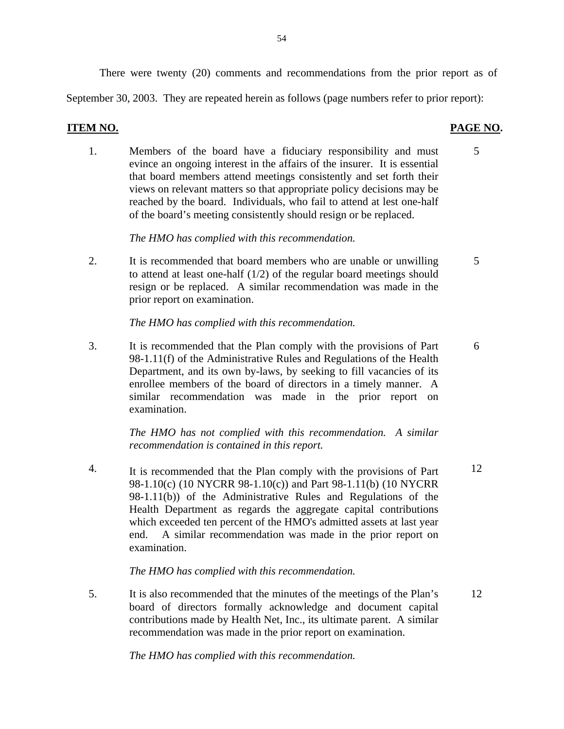There were twenty (20) comments and recommendations from the prior report as of September 30, 2003. They are repeated herein as follows (page numbers refer to prior report):

| ITEM NO. | | PAGE NO. |
|---|---|---|
| 1. | Members of the board have a fiduciary responsibility and must evince an ongoing interest in the affairs of the insurer. It is essential that board members attend meetings consistently and set forth their views on relevant matters so that appropriate policy decisions may be reached by the board. Individuals, who fail to attend at lest one-half of the board's meeting consistently should resign or be replaced.<br><br>*The HMO has complied with this recommendation.* | 5 |
| 2. | It is recommended that board members who are unable or unwilling to attend at least one-half (1/2) of the regular board meetings should resign or be replaced. A similar recommendation was made in the prior report on examination.<br><br>*The HMO has complied with this recommendation.* | 5 |
| 3. | It is recommended that the Plan comply with the provisions of Part 98-1.11(f) of the Administrative Rules and Regulations of the Health Department, and its own by-laws, by seeking to fill vacancies of its enrollee members of the board of directors in a timely manner. A similar recommendation was made in the prior report on examination.<br><br>*The HMO has not complied with this recommendation. A similar recommendation is contained in this report.* | 6 |
| 4. | It is recommended that the Plan comply with the provisions of Part 98-1.10(c) (10 NYCRR 98-1.10(c)) and Part 98-1.11(b) (10 NYCRR 98-1.11(b)) of the Administrative Rules and Regulations of the Health Department as regards the aggregate capital contributions which exceeded ten percent of the HMO's admitted assets at last year end. A similar recommendation was made in the prior report on examination.<br><br>*The HMO has complied with this recommendation.* | 12 |
| 5. | It is also recommended that the minutes of the meetings of the Plan's board of directors formally acknowledge and document capital contributions made by Health Net, Inc., its ultimate parent. A similar recommendation was made in the prior report on examination.<br><br>*The HMO has complied with this recommendation.* | 12 |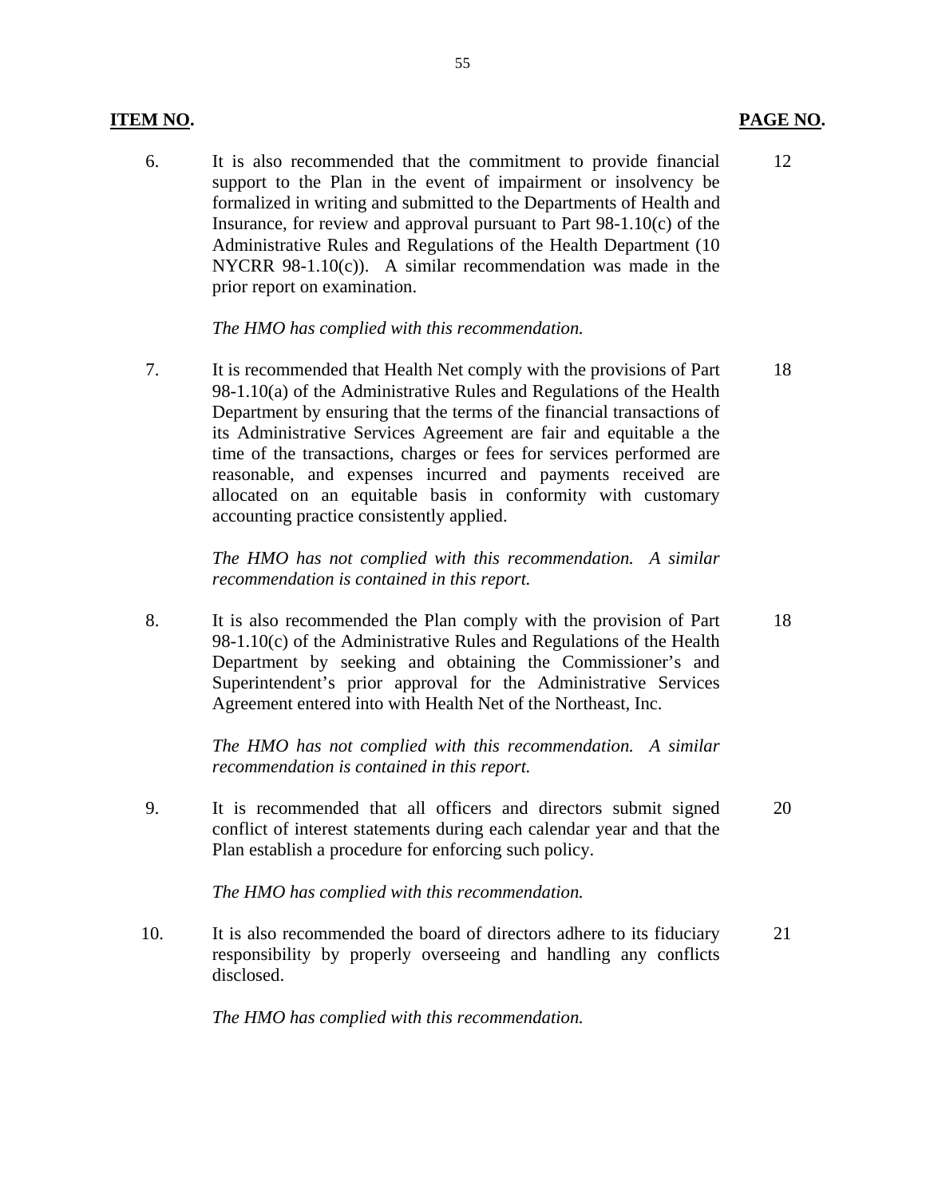| **ITEM NO.** | | **PAGE NO.** |
|---|---|---|
| 6. | It is also recommended that the commitment to provide financial support to the Plan in the event of impairment or insolvency be formalized in writing and submitted to the Departments of Health and Insurance, for review and approval pursuant to Part 98-1.10(c) of the Administrative Rules and Regulations of the Health Department (10 NYCRR 98-1.10(c)). A similar recommendation was made in the prior report on examination.<br><br>*The HMO has complied with this recommendation.* | 12 |
| 7. | It is recommended that Health Net comply with the provisions of Part 98-1.10(a) of the Administrative Rules and Regulations of the Health Department by ensuring that the terms of the financial transactions of its Administrative Services Agreement are fair and equitable a the time of the transactions, charges or fees for services performed are reasonable, and expenses incurred and payments received are allocated on an equitable basis in conformity with customary accounting practice consistently applied.<br><br>*The HMO has not complied with this recommendation. A similar recommendation is contained in this report.* | 18 |
| 8. | It is also recommended the Plan comply with the provision of Part 98-1.10(c) of the Administrative Rules and Regulations of the Health Department by seeking and obtaining the Commissioner's and Superintendent's prior approval for the Administrative Services Agreement entered into with Health Net of the Northeast, Inc.<br><br>*The HMO has not complied with this recommendation. A similar recommendation is contained in this report.* | 18 |
| 9. | It is recommended that all officers and directors submit signed conflict of interest statements during each calendar year and that the Plan establish a procedure for enforcing such policy.<br><br>*The HMO has complied with this recommendation.* | 20 |
| 10. | It is also recommended the board of directors adhere to its fiduciary responsibility by properly overseeing and handling any conflicts disclosed.<br><br>*The HMO has complied with this recommendation.* | 21 |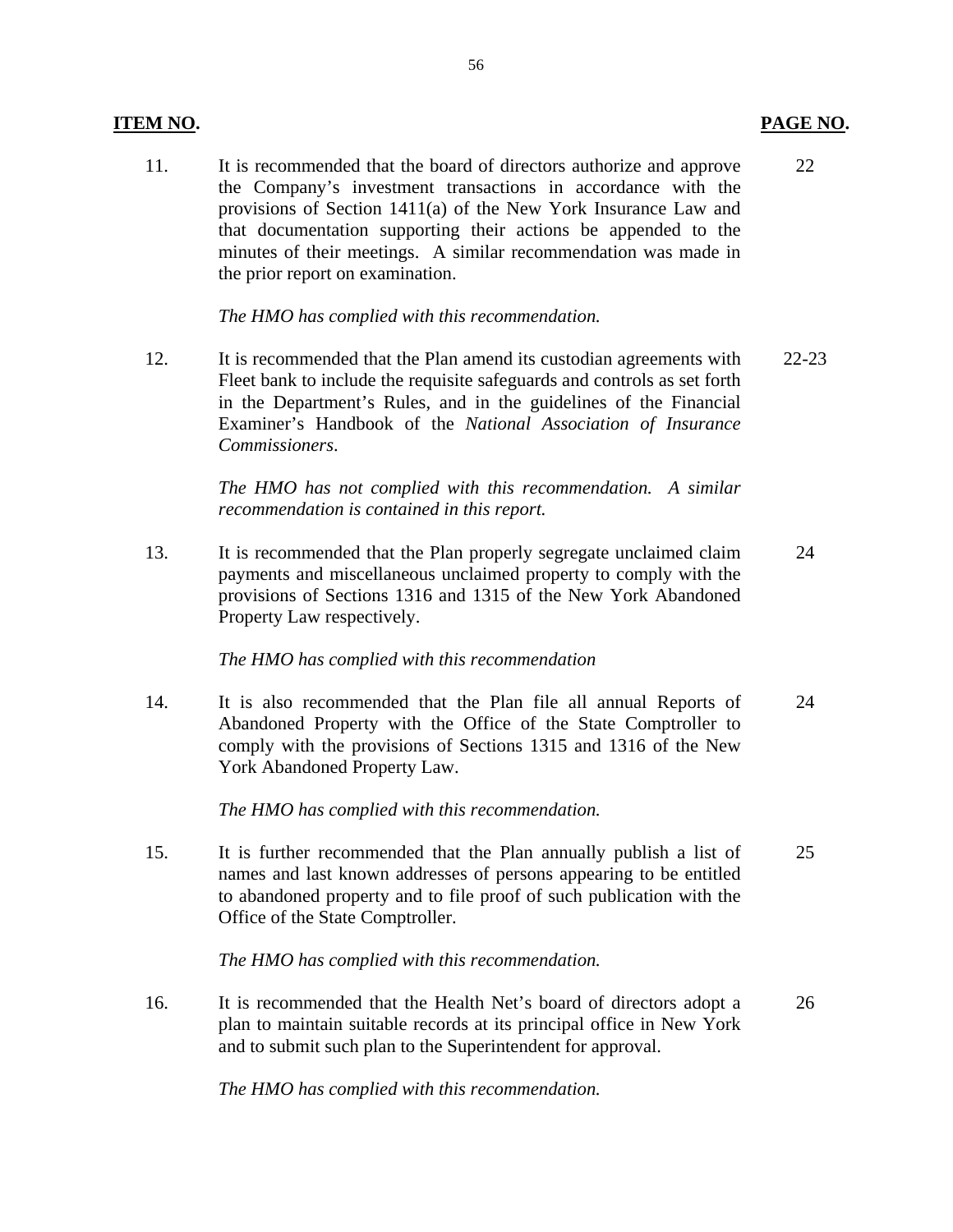| ITEM NO. | | PAGE NO. |
|---|---|---|
| 11. | It is recommended that the board of directors authorize and approve the Company's investment transactions in accordance with the provisions of Section 1411(a) of the New York Insurance Law and that documentation supporting their actions be appended to the minutes of their meetings. A similar recommendation was made in the prior report on examination.<br><br>*The HMO has complied with this recommendation.* | 22 |
| 12. | It is recommended that the Plan amend its custodian agreements with Fleet bank to include the requisite safeguards and controls as set forth in the Department's Rules, and in the guidelines of the Financial Examiner's Handbook of the *National Association of Insurance Commissioners*.<br><br>*The HMO has not complied with this recommendation. A similar recommendation is contained in this report.* | 22-23 |
| 13. | It is recommended that the Plan properly segregate unclaimed claim payments and miscellaneous unclaimed property to comply with the provisions of Sections 1316 and 1315 of the New York Abandoned Property Law respectively.<br><br>*The HMO has complied with this recommendation* | 24 |
| 14. | It is also recommended that the Plan file all annual Reports of Abandoned Property with the Office of the State Comptroller to comply with the provisions of Sections 1315 and 1316 of the New York Abandoned Property Law.<br><br>*The HMO has complied with this recommendation.* | 24 |
| 15. | It is further recommended that the Plan annually publish a list of names and last known addresses of persons appearing to be entitled to abandoned property and to file proof of such publication with the Office of the State Comptroller.<br><br>*The HMO has complied with this recommendation.* | 25 |
| 16. | It is recommended that the Health Net's board of directors adopt a plan to maintain suitable records at its principal office in New York and to submit such plan to the Superintendent for approval.<br><br>*The HMO has complied with this recommendation.* | 26 |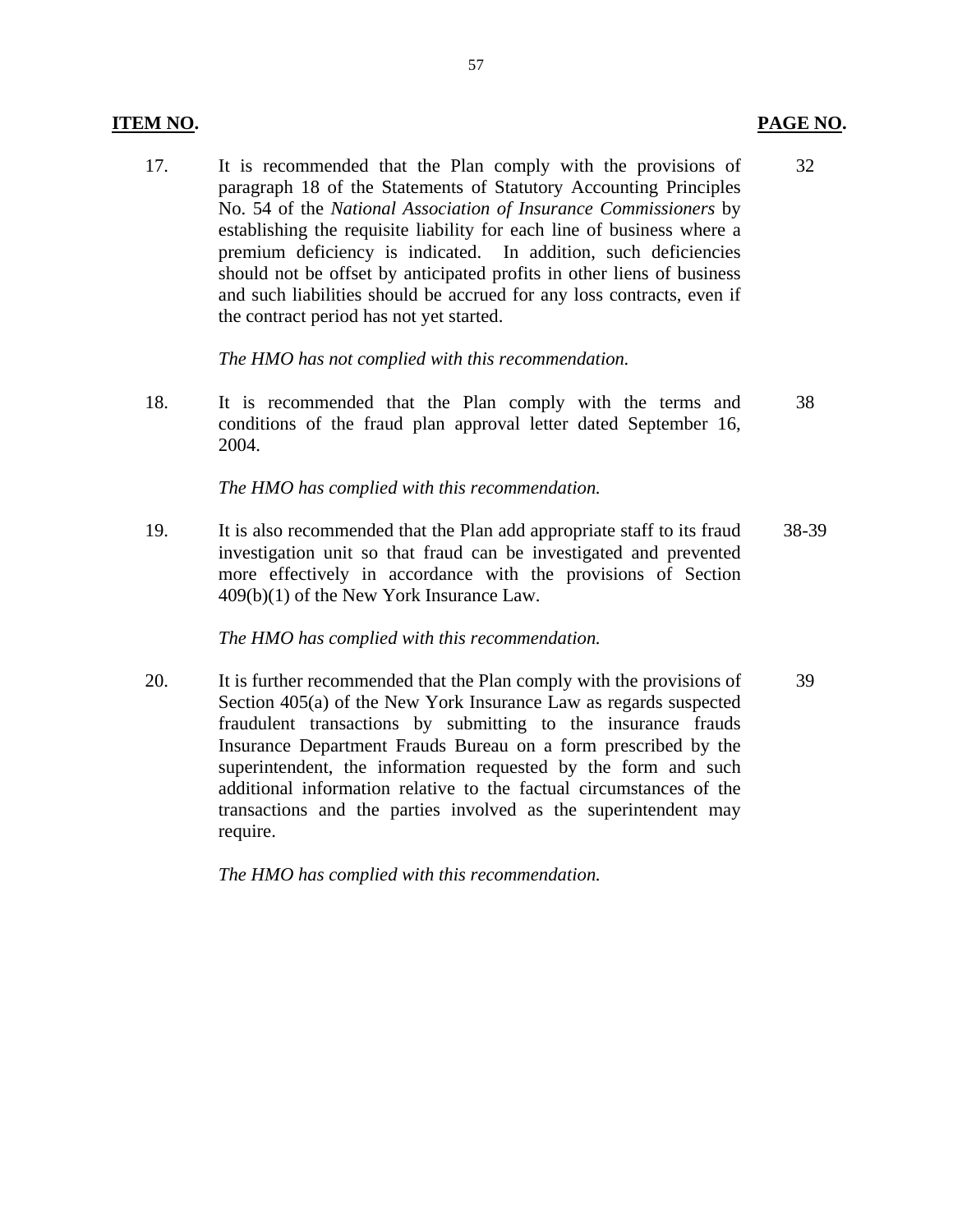| **ITEM NO.** | | **PAGE NO.** |
|---|---|---|
| 17. | It is recommended that the Plan comply with the provisions of paragraph 18 of the Statements of Statutory Accounting Principles No. 54 of the *National Association of Insurance Commissioners* by establishing the requisite liability for each line of business where a premium deficiency is indicated. In addition, such deficiencies should not be offset by anticipated profits in other liens of business and such liabilities should be accrued for any loss contracts, even if the contract period has not yet started.<br><br>*The HMO has not complied with this recommendation.* | 32 |
| 18. | It is recommended that the Plan comply with the terms and conditions of the fraud plan approval letter dated September 16, 2004.<br><br>*The HMO has complied with this recommendation.* | 38 |
| 19. | It is also recommended that the Plan add appropriate staff to its fraud investigation unit so that fraud can be investigated and prevented more effectively in accordance with the provisions of Section 409(b)(1) of the New York Insurance Law.<br><br>*The HMO has complied with this recommendation.* | 38-39 |
| 20. | It is further recommended that the Plan comply with the provisions of Section 405(a) of the New York Insurance Law as regards suspected fraudulent transactions by submitting to the insurance frauds Insurance Department Frauds Bureau on a form prescribed by the superintendent, the information requested by the form and such additional information relative to the factual circumstances of the transactions and the parties involved as the superintendent may require.<br><br>*The HMO has complied with this recommendation.* | 39 |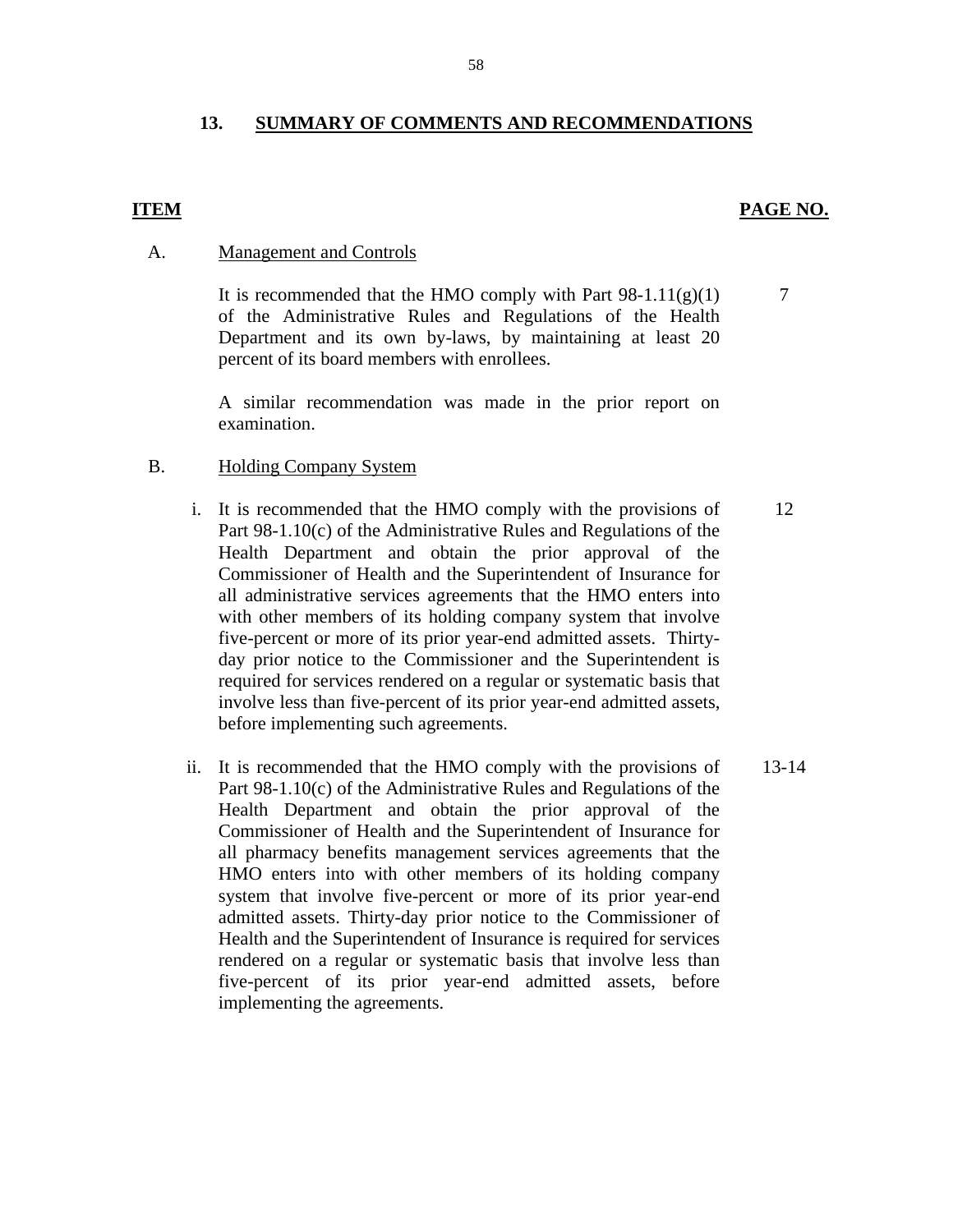## 13. SUMMARY OF COMMENTS AND RECOMMENDATIONS

| ITEM | | PAGE NO. |
|---|---|---|
| A. | Management and Controls | |
| | It is recommended that the HMO comply with Part 98-1.11(g)(1) of the Administrative Rules and Regulations of the Health Department and its own by-laws, by maintaining at least 20 percent of its board members with enrollees. | 7 |
| | A similar recommendation was made in the prior report on examination. | |
| B. | Holding Company System | |
| | i. It is recommended that the HMO comply with the provisions of Part 98-1.10(c) of the Administrative Rules and Regulations of the Health Department and obtain the prior approval of the Commissioner of Health and the Superintendent of Insurance for all administrative services agreements that the HMO enters into with other members of its holding company system that involve five-percent or more of its prior year-end admitted assets. Thirty-day prior notice to the Commissioner and the Superintendent is required for services rendered on a regular or systematic basis that involve less than five-percent of its prior year-end admitted assets, before implementing such agreements. | 12 |
| | ii. It is recommended that the HMO comply with the provisions of Part 98-1.10(c) of the Administrative Rules and Regulations of the Health Department and obtain the prior approval of the Commissioner of Health and the Superintendent of Insurance for all pharmacy benefits management services agreements that the HMO enters into with other members of its holding company system that involve five-percent or more of its prior year-end admitted assets. Thirty-day prior notice to the Commissioner of Health and the Superintendent of Insurance is required for services rendered on a regular or systematic basis that involve less than five-percent of its prior year-end admitted assets, before implementing the agreements. | 13-14 |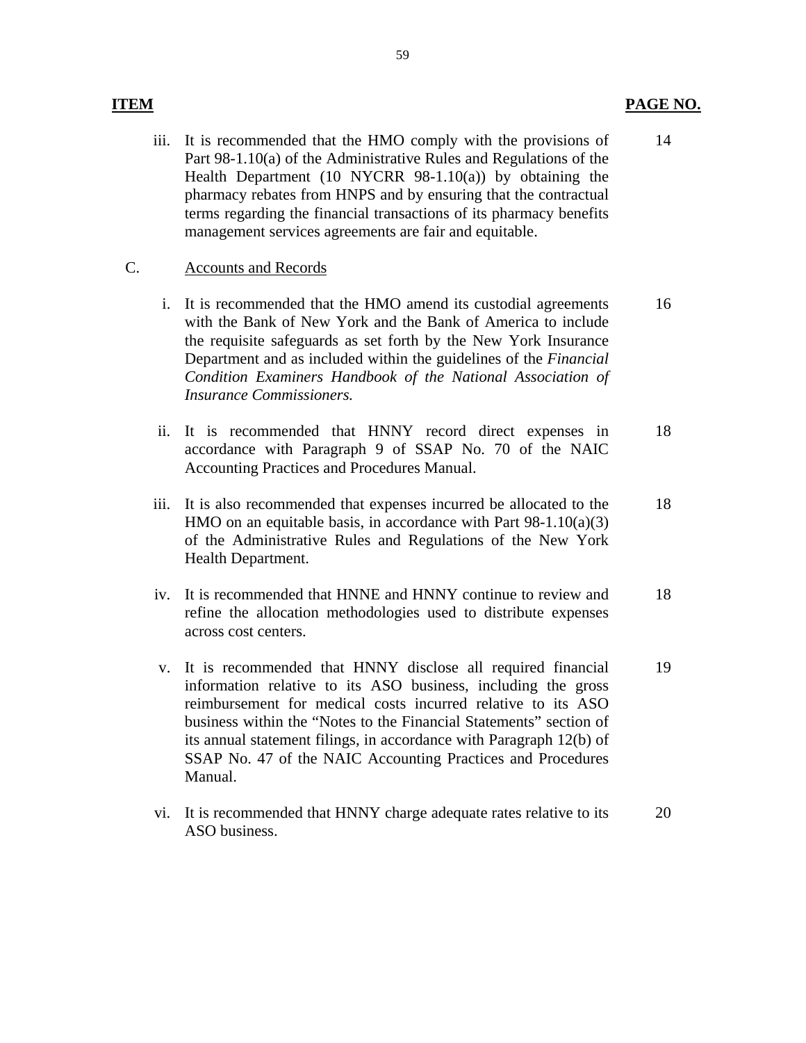| ITEM | | PAGE NO. |
|---|---|---|
| iii. | It is recommended that the HMO comply with the provisions of Part 98-1.10(a) of the Administrative Rules and Regulations of the Health Department (10 NYCRR 98-1.10(a)) by obtaining the pharmacy rebates from HNPS and by ensuring that the contractual terms regarding the financial transactions of its pharmacy benefits management services agreements are fair and equitable. | 14 |
| C. | <u>Accounts and Records</u> | |
| i. | It is recommended that the HMO amend its custodial agreements with the Bank of New York and the Bank of America to include the requisite safeguards as set forth by the New York Insurance Department and as included within the guidelines of the *Financial Condition Examiners Handbook of the National Association of Insurance Commissioners.* | 16 |
| ii. | It is recommended that HNNY record direct expenses in accordance with Paragraph 9 of SSAP No. 70 of the NAIC Accounting Practices and Procedures Manual. | 18 |
| iii. | It is also recommended that expenses incurred be allocated to the HMO on an equitable basis, in accordance with Part 98-1.10(a)(3) of the Administrative Rules and Regulations of the New York Health Department. | 18 |
| iv. | It is recommended that HNNE and HNNY continue to review and refine the allocation methodologies used to distribute expenses across cost centers. | 18 |
| v. | It is recommended that HNNY disclose all required financial information relative to its ASO business, including the gross reimbursement for medical costs incurred relative to its ASO business within the "Notes to the Financial Statements" section of its annual statement filings, in accordance with Paragraph 12(b) of SSAP No. 47 of the NAIC Accounting Practices and Procedures Manual. | 19 |
| vi. | It is recommended that HNNY charge adequate rates relative to its ASO business. | 20 |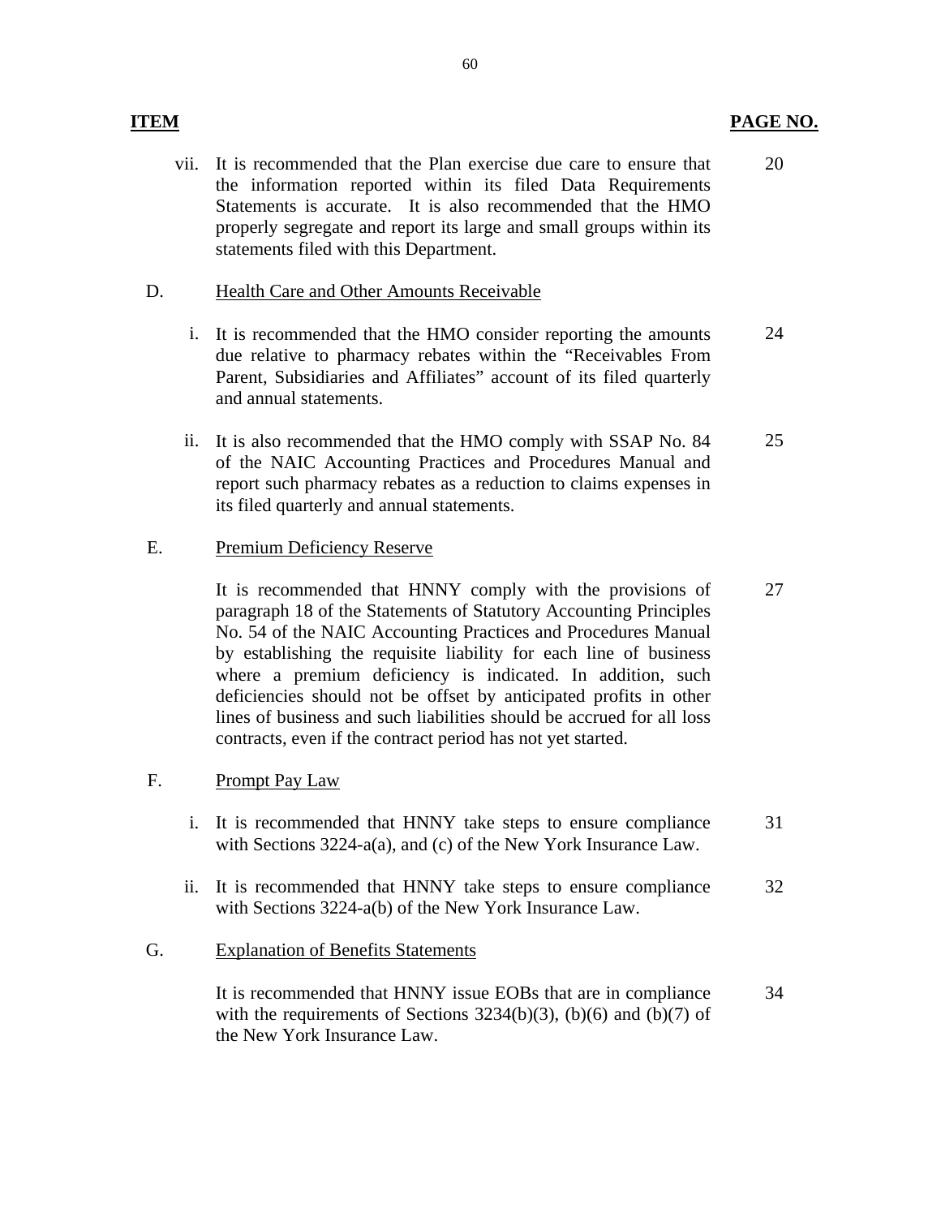| ITEM | | PAGE NO. |
|---|---|---|
| vii. | It is recommended that the Plan exercise due care to ensure that the information reported within its filed Data Requirements Statements is accurate. It is also recommended that the HMO properly segregate and report its large and small groups within its statements filed with this Department. | 20 |
| D. | Health Care and Other Amounts Receivable | |
| i. | It is recommended that the HMO consider reporting the amounts due relative to pharmacy rebates within the "Receivables From Parent, Subsidiaries and Affiliates" account of its filed quarterly and annual statements. | 24 |
| ii. | It is also recommended that the HMO comply with SSAP No. 84 of the NAIC Accounting Practices and Procedures Manual and report such pharmacy rebates as a reduction to claims expenses in its filed quarterly and annual statements. | 25 |
| E. | Premium Deficiency Reserve | |
| | It is recommended that HNNY comply with the provisions of paragraph 18 of the Statements of Statutory Accounting Principles No. 54 of the NAIC Accounting Practices and Procedures Manual by establishing the requisite liability for each line of business where a premium deficiency is indicated. In addition, such deficiencies should not be offset by anticipated profits in other lines of business and such liabilities should be accrued for all loss contracts, even if the contract period has not yet started. | 27 |
| F. | Prompt Pay Law | |
| i. | It is recommended that HNNY take steps to ensure compliance with Sections 3224-a(a), and (c) of the New York Insurance Law. | 31 |
| ii. | It is recommended that HNNY take steps to ensure compliance with Sections 3224-a(b) of the New York Insurance Law. | 32 |
| G. | Explanation of Benefits Statements | |
| | It is recommended that HNNY issue EOBs that are in compliance with the requirements of Sections 3234(b)(3), (b)(6) and (b)(7) of the New York Insurance Law. | 34 |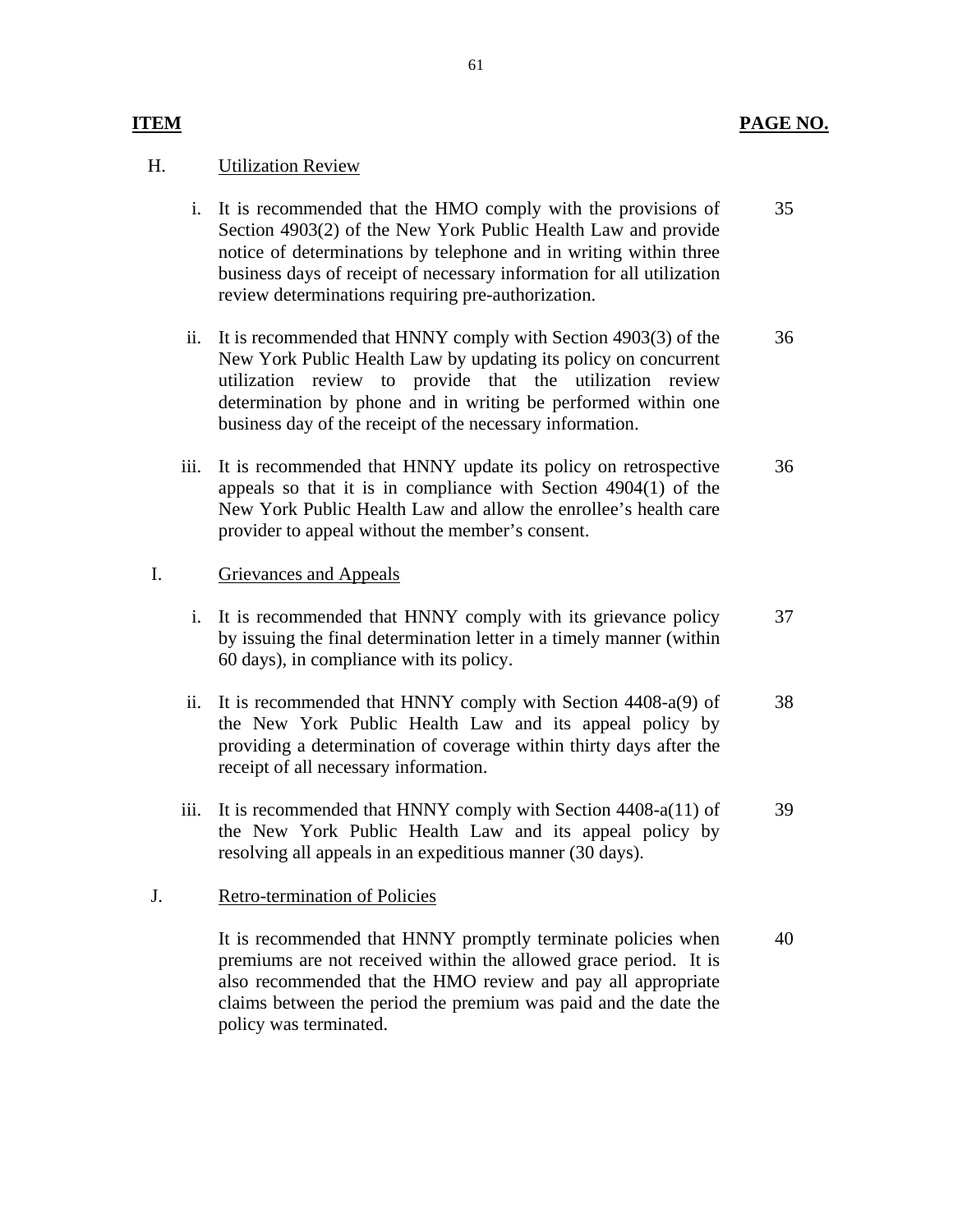| ITEM | | PAGE NO. |
|---|---|---|
| H. | Utilization Review | |
| i. | It is recommended that the HMO comply with the provisions of Section 4903(2) of the New York Public Health Law and provide notice of determinations by telephone and in writing within three business days of receipt of necessary information for all utilization review determinations requiring pre-authorization. | 35 |
| ii. | It is recommended that HNNY comply with Section 4903(3) of the New York Public Health Law by updating its policy on concurrent utilization review to provide that the utilization review determination by phone and in writing be performed within one business day of the receipt of the necessary information. | 36 |
| iii. | It is recommended that HNNY update its policy on retrospective appeals so that it is in compliance with Section 4904(1) of the New York Public Health Law and allow the enrollee's health care provider to appeal without the member's consent. | 36 |
| I. | Grievances and Appeals | |
| i. | It is recommended that HNNY comply with its grievance policy by issuing the final determination letter in a timely manner (within 60 days), in compliance with its policy. | 37 |
| ii. | It is recommended that HNNY comply with Section 4408-a(9) of the New York Public Health Law and its appeal policy by providing a determination of coverage within thirty days after the receipt of all necessary information. | 38 |
| iii. | It is recommended that HNNY comply with Section 4408-a(11) of the New York Public Health Law and its appeal policy by resolving all appeals in an expeditious manner (30 days). | 39 |
| J. | Retro-termination of Policies | |
| | It is recommended that HNNY promptly terminate policies when premiums are not received within the allowed grace period. It is also recommended that the HMO review and pay all appropriate claims between the period the premium was paid and the date the policy was terminated. | 40 |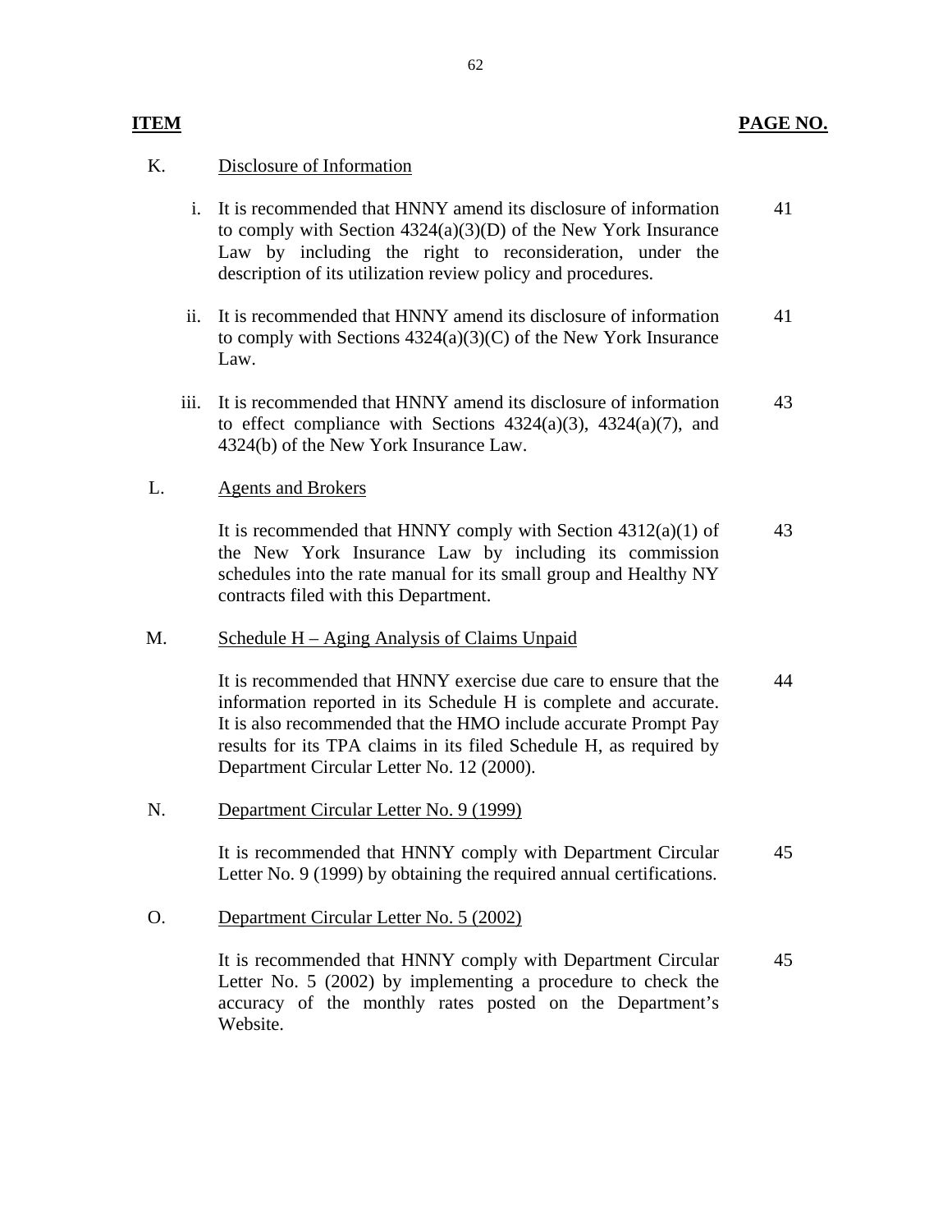| ITEM | | PAGE NO. |
|---|---|---|
| K. | Disclosure of Information | |
| i. | It is recommended that HNNY amend its disclosure of information to comply with Section 4324(a)(3)(D) of the New York Insurance Law by including the right to reconsideration, under the description of its utilization review policy and procedures. | 41 |
| ii. | It is recommended that HNNY amend its disclosure of information to comply with Sections 4324(a)(3)(C) of the New York Insurance Law. | 41 |
| iii. | It is recommended that HNNY amend its disclosure of information to effect compliance with Sections 4324(a)(3), 4324(a)(7), and 4324(b) of the New York Insurance Law. | 43 |
| L. | Agents and Brokers | |
| | It is recommended that HNNY comply with Section 4312(a)(1) of the New York Insurance Law by including its commission schedules into the rate manual for its small group and Healthy NY contracts filed with this Department. | 43 |
| M. | Schedule H – Aging Analysis of Claims Unpaid | |
| | It is recommended that HNNY exercise due care to ensure that the information reported in its Schedule H is complete and accurate. It is also recommended that the HMO include accurate Prompt Pay results for its TPA claims in its filed Schedule H, as required by Department Circular Letter No. 12 (2000). | 44 |
| N. | Department Circular Letter No. 9 (1999) | |
| | It is recommended that HNNY comply with Department Circular Letter No. 9 (1999) by obtaining the required annual certifications. | 45 |
| O. | Department Circular Letter No. 5 (2002) | |
| | It is recommended that HNNY comply with Department Circular Letter No. 5 (2002) by implementing a procedure to check the accuracy of the monthly rates posted on the Department's Website. | 45 |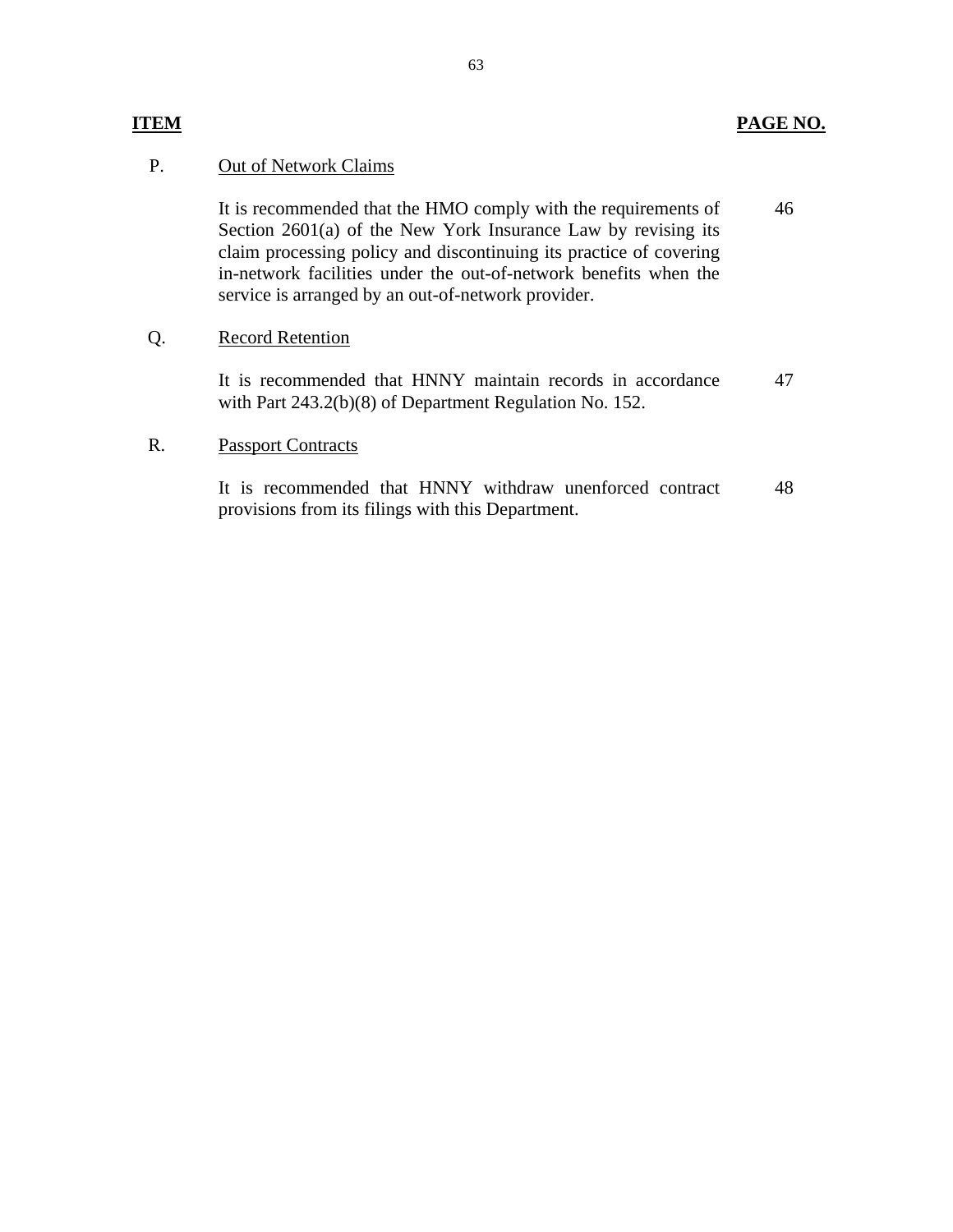| ITEM | | PAGE NO. |
|---|---|---|
| P. | Out of Network Claims | |
| | It is recommended that the HMO comply with the requirements of Section 2601(a) of the New York Insurance Law by revising its claim processing policy and discontinuing its practice of covering in-network facilities under the out-of-network benefits when the service is arranged by an out-of-network provider. | 46 |
| Q. | Record Retention | |
| | It is recommended that HNNY maintain records in accordance with Part 243.2(b)(8) of Department Regulation No. 152. | 47 |
| R. | Passport Contracts | |
| | It is recommended that HNNY withdraw unenforced contract provisions from its filings with this Department. | 48 |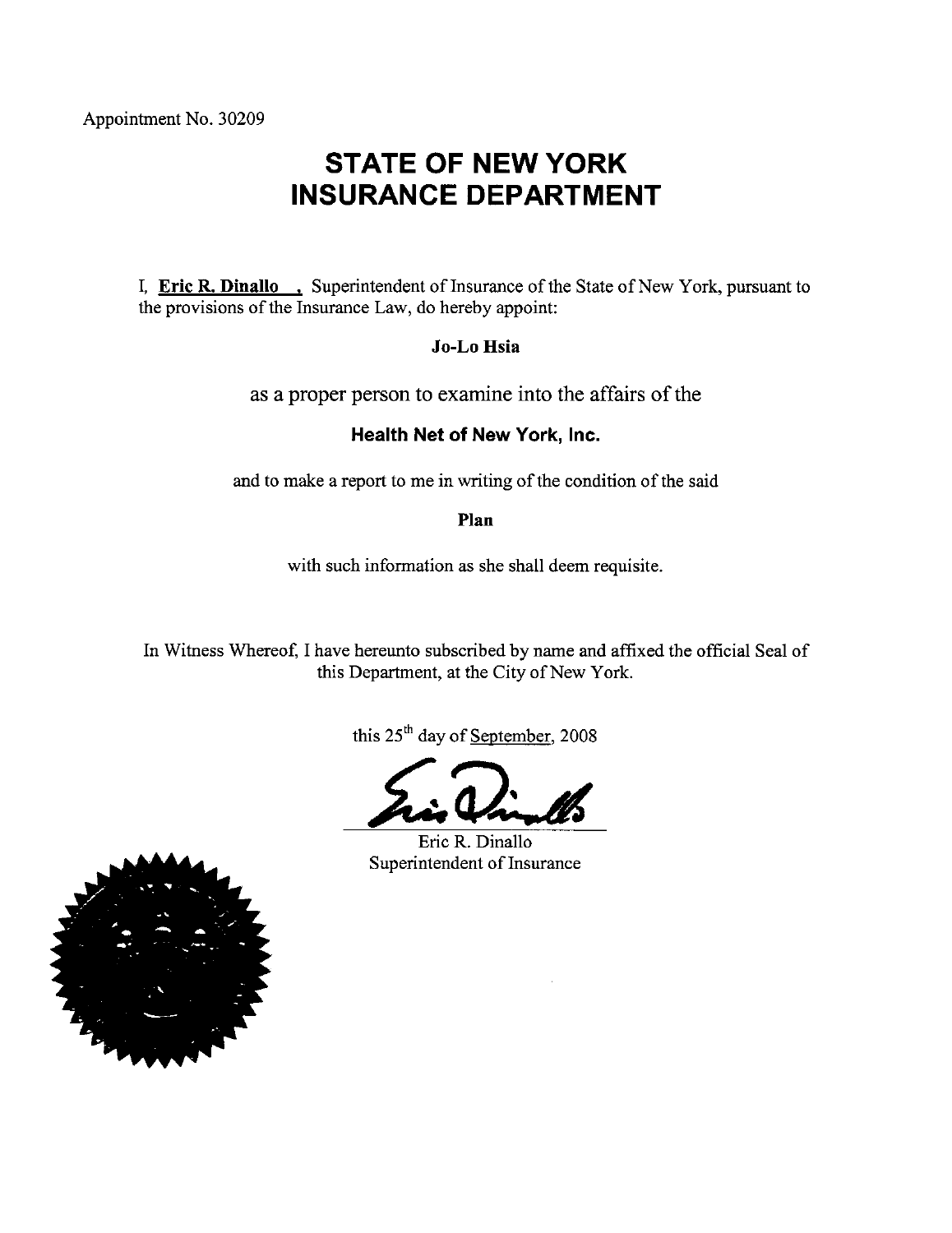Appointment No. 30209

# STATE OF NEW YORK
# INSURANCE DEPARTMENT

I, **Eric R. Dinallo** , Superintendent of Insurance of the State of New York, pursuant to the provisions of the Insurance Law, do hereby appoint:

**Jo-Lo Hsia**

as a proper person to examine into the affairs of the

**Health Net of New York, Inc.**

and to make a report to me in writing of the condition of the said

**Plan**

with such information as she shall deem requisite.

In Witness Whereof, I have hereunto subscribed by name and affixed the official Seal of this Department, at the City of New York.

this 25th day of September, 2008

Eric R. Dinallo
Superintendent of Insurance